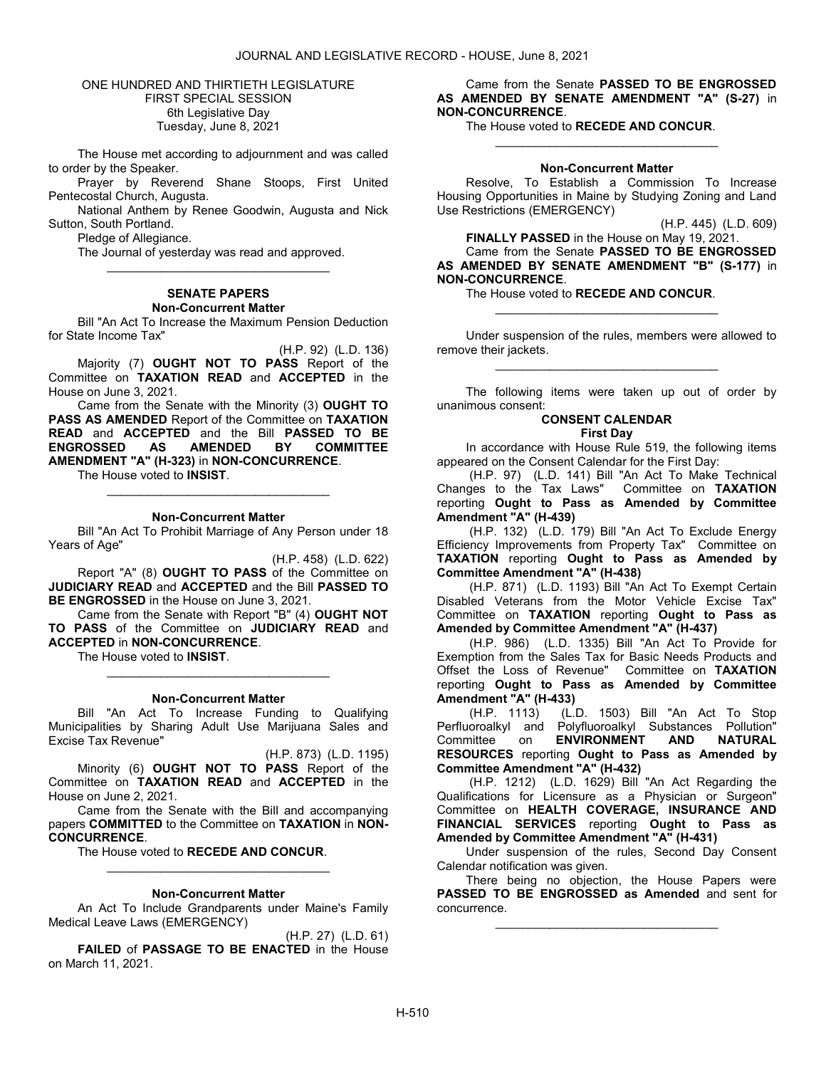ONE HUNDRED AND THIRTIETH LEGISLATURE
FIRST SPECIAL SESSION
6th Legislative Day
Tuesday, June 8, 2021

The House met according to adjournment and was called to order by the Speaker.

Prayer by Reverend Shane Stoops, First United Pentecostal Church, Augusta.

National Anthem by Renee Goodwin, Augusta and Nick Sutton, South Portland.

Pledge of Allegiance.

The Journal of yesterday was read and approved.

_________________________________

## SENATE PAPERS

### Non-Concurrent Matter

Bill "An Act To Increase the Maximum Pension Deduction for State Income Tax"

(H.P. 92) (L.D. 136)

Majority (7) **OUGHT NOT TO PASS** Report of the Committee on **TAXATION READ** and **ACCEPTED** in the House on June 3, 2021.

Came from the Senate with the Minority (3) **OUGHT TO PASS AS AMENDED** Report of the Committee on **TAXATION READ** and **ACCEPTED** and the Bill **PASSED TO BE ENGROSSED AS AMENDED BY COMMITTEE AMENDMENT "A" (H-323)** in **NON-CONCURRENCE**.

The House voted to **INSIST**.

_________________________________

### Non-Concurrent Matter

Bill "An Act To Prohibit Marriage of Any Person under 18 Years of Age"

(H.P. 458) (L.D. 622)

Report "A" (8) **OUGHT TO PASS** of the Committee on **JUDICIARY READ** and **ACCEPTED** and the Bill **PASSED TO BE ENGROSSED** in the House on June 3, 2021.

Came from the Senate with Report "B" (4) **OUGHT NOT TO PASS** of the Committee on **JUDICIARY READ** and **ACCEPTED** in **NON-CONCURRENCE**.

The House voted to **INSIST**.

_________________________________

### Non-Concurrent Matter

Bill "An Act To Increase Funding to Qualifying Municipalities by Sharing Adult Use Marijuana Sales and Excise Tax Revenue"

(H.P. 873) (L.D. 1195)

Minority (6) **OUGHT NOT TO PASS** Report of the Committee on **TAXATION READ** and **ACCEPTED** in the House on June 2, 2021.

Came from the Senate with the Bill and accompanying papers **COMMITTED** to the Committee on **TAXATION** in **NON-CONCURRENCE**.

The House voted to **RECEDE AND CONCUR**.

_________________________________

### Non-Concurrent Matter

An Act To Include Grandparents under Maine's Family Medical Leave Laws (EMERGENCY)

(H.P. 27) (L.D. 61)

**FAILED** of **PASSAGE TO BE ENACTED** in the House on March 11, 2021.

Came from the Senate **PASSED TO BE ENGROSSED AS AMENDED BY SENATE AMENDMENT "A" (S-27)** in **NON-CONCURRENCE**.

The House voted to **RECEDE AND CONCUR**.

_________________________________

### Non-Concurrent Matter

Resolve, To Establish a Commission To Increase Housing Opportunities in Maine by Studying Zoning and Land Use Restrictions (EMERGENCY)

(H.P. 445) (L.D. 609)

**FINALLY PASSED** in the House on May 19, 2021.

Came from the Senate **PASSED TO BE ENGROSSED AS AMENDED BY SENATE AMENDMENT "B" (S-177)** in **NON-CONCURRENCE**.

The House voted to **RECEDE AND CONCUR**.

_________________________________

Under suspension of the rules, members were allowed to remove their jackets.

_________________________________

The following items were taken up out of order by unanimous consent:

## CONSENT CALENDAR

### First Day

In accordance with House Rule 519, the following items appeared on the Consent Calendar for the First Day:

(H.P. 97) (L.D. 141) Bill "An Act To Make Technical Changes to the Tax Laws" Committee on **TAXATION** reporting **Ought to Pass as Amended by Committee Amendment "A" (H-439)**

(H.P. 132) (L.D. 179) Bill "An Act To Exclude Energy Efficiency Improvements from Property Tax" Committee on **TAXATION** reporting **Ought to Pass as Amended by Committee Amendment "A" (H-438)**

(H.P. 871) (L.D. 1193) Bill "An Act To Exempt Certain Disabled Veterans from the Motor Vehicle Excise Tax" Committee on **TAXATION** reporting **Ought to Pass as Amended by Committee Amendment "A" (H-437)**

(H.P. 986) (L.D. 1335) Bill "An Act To Provide for Exemption from the Sales Tax for Basic Needs Products and Offset the Loss of Revenue" Committee on **TAXATION** reporting **Ought to Pass as Amended by Committee Amendment "A" (H-433)**

(H.P. 1113) (L.D. 1503) Bill "An Act To Stop Perfluoroalkyl and Polyfluoroalkyl Substances Pollution" Committee on **ENVIRONMENT AND NATURAL RESOURCES** reporting **Ought to Pass as Amended by Committee Amendment "A" (H-432)**

(H.P. 1212) (L.D. 1629) Bill "An Act Regarding the Qualifications for Licensure as a Physician or Surgeon" Committee on **HEALTH COVERAGE, INSURANCE AND FINANCIAL SERVICES** reporting **Ought to Pass as Amended by Committee Amendment "A" (H-431)**

Under suspension of the rules, Second Day Consent Calendar notification was given.

There being no objection, the House Papers were **PASSED TO BE ENGROSSED as Amended** and sent for concurrence.

_________________________________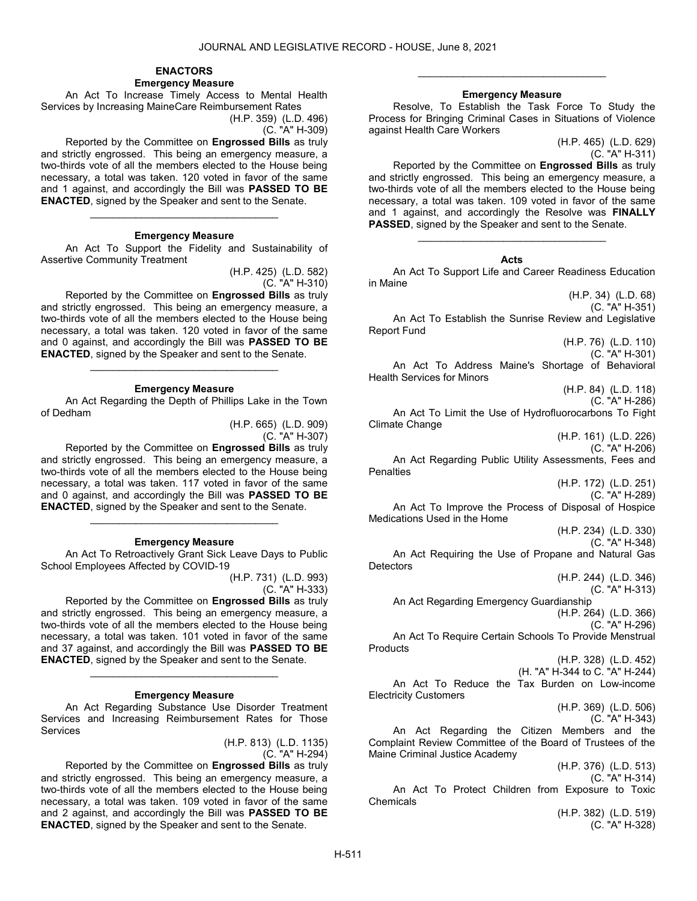## ENACTORS

### Emergency Measure

An Act To Increase Timely Access to Mental Health Services by Increasing MaineCare Reimbursement Rates

(H.P. 359) (L.D. 496)
(C. "A" H-309)

Reported by the Committee on **Engrossed Bills** as truly and strictly engrossed. This being an emergency measure, a two-thirds vote of all the members elected to the House being necessary, a total was taken. 120 voted in favor of the same and 1 against, and accordingly the Bill was **PASSED TO BE ENACTED**, signed by the Speaker and sent to the Senate.

_________________________________

### Emergency Measure

An Act To Support the Fidelity and Sustainability of Assertive Community Treatment

(H.P. 425) (L.D. 582)
(C. "A" H-310)

Reported by the Committee on **Engrossed Bills** as truly and strictly engrossed. This being an emergency measure, a two-thirds vote of all the members elected to the House being necessary, a total was taken. 120 voted in favor of the same and 0 against, and accordingly the Bill was **PASSED TO BE ENACTED**, signed by the Speaker and sent to the Senate.

_________________________________

### Emergency Measure

An Act Regarding the Depth of Phillips Lake in the Town of Dedham

(H.P. 665) (L.D. 909)
(C. "A" H-307)

Reported by the Committee on **Engrossed Bills** as truly and strictly engrossed. This being an emergency measure, a two-thirds vote of all the members elected to the House being necessary, a total was taken. 117 voted in favor of the same and 0 against, and accordingly the Bill was **PASSED TO BE ENACTED**, signed by the Speaker and sent to the Senate.

_________________________________

### Emergency Measure

An Act To Retroactively Grant Sick Leave Days to Public School Employees Affected by COVID-19

(H.P. 731) (L.D. 993)
(C. "A" H-333)

Reported by the Committee on **Engrossed Bills** as truly and strictly engrossed. This being an emergency measure, a two-thirds vote of all the members elected to the House being necessary, a total was taken. 101 voted in favor of the same and 37 against, and accordingly the Bill was **PASSED TO BE ENACTED**, signed by the Speaker and sent to the Senate.

_________________________________

### Emergency Measure

An Act Regarding Substance Use Disorder Treatment Services and Increasing Reimbursement Rates for Those Services

(H.P. 813) (L.D. 1135)
(C. "A" H-294)

Reported by the Committee on **Engrossed Bills** as truly and strictly engrossed. This being an emergency measure, a two-thirds vote of all the members elected to the House being necessary, a total was taken. 109 voted in favor of the same and 2 against, and accordingly the Bill was **PASSED TO BE ENACTED**, signed by the Speaker and sent to the Senate.

_________________________________

### Emergency Measure

Resolve, To Establish the Task Force To Study the Process for Bringing Criminal Cases in Situations of Violence against Health Care Workers

(H.P. 465) (L.D. 629)
(C. "A" H-311)

Reported by the Committee on **Engrossed Bills** as truly and strictly engrossed. This being an emergency measure, a two-thirds vote of all the members elected to the House being necessary, a total was taken. 109 voted in favor of the same and 1 against, and accordingly the Resolve was **FINALLY PASSED**, signed by the Speaker and sent to the Senate.

_________________________________

### Acts

An Act To Support Life and Career Readiness Education in Maine

(H.P. 34) (L.D. 68)
(C. "A" H-351)

An Act To Establish the Sunrise Review and Legislative Report Fund

(H.P. 76) (L.D. 110)
(C. "A" H-301)

An Act To Address Maine's Shortage of Behavioral Health Services for Minors

(H.P. 84) (L.D. 118)
(C. "A" H-286)

An Act To Limit the Use of Hydrofluorocarbons To Fight Climate Change

(H.P. 161) (L.D. 226)
(C. "A" H-206)

An Act Regarding Public Utility Assessments, Fees and Penalties

(H.P. 172) (L.D. 251)
(C. "A" H-289)

An Act To Improve the Process of Disposal of Hospice Medications Used in the Home

(H.P. 234) (L.D. 330)
(C. "A" H-348)

An Act Requiring the Use of Propane and Natural Gas Detectors

(H.P. 244) (L.D. 346)
(C. "A" H-313)

An Act Regarding Emergency Guardianship

(H.P. 264) (L.D. 366)
(C. "A" H-296)

An Act To Require Certain Schools To Provide Menstrual Products

(H.P. 328) (L.D. 452)
(H. "A" H-344 to C. "A" H-244)

An Act To Reduce the Tax Burden on Low-income Electricity Customers

(H.P. 369) (L.D. 506)
(C. "A" H-343)

An Act Regarding the Citizen Members and the Complaint Review Committee of the Board of Trustees of the Maine Criminal Justice Academy

(H.P. 376) (L.D. 513)
(C. "A" H-314)

An Act To Protect Children from Exposure to Toxic Chemicals

(H.P. 382) (L.D. 519)
(C. "A" H-328)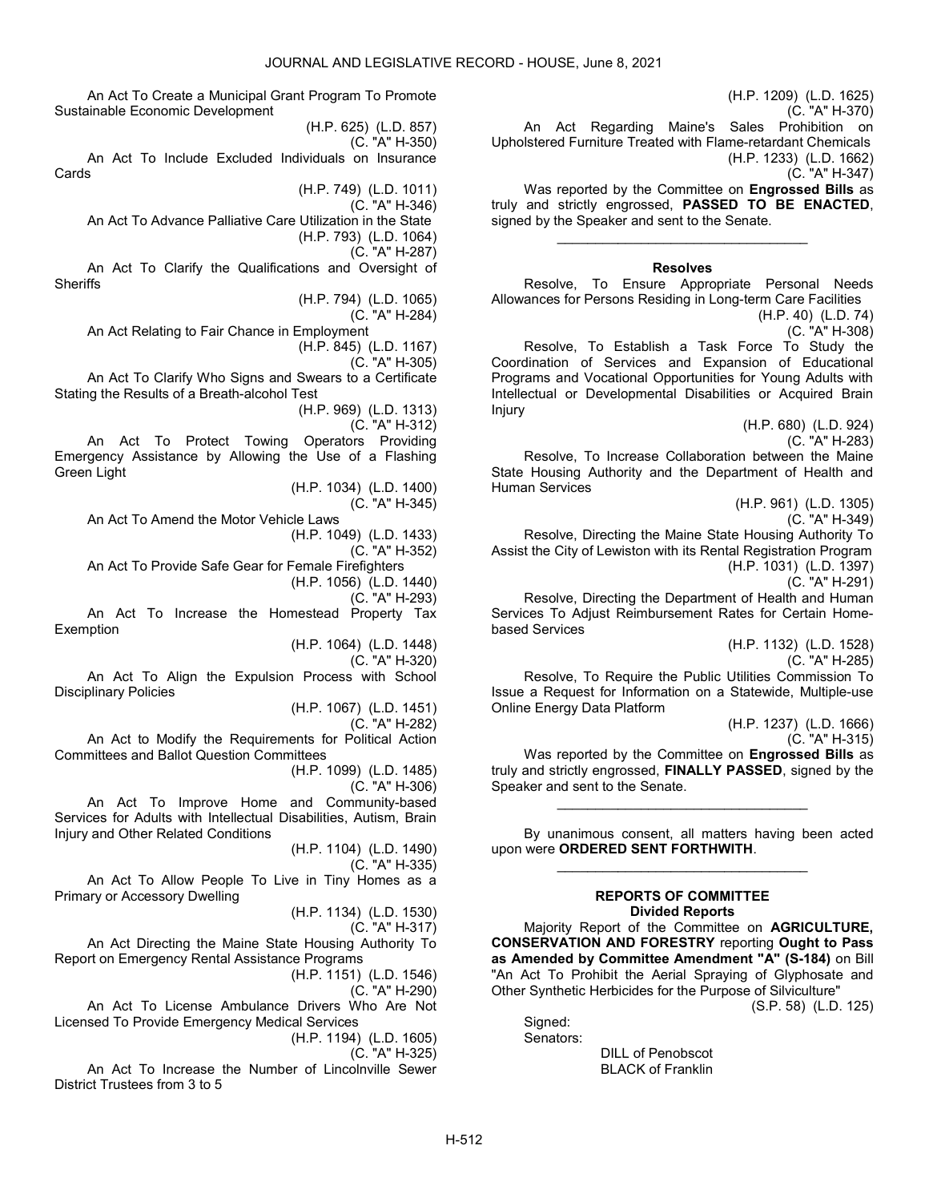An Act To Create a Municipal Grant Program To Promote Sustainable Economic Development

(H.P. 625) (L.D. 857)
(C. "A" H-350)

An Act To Include Excluded Individuals on Insurance Cards

(H.P. 749) (L.D. 1011)
(C. "A" H-346)

An Act To Advance Palliative Care Utilization in the State

(H.P. 793) (L.D. 1064)
(C. "A" H-287)

An Act To Clarify the Qualifications and Oversight of Sheriffs

(H.P. 794) (L.D. 1065)
(C. "A" H-284)

An Act Relating to Fair Chance in Employment

(H.P. 845) (L.D. 1167)
(C. "A" H-305)

An Act To Clarify Who Signs and Swears to a Certificate Stating the Results of a Breath-alcohol Test

(H.P. 969) (L.D. 1313)
(C. "A" H-312)

An Act To Protect Towing Operators Providing Emergency Assistance by Allowing the Use of a Flashing Green Light

(H.P. 1034) (L.D. 1400)
(C. "A" H-345)

An Act To Amend the Motor Vehicle Laws

(H.P. 1049) (L.D. 1433)
(C. "A" H-352)

An Act To Provide Safe Gear for Female Firefighters

(H.P. 1056) (L.D. 1440)
(C. "A" H-293)

An Act To Increase the Homestead Property Tax Exemption

(H.P. 1064) (L.D. 1448)
(C. "A" H-320)

An Act To Align the Expulsion Process with School Disciplinary Policies

(H.P. 1067) (L.D. 1451)
(C. "A" H-282)

An Act to Modify the Requirements for Political Action Committees and Ballot Question Committees

(H.P. 1099) (L.D. 1485)
(C. "A" H-306)

An Act To Improve Home and Community-based Services for Adults with Intellectual Disabilities, Autism, Brain Injury and Other Related Conditions

(H.P. 1104) (L.D. 1490)
(C. "A" H-335)

An Act To Allow People To Live in Tiny Homes as a Primary or Accessory Dwelling

(H.P. 1134) (L.D. 1530)
(C. "A" H-317)

An Act Directing the Maine State Housing Authority To Report on Emergency Rental Assistance Programs

(H.P. 1151) (L.D. 1546)
(C. "A" H-290)

An Act To License Ambulance Drivers Who Are Not Licensed To Provide Emergency Medical Services

(H.P. 1194) (L.D. 1605)
(C. "A" H-325)

An Act To Increase the Number of Lincolnville Sewer District Trustees from 3 to 5

(H.P. 1209) (L.D. 1625)
(C. "A" H-370)

An Act Regarding Maine's Sales Prohibition on Upholstered Furniture Treated with Flame-retardant Chemicals

(H.P. 1233) (L.D. 1662)
(C. "A" H-347)

Was reported by the Committee on **Engrossed Bills** as truly and strictly engrossed, **PASSED TO BE ENACTED**, signed by the Speaker and sent to the Senate.

_________________________________

### Resolves

Resolve, To Ensure Appropriate Personal Needs Allowances for Persons Residing in Long-term Care Facilities

(H.P. 40) (L.D. 74)
(C. "A" H-308)

Resolve, To Establish a Task Force To Study the Coordination of Services and Expansion of Educational Programs and Vocational Opportunities for Young Adults with Intellectual or Developmental Disabilities or Acquired Brain Injury

(H.P. 680) (L.D. 924)
(C. "A" H-283)

Resolve, To Increase Collaboration between the Maine State Housing Authority and the Department of Health and Human Services

(H.P. 961) (L.D. 1305)
(C. "A" H-349)

Resolve, Directing the Maine State Housing Authority To Assist the City of Lewiston with its Rental Registration Program

(H.P. 1031) (L.D. 1397)
(C. "A" H-291)

Resolve, Directing the Department of Health and Human Services To Adjust Reimbursement Rates for Certain Home-based Services

(H.P. 1132) (L.D. 1528)
(C. "A" H-285)

Resolve, To Require the Public Utilities Commission To Issue a Request for Information on a Statewide, Multiple-use Online Energy Data Platform

(H.P. 1237) (L.D. 1666)
(C. "A" H-315)

Was reported by the Committee on **Engrossed Bills** as truly and strictly engrossed, **FINALLY PASSED**, signed by the Speaker and sent to the Senate.

_________________________________

By unanimous consent, all matters having been acted upon were **ORDERED SENT FORTHWITH**.

_________________________________

## REPORTS OF COMMITTEE

### Divided Reports

Majority Report of the Committee on **AGRICULTURE, CONSERVATION AND FORESTRY** reporting **Ought to Pass as Amended by Committee Amendment "A" (S-184)** on Bill "An Act To Prohibit the Aerial Spraying of Glyphosate and Other Synthetic Herbicides for the Purpose of Silviculture"

(S.P. 58) (L.D. 125)

Signed:
Senators:
DILL of Penobscot
BLACK of Franklin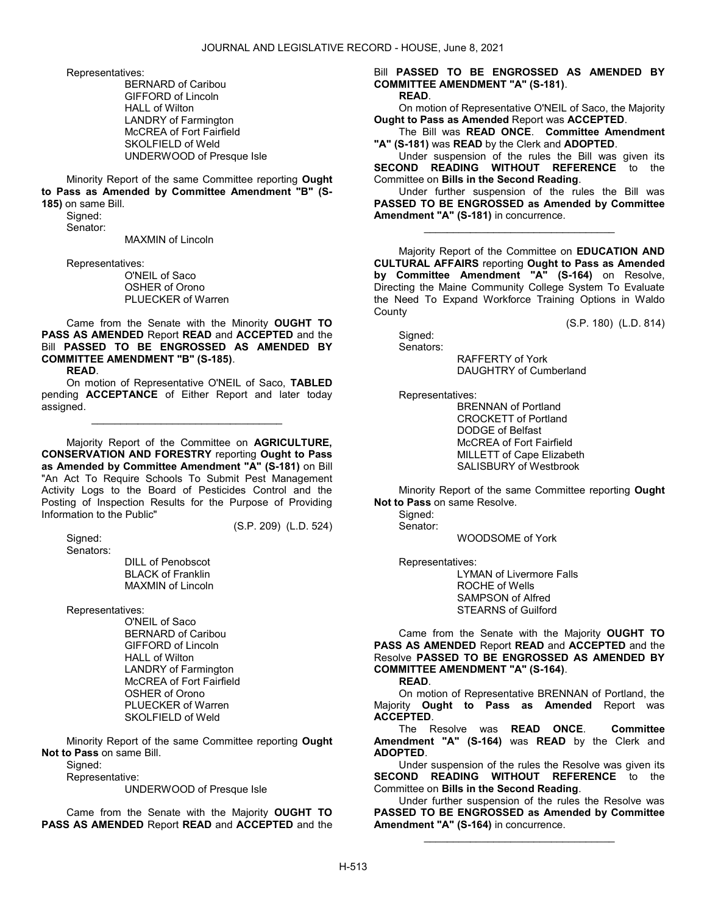Representatives:

BERNARD of Caribou
GIFFORD of Lincoln
HALL of Wilton
LANDRY of Farmington
McCREA of Fort Fairfield
SKOLFIELD of Weld
UNDERWOOD of Presque Isle

Minority Report of the same Committee reporting **Ought to Pass as Amended by Committee Amendment "B" (S-185)** on same Bill.

Signed:
Senator:

MAXMIN of Lincoln

Representatives:

O'NEIL of Saco
OSHER of Orono
PLUECKER of Warren

Came from the Senate with the Minority **OUGHT TO PASS AS AMENDED** Report **READ** and **ACCEPTED** and the Bill **PASSED TO BE ENGROSSED AS AMENDED BY COMMITTEE AMENDMENT "B" (S-185)**.

**READ**.

On motion of Representative O'NEIL of Saco, **TABLED** pending **ACCEPTANCE** of Either Report and later today assigned.

---

Majority Report of the Committee on **AGRICULTURE, CONSERVATION AND FORESTRY** reporting **Ought to Pass as Amended by Committee Amendment "A" (S-181)** on Bill "An Act To Require Schools To Submit Pest Management Activity Logs to the Board of Pesticides Control and the Posting of Inspection Results for the Purpose of Providing Information to the Public"

(S.P. 209) (L.D. 524)

Signed:
Senators:

DILL of Penobscot
BLACK of Franklin
MAXMIN of Lincoln

Representatives:

O'NEIL of Saco
BERNARD of Caribou
GIFFORD of Lincoln
HALL of Wilton
LANDRY of Farmington
McCREA of Fort Fairfield
OSHER of Orono
PLUECKER of Warren
SKOLFIELD of Weld

Minority Report of the same Committee reporting **Ought Not to Pass** on same Bill.

Signed:
Representative:

UNDERWOOD of Presque Isle

Came from the Senate with the Majority **OUGHT TO PASS AS AMENDED** Report **READ** and **ACCEPTED** and the Bill **PASSED TO BE ENGROSSED AS AMENDED BY COMMITTEE AMENDMENT "A" (S-181)**.

**READ**.

On motion of Representative O'NEIL of Saco, the Majority **Ought to Pass as Amended** Report was **ACCEPTED**.

The Bill was **READ ONCE**. **Committee Amendment "A" (S-181)** was **READ** by the Clerk and **ADOPTED**.

Under suspension of the rules the Bill was given its **SECOND READING WITHOUT REFERENCE** to the Committee on **Bills in the Second Reading**.

Under further suspension of the rules the Bill was **PASSED TO BE ENGROSSED as Amended by Committee Amendment "A" (S-181)** in concurrence.

---

Majority Report of the Committee on **EDUCATION AND CULTURAL AFFAIRS** reporting **Ought to Pass as Amended by Committee Amendment "A" (S-164)** on Resolve, Directing the Maine Community College System To Evaluate the Need To Expand Workforce Training Options in Waldo County

(S.P. 180) (L.D. 814)

Signed:
Senators:

RAFFERTY of York
DAUGHTRY of Cumberland

Representatives:

BRENNAN of Portland
CROCKETT of Portland
DODGE of Belfast
McCREA of Fort Fairfield
MILLETT of Cape Elizabeth
SALISBURY of Westbrook

Minority Report of the same Committee reporting **Ought Not to Pass** on same Resolve.

Signed:
Senator:

WOODSOME of York

Representatives:

LYMAN of Livermore Falls
ROCHE of Wells
SAMPSON of Alfred
STEARNS of Guilford

Came from the Senate with the Majority **OUGHT TO PASS AS AMENDED** Report **READ** and **ACCEPTED** and the Resolve **PASSED TO BE ENGROSSED AS AMENDED BY COMMITTEE AMENDMENT "A" (S-164)**.

**READ**.

On motion of Representative BRENNAN of Portland, the Majority **Ought to Pass as Amended** Report was **ACCEPTED**.

The Resolve was **READ ONCE**. **Committee Amendment "A" (S-164)** was **READ** by the Clerk and **ADOPTED**.

Under suspension of the rules the Resolve was given its **SECOND READING WITHOUT REFERENCE** to the Committee on **Bills in the Second Reading**.

Under further suspension of the rules the Resolve was **PASSED TO BE ENGROSSED as Amended by Committee Amendment "A" (S-164)** in concurrence.

---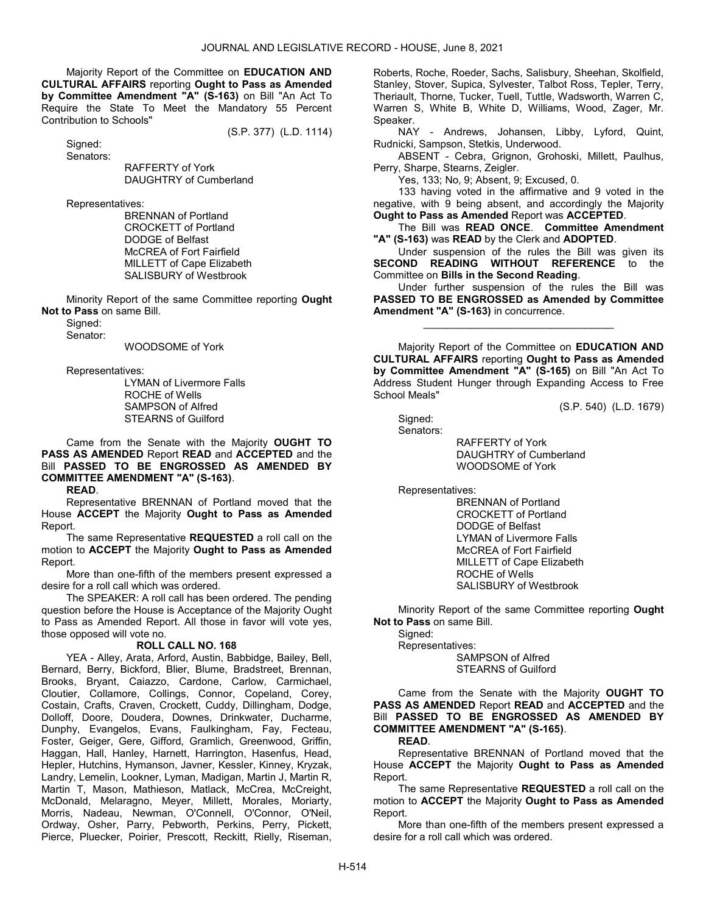Majority Report of the Committee on **EDUCATION AND CULTURAL AFFAIRS** reporting **Ought to Pass as Amended by Committee Amendment "A" (S-163)** on Bill "An Act To Require the State To Meet the Mandatory 55 Percent Contribution to Schools"

(S.P. 377) (L.D. 1114)

Signed:

Senators:

RAFFERTY of York
DAUGHTRY of Cumberland

Representatives:

BRENNAN of Portland
CROCKETT of Portland
DODGE of Belfast
McCREA of Fort Fairfield
MILLETT of Cape Elizabeth
SALISBURY of Westbrook

Minority Report of the same Committee reporting **Ought Not to Pass** on same Bill.

Signed:

Senator:

WOODSOME of York

Representatives:

LYMAN of Livermore Falls
ROCHE of Wells
SAMPSON of Alfred
STEARNS of Guilford

Came from the Senate with the Majority **OUGHT TO PASS AS AMENDED** Report **READ** and **ACCEPTED** and the Bill **PASSED TO BE ENGROSSED AS AMENDED BY COMMITTEE AMENDMENT "A" (S-163)**.

**READ**.

Representative BRENNAN of Portland moved that the House **ACCEPT** the Majority **Ought to Pass as Amended** Report.

The same Representative **REQUESTED** a roll call on the motion to **ACCEPT** the Majority **Ought to Pass as Amended** Report.

More than one-fifth of the members present expressed a desire for a roll call which was ordered.

The SPEAKER: A roll call has been ordered. The pending question before the House is Acceptance of the Majority Ought to Pass as Amended Report. All those in favor will vote yes, those opposed will vote no.

**ROLL CALL NO. 168**

YEA - Alley, Arata, Arford, Austin, Babbidge, Bailey, Bell, Bernard, Berry, Bickford, Blier, Blume, Bradstreet, Brennan, Brooks, Bryant, Caiazzo, Cardone, Carlow, Carmichael, Cloutier, Collamore, Collings, Connor, Copeland, Corey, Costain, Crafts, Craven, Crockett, Cuddy, Dillingham, Dodge, Dolloff, Doore, Doudera, Downes, Drinkwater, Ducharme, Dunphy, Evangelos, Evans, Faulkingham, Fay, Fecteau, Foster, Geiger, Gere, Gifford, Gramlich, Greenwood, Griffin, Haggan, Hall, Hanley, Harnett, Harrington, Hasenfus, Head, Hepler, Hutchins, Hymanson, Javner, Kessler, Kinney, Kryzak, Landry, Lemelin, Lookner, Lyman, Madigan, Martin J, Martin R, Martin T, Mason, Mathieson, Matlack, McCrea, McCreight, McDonald, Melaragno, Meyer, Millett, Morales, Moriarty, Morris, Nadeau, Newman, O'Connell, O'Connor, O'Neil, Ordway, Osher, Parry, Pebworth, Perkins, Perry, Pickett, Pierce, Pluecker, Poirier, Prescott, Reckitt, Rielly, Riseman, Roberts, Roche, Roeder, Sachs, Salisbury, Sheehan, Skolfield, Stanley, Stover, Supica, Sylvester, Talbot Ross, Tepler, Terry, Theriault, Thorne, Tucker, Tuell, Tuttle, Wadsworth, Warren C, Warren S, White B, White D, Williams, Wood, Zager, Mr. Speaker.

NAY - Andrews, Johansen, Libby, Lyford, Quint, Rudnicki, Sampson, Stetkis, Underwood.

ABSENT - Cebra, Grignon, Grohoski, Millett, Paulhus, Perry, Sharpe, Stearns, Zeigler.

Yes, 133; No, 9; Absent, 9; Excused, 0.

133 having voted in the affirmative and 9 voted in the negative, with 9 being absent, and accordingly the Majority **Ought to Pass as Amended** Report was **ACCEPTED**.

The Bill was **READ ONCE**. **Committee Amendment "A" (S-163)** was **READ** by the Clerk and **ADOPTED**.

Under suspension of the rules the Bill was given its **SECOND READING WITHOUT REFERENCE** to the Committee on **Bills in the Second Reading**.

Under further suspension of the rules the Bill was **PASSED TO BE ENGROSSED as Amended by Committee Amendment "A" (S-163)** in concurrence.

_________________________________

Majority Report of the Committee on **EDUCATION AND CULTURAL AFFAIRS** reporting **Ought to Pass as Amended by Committee Amendment "A" (S-165)** on Bill "An Act To Address Student Hunger through Expanding Access to Free School Meals"

(S.P. 540) (L.D. 1679)

Signed:

Senators:

RAFFERTY of York
DAUGHTRY of Cumberland
WOODSOME of York

Representatives:

BRENNAN of Portland
CROCKETT of Portland
DODGE of Belfast
LYMAN of Livermore Falls
McCREA of Fort Fairfield
MILLETT of Cape Elizabeth
ROCHE of Wells
SALISBURY of Westbrook

Minority Report of the same Committee reporting **Ought Not to Pass** on same Bill.

Signed:

Representatives:

SAMPSON of Alfred
STEARNS of Guilford

Came from the Senate with the Majority **OUGHT TO PASS AS AMENDED** Report **READ** and **ACCEPTED** and the Bill **PASSED TO BE ENGROSSED AS AMENDED BY COMMITTEE AMENDMENT "A" (S-165)**.

**READ**.

Representative BRENNAN of Portland moved that the House **ACCEPT** the Majority **Ought to Pass as Amended** Report.

The same Representative **REQUESTED** a roll call on the motion to **ACCEPT** the Majority **Ought to Pass as Amended** Report.

More than one-fifth of the members present expressed a desire for a roll call which was ordered.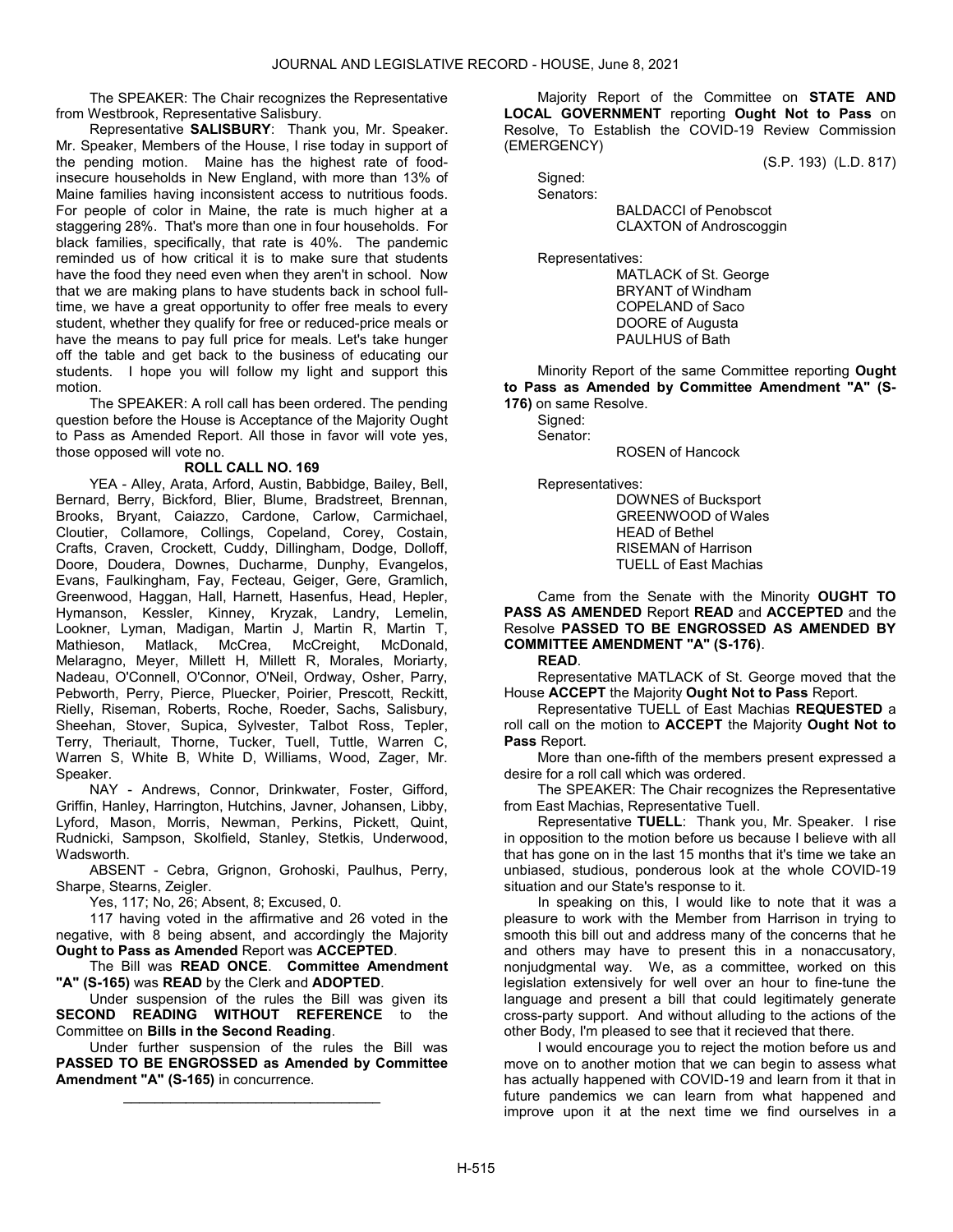The SPEAKER: The Chair recognizes the Representative from Westbrook, Representative Salisbury.

Representative **SALISBURY**: Thank you, Mr. Speaker. Mr. Speaker, Members of the House, I rise today in support of the pending motion. Maine has the highest rate of food-insecure households in New England, with more than 13% of Maine families having inconsistent access to nutritious foods. For people of color in Maine, the rate is much higher at a staggering 28%. That's more than one in four households. For black families, specifically, that rate is 40%. The pandemic reminded us of how critical it is to make sure that students have the food they need even when they aren't in school. Now that we are making plans to have students back in school full-time, we have a great opportunity to offer free meals to every student, whether they qualify for free or reduced-price meals or have the means to pay full price for meals. Let's take hunger off the table and get back to the business of educating our students. I hope you will follow my light and support this motion.

The SPEAKER: A roll call has been ordered. The pending question before the House is Acceptance of the Majority Ought to Pass as Amended Report. All those in favor will vote yes, those opposed will vote no.

**ROLL CALL NO. 169**

YEA - Alley, Arata, Arford, Austin, Babbidge, Bailey, Bell, Bernard, Berry, Bickford, Blier, Blume, Bradstreet, Brennan, Brooks, Bryant, Caiazzo, Cardone, Carlow, Carmichael, Cloutier, Collamore, Collings, Copeland, Corey, Costain, Crafts, Craven, Crockett, Cuddy, Dillingham, Dodge, Dolloff, Doore, Doudera, Downes, Ducharme, Dunphy, Evangelos, Evans, Faulkingham, Fay, Fecteau, Geiger, Gere, Gramlich, Greenwood, Haggan, Hall, Harnett, Hasenfus, Head, Hepler, Hymanson, Kessler, Kinney, Kryzak, Landry, Lemelin, Lookner, Lyman, Madigan, Martin J, Martin R, Martin T, Mathieson, Matlack, McCrea, McCreight, McDonald, Melaragno, Meyer, Millett H, Millett R, Morales, Moriarty, Nadeau, O'Connell, O'Connor, O'Neil, Ordway, Osher, Parry, Pebworth, Perry, Pierce, Pluecker, Poirier, Prescott, Reckitt, Rielly, Riseman, Roberts, Roche, Roeder, Sachs, Salisbury, Sheehan, Stover, Supica, Sylvester, Talbot Ross, Tepler, Terry, Theriault, Thorne, Tucker, Tuell, Tuttle, Warren C, Warren S, White B, White D, Williams, Wood, Zager, Mr. Speaker.

NAY - Andrews, Connor, Drinkwater, Foster, Gifford, Griffin, Hanley, Harrington, Hutchins, Javner, Johansen, Libby, Lyford, Mason, Morris, Newman, Perkins, Pickett, Quint, Rudnicki, Sampson, Skolfield, Stanley, Stetkis, Underwood, Wadsworth.

ABSENT - Cebra, Grignon, Grohoski, Paulhus, Perry, Sharpe, Stearns, Zeigler.

Yes, 117; No, 26; Absent, 8; Excused, 0.

117 having voted in the affirmative and 26 voted in the negative, with 8 being absent, and accordingly the Majority **Ought to Pass as Amended** Report was **ACCEPTED**.

The Bill was **READ ONCE**. **Committee Amendment "A" (S-165)** was **READ** by the Clerk and **ADOPTED**.

Under suspension of the rules the Bill was given its **SECOND READING WITHOUT REFERENCE** to the Committee on **Bills in the Second Reading**.

Under further suspension of the rules the Bill was **PASSED TO BE ENGROSSED as Amended by Committee Amendment "A" (S-165)** in concurrence.

\_\_\_\_\_\_\_\_\_\_\_\_\_\_\_\_\_\_\_\_\_\_\_\_\_\_\_\_\_\_\_\_\_

Majority Report of the Committee on **STATE AND LOCAL GOVERNMENT** reporting **Ought Not to Pass** on Resolve, To Establish the COVID-19 Review Commission (EMERGENCY)

(S.P. 193) (L.D. 817)

Signed:

Senators:

BALDACCI of Penobscot
CLAXTON of Androscoggin

Representatives:

MATLACK of St. George
BRYANT of Windham
COPELAND of Saco
DOORE of Augusta
PAULHUS of Bath

Minority Report of the same Committee reporting **Ought to Pass as Amended by Committee Amendment "A" (S-176)** on same Resolve.

Signed:

Senator:

ROSEN of Hancock

Representatives:

DOWNES of Bucksport
GREENWOOD of Wales
HEAD of Bethel
RISEMAN of Harrison
TUELL of East Machias

Came from the Senate with the Minority **OUGHT TO PASS AS AMENDED** Report **READ** and **ACCEPTED** and the Resolve **PASSED TO BE ENGROSSED AS AMENDED BY COMMITTEE AMENDMENT "A" (S-176)**.

**READ**.

Representative MATLACK of St. George moved that the House **ACCEPT** the Majority **Ought Not to Pass** Report.

Representative TUELL of East Machias **REQUESTED** a roll call on the motion to **ACCEPT** the Majority **Ought Not to Pass** Report.

More than one-fifth of the members present expressed a desire for a roll call which was ordered.

The SPEAKER: The Chair recognizes the Representative from East Machias, Representative Tuell.

Representative **TUELL**: Thank you, Mr. Speaker. I rise in opposition to the motion before us because I believe with all that has gone on in the last 15 months that it's time we take an unbiased, studious, ponderous look at the whole COVID-19 situation and our State's response to it.

In speaking on this, I would like to note that it was a pleasure to work with the Member from Harrison in trying to smooth this bill out and address many of the concerns that he and others may have to present this in a nonaccusatory, nonjudgmental way. We, as a committee, worked on this legislation extensively for well over an hour to fine-tune the language and present a bill that could legitimately generate cross-party support. And without alluding to the actions of the other Body, I'm pleased to see that it recieved that there.

I would encourage you to reject the motion before us and move on to another motion that we can begin to assess what has actually happened with COVID-19 and learn from it that in future pandemics we can learn from what happened and improve upon it at the next time we find ourselves in a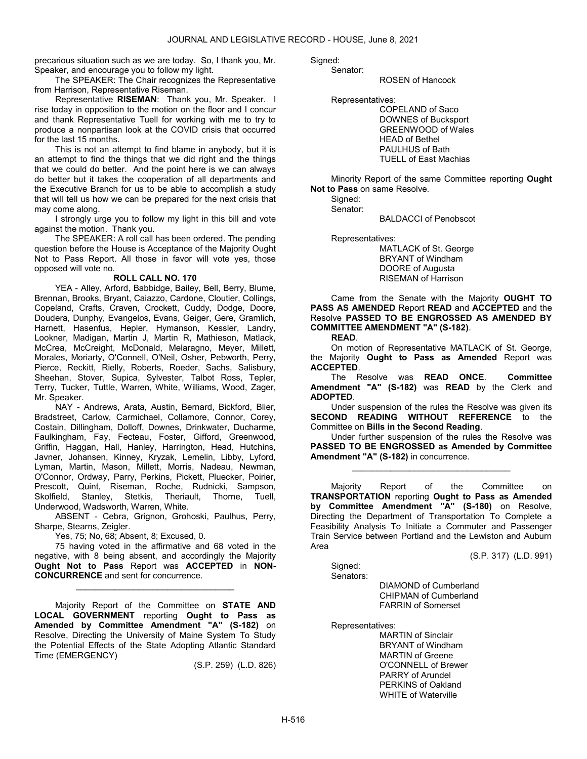precarious situation such as we are today. So, I thank you, Mr. Speaker, and encourage you to follow my light.

The SPEAKER: The Chair recognizes the Representative from Harrison, Representative Riseman.

Representative **RISEMAN**: Thank you, Mr. Speaker. I rise today in opposition to the motion on the floor and I concur and thank Representative Tuell for working with me to try to produce a nonpartisan look at the COVID crisis that occurred for the last 15 months.

This is not an attempt to find blame in anybody, but it is an attempt to find the things that we did right and the things that we could do better. And the point here is we can always do better but it takes the cooperation of all departments and the Executive Branch for us to be able to accomplish a study that will tell us how we can be prepared for the next crisis that may come along.

I strongly urge you to follow my light in this bill and vote against the motion. Thank you.

The SPEAKER: A roll call has been ordered. The pending question before the House is Acceptance of the Majority Ought Not to Pass Report. All those in favor will vote yes, those opposed will vote no.

**ROLL CALL NO. 170**

YEA - Alley, Arford, Babbidge, Bailey, Bell, Berry, Blume, Brennan, Brooks, Bryant, Caiazzo, Cardone, Cloutier, Collings, Copeland, Crafts, Craven, Crockett, Cuddy, Dodge, Doore, Doudera, Dunphy, Evangelos, Evans, Geiger, Gere, Gramlich, Harnett, Hasenfus, Hepler, Hymanson, Kessler, Landry, Lookner, Madigan, Martin J, Martin R, Mathieson, Matlack, McCrea, McCreight, McDonald, Melaragno, Meyer, Millett, Morales, Moriarty, O'Connell, O'Neil, Osher, Pebworth, Perry, Pierce, Reckitt, Rielly, Roberts, Roeder, Sachs, Salisbury, Sheehan, Stover, Supica, Sylvester, Talbot Ross, Tepler, Terry, Tucker, Tuttle, Warren, White, Williams, Wood, Zager, Mr. Speaker.

NAY - Andrews, Arata, Austin, Bernard, Bickford, Blier, Bradstreet, Carlow, Carmichael, Collamore, Connor, Corey, Costain, Dillingham, Dolloff, Downes, Drinkwater, Ducharme, Faulkingham, Fay, Fecteau, Foster, Gifford, Greenwood, Griffin, Haggan, Hall, Hanley, Harrington, Head, Hutchins, Javner, Johansen, Kinney, Kryzak, Lemelin, Libby, Lyford, Lyman, Martin, Mason, Millett, Morris, Nadeau, Newman, O'Connor, Ordway, Parry, Perkins, Pickett, Pluecker, Poirier, Prescott, Quint, Riseman, Roche, Rudnicki, Sampson, Skolfield, Stanley, Stetkis, Theriault, Thorne, Tuell, Underwood, Wadsworth, Warren, White.

ABSENT - Cebra, Grignon, Grohoski, Paulhus, Perry, Sharpe, Stearns, Zeigler.

Yes, 75; No, 68; Absent, 8; Excused, 0.

75 having voted in the affirmative and 68 voted in the negative, with 8 being absent, and accordingly the Majority **Ought Not to Pass** Report was **ACCEPTED** in **NON-CONCURRENCE** and sent for concurrence.

---

Majority Report of the Committee on **STATE AND LOCAL GOVERNMENT** reporting **Ought to Pass as Amended by Committee Amendment "A" (S-182)** on Resolve, Directing the University of Maine System To Study the Potential Effects of the State Adopting Atlantic Standard Time (EMERGENCY)

(S.P. 259) (L.D. 826)

Signed:
Senator:
ROSEN of Hancock

Representatives:
COPELAND of Saco
DOWNES of Bucksport
GREENWOOD of Wales
HEAD of Bethel
PAULHUS of Bath
TUELL of East Machias

Minority Report of the same Committee reporting **Ought Not to Pass** on same Resolve.
Signed:
Senator:
BALDACCI of Penobscot

Representatives:
MATLACK of St. George
BRYANT of Windham
DOORE of Augusta
RISEMAN of Harrison

Came from the Senate with the Majority **OUGHT TO PASS AS AMENDED** Report **READ** and **ACCEPTED** and the Resolve **PASSED TO BE ENGROSSED AS AMENDED BY COMMITTEE AMENDMENT "A" (S-182)**.

**READ**.

On motion of Representative MATLACK of St. George, the Majority **Ought to Pass as Amended** Report was **ACCEPTED**.

The Resolve was **READ ONCE**. **Committee Amendment "A" (S-182)** was **READ** by the Clerk and **ADOPTED**.

Under suspension of the rules the Resolve was given its **SECOND READING WITHOUT REFERENCE** to the Committee on **Bills in the Second Reading**.

Under further suspension of the rules the Resolve was **PASSED TO BE ENGROSSED as Amended by Committee Amendment "A" (S-182)** in concurrence.

---

Majority Report of the Committee on **TRANSPORTATION** reporting **Ought to Pass as Amended by Committee Amendment "A" (S-180)** on Resolve, Directing the Department of Transportation To Complete a Feasibility Analysis To Initiate a Commuter and Passenger Train Service between Portland and the Lewiston and Auburn Area

(S.P. 317) (L.D. 991)

Signed:
Senators:
DIAMOND of Cumberland
CHIPMAN of Cumberland
FARRIN of Somerset

Representatives:
MARTIN of Sinclair
BRYANT of Windham
MARTIN of Greene
O'CONNELL of Brewer
PARRY of Arundel
PERKINS of Oakland
WHITE of Waterville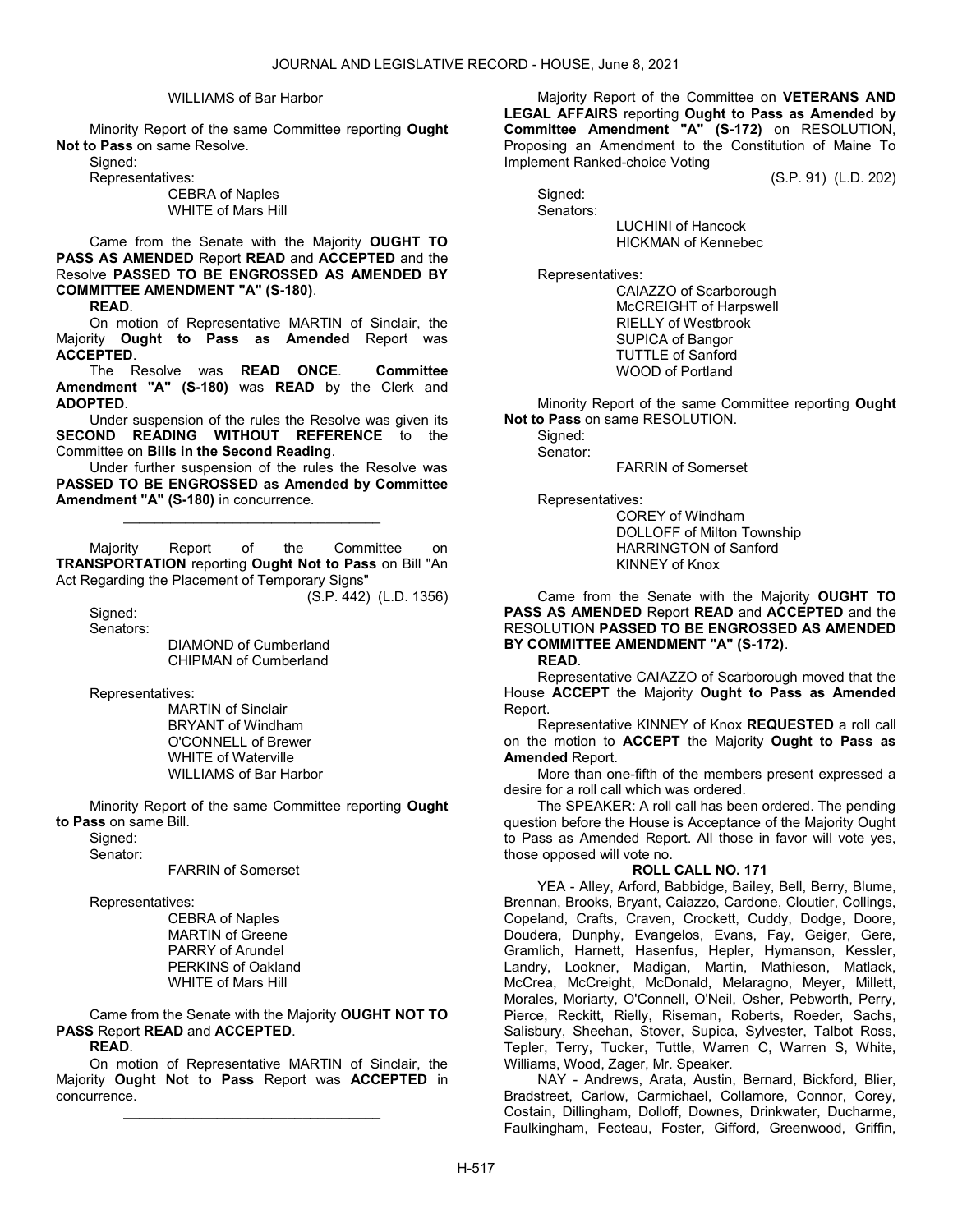WILLIAMS of Bar Harbor

Minority Report of the same Committee reporting **Ought Not to Pass** on same Resolve.

Signed:

Representatives:

CEBRA of Naples
WHITE of Mars Hill

Came from the Senate with the Majority **OUGHT TO PASS AS AMENDED** Report **READ** and **ACCEPTED** and the Resolve **PASSED TO BE ENGROSSED AS AMENDED BY COMMITTEE AMENDMENT "A" (S-180)**.

**READ**.

On motion of Representative MARTIN of Sinclair, the Majority **Ought to Pass as Amended** Report was **ACCEPTED**.

The Resolve was **READ ONCE**. **Committee Amendment "A" (S-180)** was **READ** by the Clerk and **ADOPTED**.

Under suspension of the rules the Resolve was given its **SECOND READING WITHOUT REFERENCE** to the Committee on **Bills in the Second Reading**.

Under further suspension of the rules the Resolve was **PASSED TO BE ENGROSSED as Amended by Committee Amendment "A" (S-180)** in concurrence.

---

Majority Report of the Committee on **TRANSPORTATION** reporting **Ought Not to Pass** on Bill "An Act Regarding the Placement of Temporary Signs"

(S.P. 442) (L.D. 1356)

Signed:

Senators:

DIAMOND of Cumberland
CHIPMAN of Cumberland

Representatives:

MARTIN of Sinclair
BRYANT of Windham
O'CONNELL of Brewer
WHITE of Waterville
WILLIAMS of Bar Harbor

Minority Report of the same Committee reporting **Ought to Pass** on same Bill.

Signed:

Senator:

FARRIN of Somerset

Representatives:

CEBRA of Naples
MARTIN of Greene
PARRY of Arundel
PERKINS of Oakland
WHITE of Mars Hill

Came from the Senate with the Majority **OUGHT NOT TO PASS** Report **READ** and **ACCEPTED**.

**READ**.

On motion of Representative MARTIN of Sinclair, the Majority **Ought Not to Pass** Report was **ACCEPTED** in concurrence.

---

Majority Report of the Committee on **VETERANS AND LEGAL AFFAIRS** reporting **Ought to Pass as Amended by Committee Amendment "A" (S-172)** on RESOLUTION, Proposing an Amendment to the Constitution of Maine To Implement Ranked-choice Voting

(S.P. 91) (L.D. 202)

Signed:

Senators:

LUCHINI of Hancock
HICKMAN of Kennebec

Representatives:

CAIAZZO of Scarborough
McCREIGHT of Harpswell
RIELLY of Westbrook
SUPICA of Bangor
TUTTLE of Sanford
WOOD of Portland

Minority Report of the same Committee reporting **Ought Not to Pass** on same RESOLUTION.

Signed:

Senator:

FARRIN of Somerset

Representatives:

COREY of Windham
DOLLOFF of Milton Township
HARRINGTON of Sanford
KINNEY of Knox

Came from the Senate with the Majority **OUGHT TO PASS AS AMENDED** Report **READ** and **ACCEPTED** and the RESOLUTION **PASSED TO BE ENGROSSED AS AMENDED BY COMMITTEE AMENDMENT "A" (S-172)**.

**READ**.

Representative CAIAZZO of Scarborough moved that the House **ACCEPT** the Majority **Ought to Pass as Amended** Report.

Representative KINNEY of Knox **REQUESTED** a roll call on the motion to **ACCEPT** the Majority **Ought to Pass as Amended** Report.

More than one-fifth of the members present expressed a desire for a roll call which was ordered.

The SPEAKER: A roll call has been ordered. The pending question before the House is Acceptance of the Majority Ought to Pass as Amended Report. All those in favor will vote yes, those opposed will vote no.

**ROLL CALL NO. 171**

YEA - Alley, Arford, Babbidge, Bailey, Bell, Berry, Blume, Brennan, Brooks, Bryant, Caiazzo, Cardone, Cloutier, Collings, Copeland, Crafts, Craven, Crockett, Cuddy, Dodge, Doore, Doudera, Dunphy, Evangelos, Evans, Fay, Geiger, Gere, Gramlich, Harnett, Hasenfus, Hepler, Hymanson, Kessler, Landry, Lookner, Madigan, Martin, Mathieson, Matlack, McCrea, McCreight, McDonald, Melaragno, Meyer, Millett, Morales, Moriarty, O'Connell, O'Neil, Osher, Pebworth, Perry, Pierce, Reckitt, Rielly, Riseman, Roberts, Roeder, Sachs, Salisbury, Sheehan, Stover, Supica, Sylvester, Talbot Ross, Tepler, Terry, Tucker, Tuttle, Warren C, Warren S, White, Williams, Wood, Zager, Mr. Speaker.

NAY - Andrews, Arata, Austin, Bernard, Bickford, Blier, Bradstreet, Carlow, Carmichael, Collamore, Connor, Corey, Costain, Dillingham, Dolloff, Downes, Drinkwater, Ducharme, Faulkingham, Fecteau, Foster, Gifford, Greenwood, Griffin,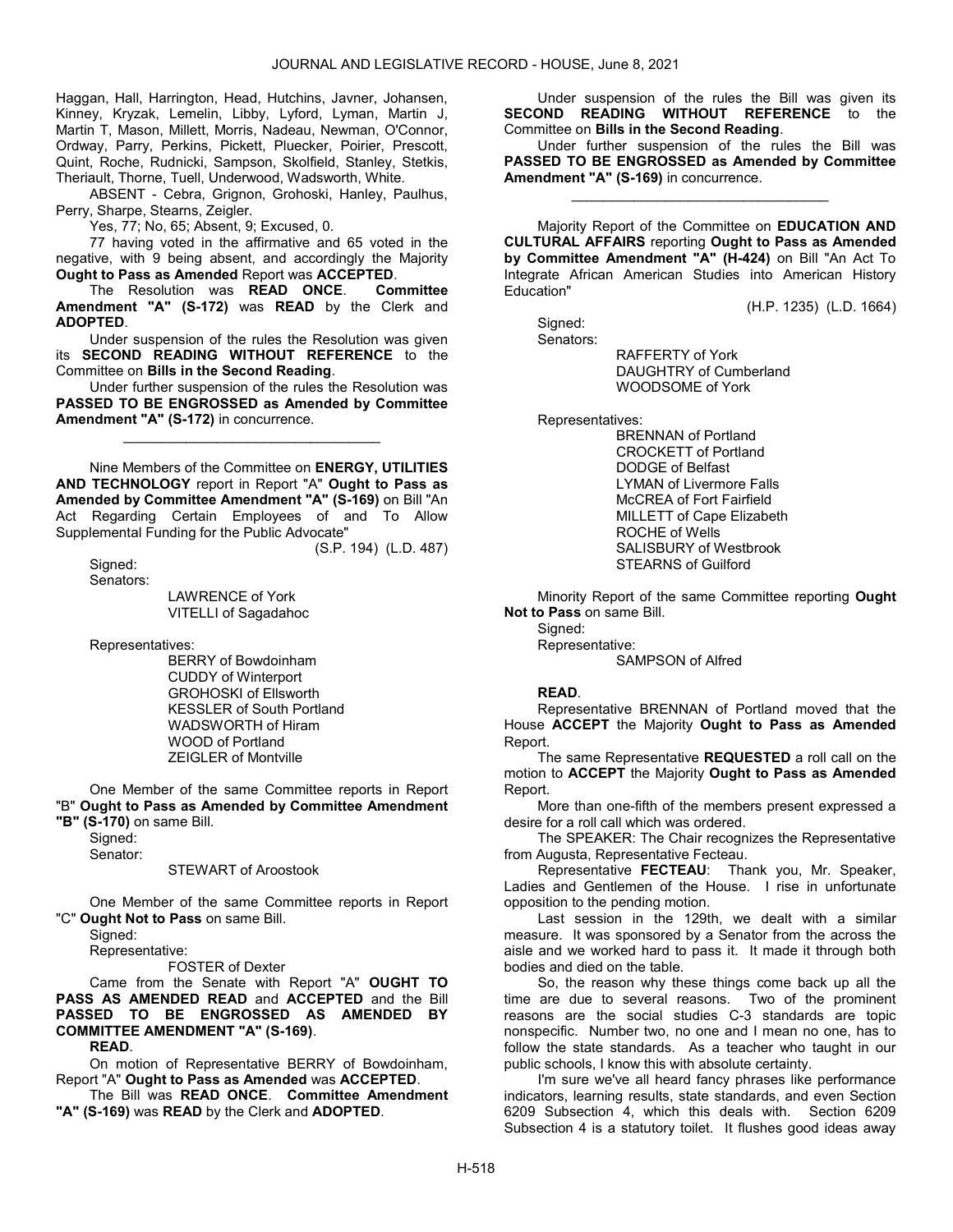Haggan, Hall, Harrington, Head, Hutchins, Javner, Johansen, Kinney, Kryzak, Lemelin, Libby, Lyford, Lyman, Martin J, Martin T, Mason, Millett, Morris, Nadeau, Newman, O'Connor, Ordway, Parry, Perkins, Pickett, Pluecker, Poirier, Prescott, Quint, Roche, Rudnicki, Sampson, Skolfield, Stanley, Stetkis, Theriault, Thorne, Tuell, Underwood, Wadsworth, White.

ABSENT - Cebra, Grignon, Grohoski, Hanley, Paulhus, Perry, Sharpe, Stearns, Zeigler.

Yes, 77; No, 65; Absent, 9; Excused, 0.

77 having voted in the affirmative and 65 voted in the negative, with 9 being absent, and accordingly the Majority **Ought to Pass as Amended** Report was **ACCEPTED**.

The Resolution was **READ ONCE**. **Committee Amendment "A" (S-172)** was **READ** by the Clerk and **ADOPTED**.

Under suspension of the rules the Resolution was given its **SECOND READING WITHOUT REFERENCE** to the Committee on **Bills in the Second Reading**.

Under further suspension of the rules the Resolution was **PASSED TO BE ENGROSSED as Amended by Committee Amendment "A" (S-172)** in concurrence.

_________________________________

Nine Members of the Committee on **ENERGY, UTILITIES AND TECHNOLOGY** report in Report "A" **Ought to Pass as Amended by Committee Amendment "A" (S-169)** on Bill "An Act Regarding Certain Employees of and To Allow Supplemental Funding for the Public Advocate"

(S.P. 194) (L.D. 487)

Signed:

Senators:

LAWRENCE of York
VITELLI of Sagadahoc

Representatives:

BERRY of Bowdoinham
CUDDY of Winterport
GROHOSKI of Ellsworth
KESSLER of South Portland
WADSWORTH of Hiram
WOOD of Portland
ZEIGLER of Montville

One Member of the same Committee reports in Report "B" **Ought to Pass as Amended by Committee Amendment "B" (S-170)** on same Bill.

Signed:

Senator:

STEWART of Aroostook

One Member of the same Committee reports in Report "C" **Ought Not to Pass** on same Bill.

Signed:

Representative:

FOSTER of Dexter

Came from the Senate with Report "A" **OUGHT TO PASS AS AMENDED READ** and **ACCEPTED** and the Bill **PASSED TO BE ENGROSSED AS AMENDED BY COMMITTEE AMENDMENT "A" (S-169)**.

**READ**.

On motion of Representative BERRY of Bowdoinham, Report "A" **Ought to Pass as Amended** was **ACCEPTED**.

The Bill was **READ ONCE**. **Committee Amendment "A" (S-169)** was **READ** by the Clerk and **ADOPTED**.

Under suspension of the rules the Bill was given its **SECOND READING WITHOUT REFERENCE** to the Committee on **Bills in the Second Reading**.

Under further suspension of the rules the Bill was **PASSED TO BE ENGROSSED as Amended by Committee Amendment "A" (S-169)** in concurrence.

_________________________________

Majority Report of the Committee on **EDUCATION AND CULTURAL AFFAIRS** reporting **Ought to Pass as Amended by Committee Amendment "A" (H-424)** on Bill "An Act To Integrate African American Studies into American History Education"

(H.P. 1235) (L.D. 1664)

Signed:

Senators:

RAFFERTY of York
DAUGHTRY of Cumberland
WOODSOME of York

Representatives:

BRENNAN of Portland
CROCKETT of Portland
DODGE of Belfast
LYMAN of Livermore Falls
McCREA of Fort Fairfield
MILLETT of Cape Elizabeth
ROCHE of Wells
SALISBURY of Westbrook
STEARNS of Guilford

Minority Report of the same Committee reporting **Ought Not to Pass** on same Bill.

Signed:

Representative:

SAMPSON of Alfred

**READ**.

Representative BRENNAN of Portland moved that the House **ACCEPT** the Majority **Ought to Pass as Amended** Report.

The same Representative **REQUESTED** a roll call on the motion to **ACCEPT** the Majority **Ought to Pass as Amended** Report.

More than one-fifth of the members present expressed a desire for a roll call which was ordered.

The SPEAKER: The Chair recognizes the Representative from Augusta, Representative Fecteau.

Representative **FECTEAU**: Thank you, Mr. Speaker, Ladies and Gentlemen of the House. I rise in unfortunate opposition to the pending motion.

Last session in the 129th, we dealt with a similar measure. It was sponsored by a Senator from the across the aisle and we worked hard to pass it. It made it through both bodies and died on the table.

So, the reason why these things come back up all the time are due to several reasons. Two of the prominent reasons are the social studies C-3 standards are topic nonspecific. Number two, no one and I mean no one, has to follow the state standards. As a teacher who taught in our public schools, I know this with absolute certainty.

I'm sure we've all heard fancy phrases like performance indicators, learning results, state standards, and even Section 6209 Subsection 4, which this deals with. Section 6209 Subsection 4 is a statutory toilet. It flushes good ideas away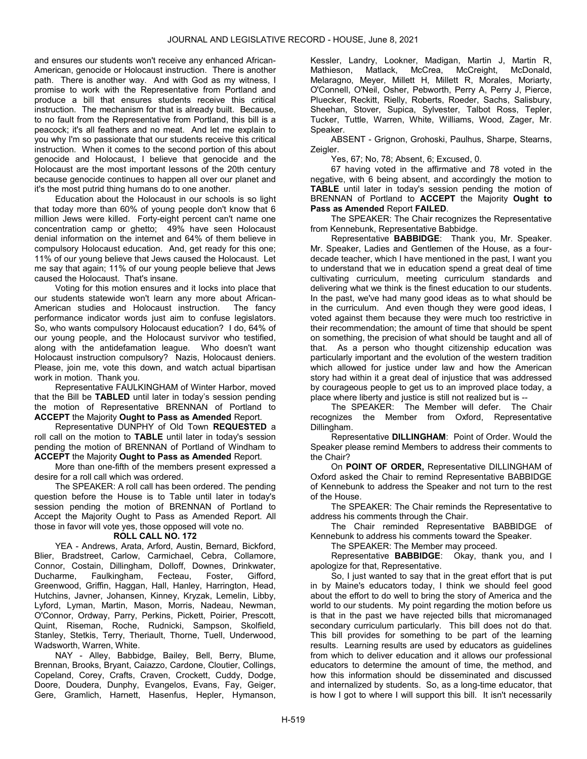and ensures our students won't receive any enhanced African-American, genocide or Holocaust instruction. There is another path. There is another way. And with God as my witness, I promise to work with the Representative from Portland and produce a bill that ensures students receive this critical instruction. The mechanism for that is already built. Because, to no fault from the Representative from Portland, this bill is a peacock; it's all feathers and no meat. And let me explain to you why I'm so passionate that our students receive this critical instruction. When it comes to the second portion of this about genocide and Holocaust, I believe that genocide and the Holocaust are the most important lessons of the 20th century because genocide continues to happen all over our planet and it's the most putrid thing humans do to one another.

Education about the Holocaust in our schools is so light that today more than 60% of young people don't know that 6 million Jews were killed. Forty-eight percent can't name one concentration camp or ghetto; 49% have seen Holocaust denial information on the internet and 64% of them believe in compulsory Holocaust education. And, get ready for this one; 11% of our young believe that Jews caused the Holocaust. Let me say that again; 11% of our young people believe that Jews caused the Holocaust. That's insane.

Voting for this motion ensures and it locks into place that our students statewide won't learn any more about African-American studies and Holocaust instruction. The fancy performance indicator words just aim to confuse legislators. So, who wants compulsory Holocaust education? I do, 64% of our young people, and the Holocaust survivor who testified, along with the antidefamation league. Who doesn't want Holocaust instruction compulsory? Nazis, Holocaust deniers. Please, join me, vote this down, and watch actual bipartisan work in motion. Thank you.

Representative FAULKINGHAM of Winter Harbor, moved that the Bill be **TABLED** until later in today's session pending the motion of Representative BRENNAN of Portland to **ACCEPT** the Majority **Ought to Pass as Amended** Report.

Representative DUNPHY of Old Town **REQUESTED** a roll call on the motion to **TABLE** until later in today's session pending the motion of BRENNAN of Portland of Windham to **ACCEPT** the Majority **Ought to Pass as Amended** Report.

More than one-fifth of the members present expressed a desire for a roll call which was ordered.

The SPEAKER: A roll call has been ordered. The pending question before the House is to Table until later in today's session pending the motion of BRENNAN of Portland to Accept the Majority Ought to Pass as Amended Report. All those in favor will vote yes, those opposed will vote no.

**ROLL CALL NO. 172**

YEA - Andrews, Arata, Arford, Austin, Bernard, Bickford, Blier, Bradstreet, Carlow, Carmichael, Cebra, Collamore, Connor, Costain, Dillingham, Dolloff, Downes, Drinkwater, Ducharme, Faulkingham, Fecteau, Foster, Gifford, Greenwood, Griffin, Haggan, Hall, Hanley, Harrington, Head, Hutchins, Javner, Johansen, Kinney, Kryzak, Lemelin, Libby, Lyford, Lyman, Martin, Mason, Morris, Nadeau, Newman, O'Connor, Ordway, Parry, Perkins, Pickett, Poirier, Prescott, Quint, Riseman, Roche, Rudnicki, Sampson, Skolfield, Stanley, Stetkis, Terry, Theriault, Thorne, Tuell, Underwood, Wadsworth, Warren, White.

NAY - Alley, Babbidge, Bailey, Bell, Berry, Blume, Brennan, Brooks, Bryant, Caiazzo, Cardone, Cloutier, Collings, Copeland, Corey, Crafts, Craven, Crockett, Cuddy, Dodge, Doore, Doudera, Dunphy, Evangelos, Evans, Fay, Geiger, Gere, Gramlich, Harnett, Hasenfus, Hepler, Hymanson, Kessler, Landry, Lookner, Madigan, Martin J, Martin R, Mathieson, Matlack, McCrea, McCreight, McDonald, Melaragno, Meyer, Millett H, Millett R, Morales, Moriarty, O'Connell, O'Neil, Osher, Pebworth, Perry A, Perry J, Pierce, Pluecker, Reckitt, Rielly, Roberts, Roeder, Sachs, Salisbury, Sheehan, Stover, Supica, Sylvester, Talbot Ross, Tepler, Tucker, Tuttle, Warren, White, Williams, Wood, Zager, Mr. Speaker.

ABSENT - Grignon, Grohoski, Paulhus, Sharpe, Stearns, Zeigler.

Yes, 67; No, 78; Absent, 6; Excused, 0.

67 having voted in the affirmative and 78 voted in the negative, with 6 being absent, and accordingly the motion to **TABLE** until later in today's session pending the motion of BRENNAN of Portland to **ACCEPT** the Majority **Ought to Pass as Amended** Report **FAILED**.

The SPEAKER: The Chair recognizes the Representative from Kennebunk, Representative Babbidge.

Representative **BABBIDGE**: Thank you, Mr. Speaker. Mr. Speaker, Ladies and Gentlemen of the House, as a four-decade teacher, which I have mentioned in the past, I want you to understand that we in education spend a great deal of time cultivating curriculum, meeting curriculum standards and delivering what we think is the finest education to our students. In the past, we've had many good ideas as to what should be in the curriculum. And even though they were good ideas, I voted against them because they were much too restrictive in their recommendation; the amount of time that should be spent on something, the precision of what should be taught and all of that. As a person who thought citizenship education was particularly important and the evolution of the western tradition which allowed for justice under law and how the American story had within it a great deal of injustice that was addressed by courageous people to get us to an improved place today, a place where liberty and justice is still not realized but is --

The SPEAKER: The Member will defer. The Chair recognizes the Member from Oxford, Representative Dillingham.

Representative **DILLINGHAM**: Point of Order. Would the Speaker please remind Members to address their comments to the Chair?

On **POINT OF ORDER,** Representative DILLINGHAM of Oxford asked the Chair to remind Representative BABBIDGE of Kennebunk to address the Speaker and not turn to the rest of the House.

The SPEAKER: The Chair reminds the Representative to address his comments through the Chair.

The Chair reminded Representative BABBIDGE of Kennebunk to address his comments toward the Speaker.

The SPEAKER: The Member may proceed.

Representative **BABBIDGE**: Okay, thank you, and I apologize for that, Representative.

So, I just wanted to say that in the great effort that is put in by Maine's educators today, I think we should feel good about the effort to do well to bring the story of America and the world to our students. My point regarding the motion before us is that in the past we have rejected bills that micromanaged secondary curriculum particularly. This bill does not do that. This bill provides for something to be part of the learning results. Learning results are used by educators as guidelines from which to deliver education and it allows our professional educators to determine the amount of time, the method, and how this information should be disseminated and discussed and internalized by students. So, as a long-time educator, that is how I got to where I will support this bill. It isn't necessarily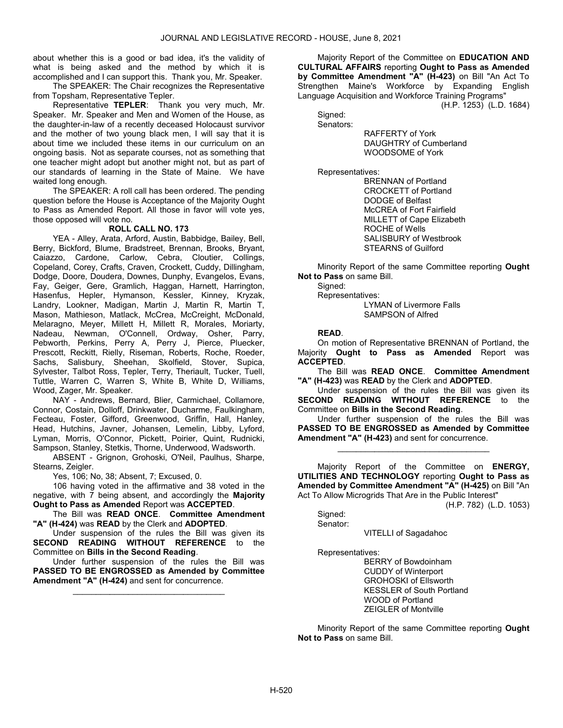about whether this is a good or bad idea, it's the validity of what is being asked and the method by which it is accomplished and I can support this. Thank you, Mr. Speaker.

The SPEAKER: The Chair recognizes the Representative from Topsham, Representative Tepler.

Representative **TEPLER**: Thank you very much, Mr. Speaker. Mr. Speaker and Men and Women of the House, as the daughter-in-law of a recently deceased Holocaust survivor and the mother of two young black men, I will say that it is about time we included these items in our curriculum on an ongoing basis. Not as separate courses, not as something that one teacher might adopt but another might not, but as part of our standards of learning in the State of Maine. We have waited long enough.

The SPEAKER: A roll call has been ordered. The pending question before the House is Acceptance of the Majority Ought to Pass as Amended Report. All those in favor will vote yes, those opposed will vote no.

**ROLL CALL NO. 173**

YEA - Alley, Arata, Arford, Austin, Babbidge, Bailey, Bell, Berry, Bickford, Blume, Bradstreet, Brennan, Brooks, Bryant, Caiazzo, Cardone, Carlow, Cebra, Cloutier, Collings, Copeland, Corey, Crafts, Craven, Crockett, Cuddy, Dillingham, Dodge, Doore, Doudera, Downes, Dunphy, Evangelos, Evans, Fay, Geiger, Gere, Gramlich, Haggan, Harnett, Harrington, Hasenfus, Hepler, Hymanson, Kessler, Kinney, Kryzak, Landry, Lookner, Madigan, Martin J, Martin R, Martin T, Mason, Mathieson, Matlack, McCrea, McCreight, McDonald, Melaragno, Meyer, Millett H, Millett R, Morales, Moriarty, Nadeau, Newman, O'Connell, Ordway, Osher, Parry, Pebworth, Perkins, Perry A, Perry J, Pierce, Pluecker, Prescott, Reckitt, Rielly, Riseman, Roberts, Roche, Roeder, Sachs, Salisbury, Sheehan, Skolfield, Stover, Supica, Sylvester, Talbot Ross, Tepler, Terry, Theriault, Tucker, Tuell, Tuttle, Warren C, Warren S, White B, White D, Williams, Wood, Zager, Mr. Speaker.

NAY - Andrews, Bernard, Blier, Carmichael, Collamore, Connor, Costain, Dolloff, Drinkwater, Ducharme, Faulkingham, Fecteau, Foster, Gifford, Greenwood, Griffin, Hall, Hanley, Head, Hutchins, Javner, Johansen, Lemelin, Libby, Lyford, Lyman, Morris, O'Connor, Pickett, Poirier, Quint, Rudnicki, Sampson, Stanley, Stetkis, Thorne, Underwood, Wadsworth.

ABSENT - Grignon, Grohoski, O'Neil, Paulhus, Sharpe, Stearns, Zeigler.

Yes, 106; No, 38; Absent, 7; Excused, 0.

106 having voted in the affirmative and 38 voted in the negative, with 7 being absent, and accordingly the **Majority Ought to Pass as Amended** Report was **ACCEPTED**.

The Bill was **READ ONCE**. **Committee Amendment "A" (H-424)** was **READ** by the Clerk and **ADOPTED**.

Under suspension of the rules the Bill was given its **SECOND READING WITHOUT REFERENCE** to the Committee on **Bills in the Second Reading**.

Under further suspension of the rules the Bill was **PASSED TO BE ENGROSSED as Amended by Committee Amendment "A" (H-424)** and sent for concurrence.

---

Majority Report of the Committee on **EDUCATION AND CULTURAL AFFAIRS** reporting **Ought to Pass as Amended by Committee Amendment "A" (H-423)** on Bill "An Act To Strengthen Maine's Workforce by Expanding English Language Acquisition and Workforce Training Programs"

(H.P. 1253) (L.D. 1684)

Signed:

Senators:

RAFFERTY of York
DAUGHTRY of Cumberland
WOODSOME of York

Representatives:

BRENNAN of Portland
CROCKETT of Portland
DODGE of Belfast
McCREA of Fort Fairfield
MILLETT of Cape Elizabeth
ROCHE of Wells
SALISBURY of Westbrook
STEARNS of Guilford

Minority Report of the same Committee reporting **Ought Not to Pass** on same Bill.

Signed:

Representatives:

LYMAN of Livermore Falls
SAMPSON of Alfred

**READ**.

On motion of Representative BRENNAN of Portland, the Majority **Ought to Pass as Amended** Report was **ACCEPTED**.

The Bill was **READ ONCE**. **Committee Amendment "A" (H-423)** was **READ** by the Clerk and **ADOPTED**.

Under suspension of the rules the Bill was given its **SECOND READING WITHOUT REFERENCE** to the Committee on **Bills in the Second Reading**.

Under further suspension of the rules the Bill was **PASSED TO BE ENGROSSED as Amended by Committee Amendment "A" (H-423)** and sent for concurrence.

---

Majority Report of the Committee on **ENERGY, UTILITIES AND TECHNOLOGY** reporting **Ought to Pass as Amended by Committee Amendment "A" (H-425)** on Bill "An Act To Allow Microgrids That Are in the Public Interest"

(H.P. 782) (L.D. 1053)

Signed:

Senator:

VITELLI of Sagadahoc

Representatives:

BERRY of Bowdoinham
CUDDY of Winterport
GROHOSKI of Ellsworth
KESSLER of South Portland
WOOD of Portland
ZEIGLER of Montville

Minority Report of the same Committee reporting **Ought Not to Pass** on same Bill.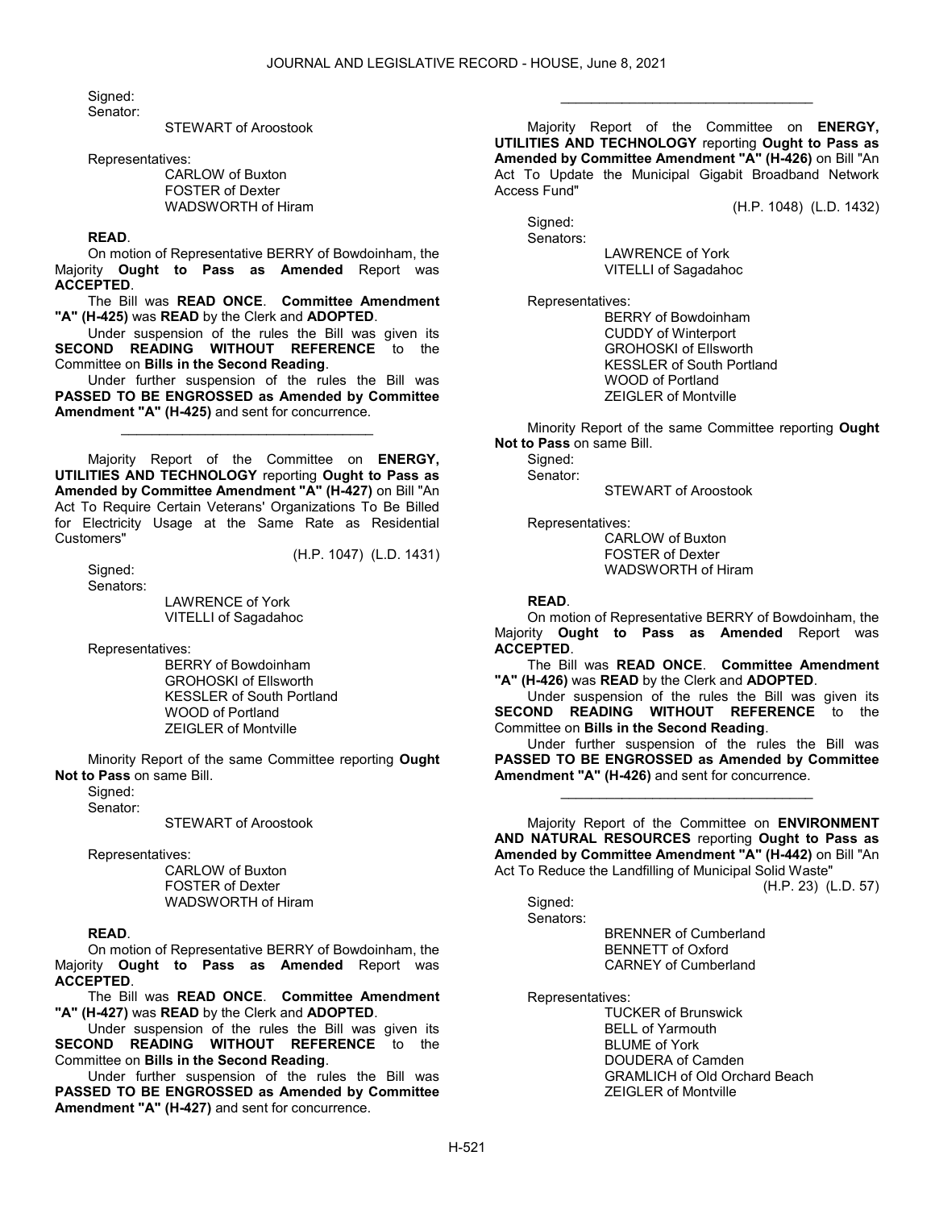Signed:
Senator:

STEWART of Aroostook

Representatives:

CARLOW of Buxton
FOSTER of Dexter
WADSWORTH of Hiram

**READ**.

On motion of Representative BERRY of Bowdoinham, the Majority **Ought to Pass as Amended** Report was **ACCEPTED**.

The Bill was **READ ONCE**. **Committee Amendment "A" (H-425)** was **READ** by the Clerk and **ADOPTED**.

Under suspension of the rules the Bill was given its **SECOND READING WITHOUT REFERENCE** to the Committee on **Bills in the Second Reading**.

Under further suspension of the rules the Bill was **PASSED TO BE ENGROSSED as Amended by Committee Amendment "A" (H-425)** and sent for concurrence.

_________________________________

Majority Report of the Committee on **ENERGY, UTILITIES AND TECHNOLOGY** reporting **Ought to Pass as Amended by Committee Amendment "A" (H-427)** on Bill "An Act To Require Certain Veterans' Organizations To Be Billed for Electricity Usage at the Same Rate as Residential Customers"

(H.P. 1047) (L.D. 1431)

Signed:
Senators:

LAWRENCE of York
VITELLI of Sagadahoc

Representatives:

BERRY of Bowdoinham
GROHOSKI of Ellsworth
KESSLER of South Portland
WOOD of Portland
ZEIGLER of Montville

Minority Report of the same Committee reporting **Ought Not to Pass** on same Bill.

Signed:
Senator:

STEWART of Aroostook

Representatives:

CARLOW of Buxton
FOSTER of Dexter
WADSWORTH of Hiram

**READ**.

On motion of Representative BERRY of Bowdoinham, the Majority **Ought to Pass as Amended** Report was **ACCEPTED**.

The Bill was **READ ONCE**. **Committee Amendment "A" (H-427)** was **READ** by the Clerk and **ADOPTED**.

Under suspension of the rules the Bill was given its **SECOND READING WITHOUT REFERENCE** to the Committee on **Bills in the Second Reading**.

Under further suspension of the rules the Bill was **PASSED TO BE ENGROSSED as Amended by Committee Amendment "A" (H-427)** and sent for concurrence.

_________________________________

Majority Report of the Committee on **ENERGY, UTILITIES AND TECHNOLOGY** reporting **Ought to Pass as Amended by Committee Amendment "A" (H-426)** on Bill "An Act To Update the Municipal Gigabit Broadband Network Access Fund"

(H.P. 1048) (L.D. 1432)

Signed:
Senators:

LAWRENCE of York
VITELLI of Sagadahoc

Representatives:

BERRY of Bowdoinham
CUDDY of Winterport
GROHOSKI of Ellsworth
KESSLER of South Portland
WOOD of Portland
ZEIGLER of Montville

Minority Report of the same Committee reporting **Ought Not to Pass** on same Bill.

Signed:
Senator:

STEWART of Aroostook

Representatives:

CARLOW of Buxton
FOSTER of Dexter
WADSWORTH of Hiram

**READ**.

On motion of Representative BERRY of Bowdoinham, the Majority **Ought to Pass as Amended** Report was **ACCEPTED**.

The Bill was **READ ONCE**. **Committee Amendment "A" (H-426)** was **READ** by the Clerk and **ADOPTED**.

Under suspension of the rules the Bill was given its **SECOND READING WITHOUT REFERENCE** to the Committee on **Bills in the Second Reading**.

Under further suspension of the rules the Bill was **PASSED TO BE ENGROSSED as Amended by Committee Amendment "A" (H-426)** and sent for concurrence.

_________________________________

Majority Report of the Committee on **ENVIRONMENT AND NATURAL RESOURCES** reporting **Ought to Pass as Amended by Committee Amendment "A" (H-442)** on Bill "An Act To Reduce the Landfilling of Municipal Solid Waste"

(H.P. 23) (L.D. 57)

Signed:
Senators:

BRENNER of Cumberland
BENNETT of Oxford
CARNEY of Cumberland

Representatives:

TUCKER of Brunswick
BELL of Yarmouth
BLUME of York
DOUDERA of Camden
GRAMLICH of Old Orchard Beach
ZEIGLER of Montville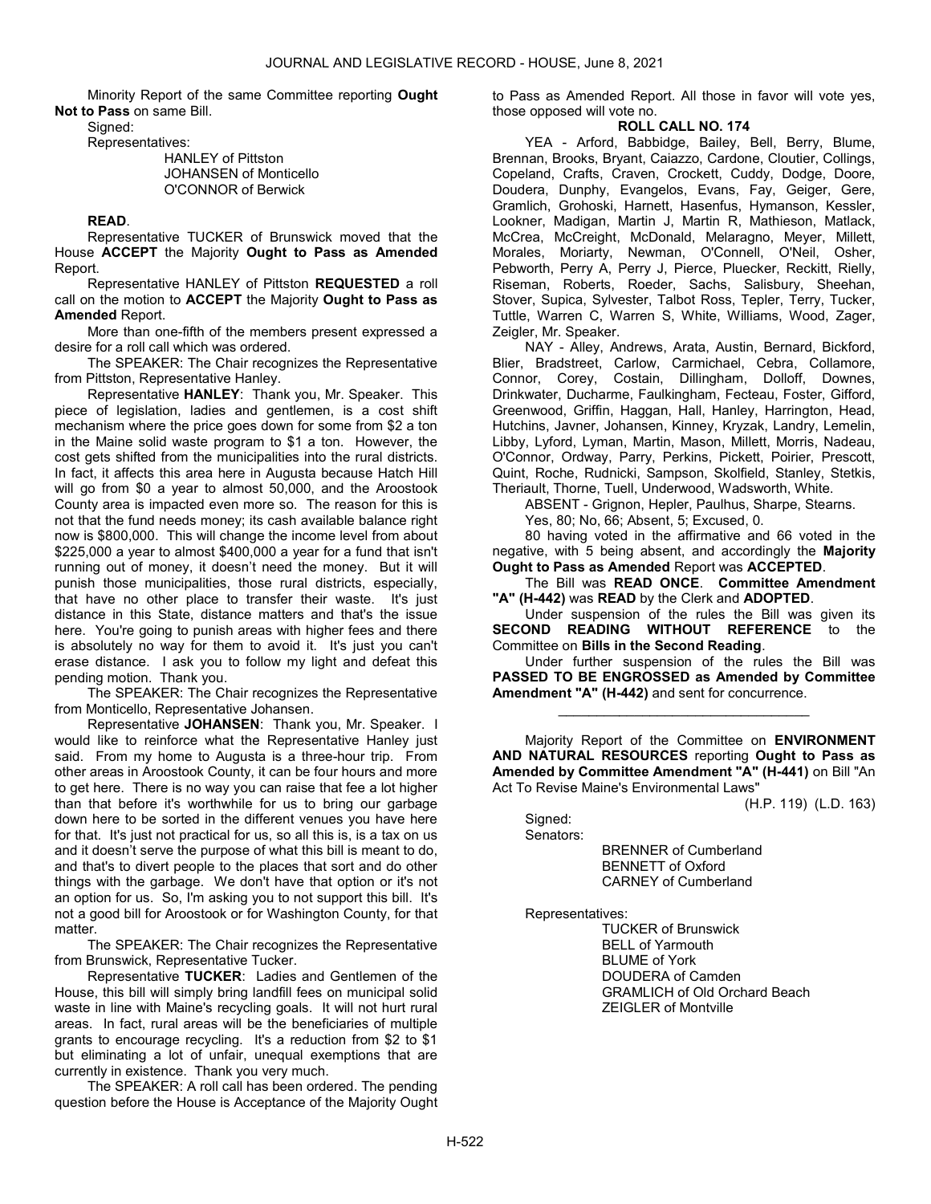Minority Report of the same Committee reporting **Ought Not to Pass** on same Bill.

Signed:

Representatives:

HANLEY of Pittston
JOHANSEN of Monticello
O'CONNOR of Berwick

**READ**.

Representative TUCKER of Brunswick moved that the House **ACCEPT** the Majority **Ought to Pass as Amended** Report.

Representative HANLEY of Pittston **REQUESTED** a roll call on the motion to **ACCEPT** the Majority **Ought to Pass as Amended** Report.

More than one-fifth of the members present expressed a desire for a roll call which was ordered.

The SPEAKER: The Chair recognizes the Representative from Pittston, Representative Hanley.

Representative **HANLEY**: Thank you, Mr. Speaker. This piece of legislation, ladies and gentlemen, is a cost shift mechanism where the price goes down for some from $2 a ton in the Maine solid waste program to $1 a ton. However, the cost gets shifted from the municipalities into the rural districts. In fact, it affects this area here in Augusta because Hatch Hill will go from $0 a year to almost 50,000, and the Aroostook County area is impacted even more so. The reason for this is not that the fund needs money; its cash available balance right now is $800,000. This will change the income level from about $225,000 a year to almost $400,000 a year for a fund that isn't running out of money, it doesn't need the money. But it will punish those municipalities, those rural districts, especially, that have no other place to transfer their waste. It's just distance in this State, distance matters and that's the issue here. You're going to punish areas with higher fees and there is absolutely no way for them to avoid it. It's just you can't erase distance. I ask you to follow my light and defeat this pending motion. Thank you.

The SPEAKER: The Chair recognizes the Representative from Monticello, Representative Johansen.

Representative **JOHANSEN**: Thank you, Mr. Speaker. I would like to reinforce what the Representative Hanley just said. From my home to Augusta is a three-hour trip. From other areas in Aroostook County, it can be four hours and more to get here. There is no way you can raise that fee a lot higher than that before it's worthwhile for us to bring our garbage down here to be sorted in the different venues you have here for that. It's just not practical for us, so all this is, is a tax on us and it doesn't serve the purpose of what this bill is meant to do, and that's to divert people to the places that sort and do other things with the garbage. We don't have that option or it's not an option for us. So, I'm asking you to not support this bill. It's not a good bill for Aroostook or for Washington County, for that matter.

The SPEAKER: The Chair recognizes the Representative from Brunswick, Representative Tucker.

Representative **TUCKER**: Ladies and Gentlemen of the House, this bill will simply bring landfill fees on municipal solid waste in line with Maine's recycling goals. It will not hurt rural areas. In fact, rural areas will be the beneficiaries of multiple grants to encourage recycling. It's a reduction from $2 to $1 but eliminating a lot of unfair, unequal exemptions that are currently in existence. Thank you very much.

The SPEAKER: A roll call has been ordered. The pending question before the House is Acceptance of the Majority Ought to Pass as Amended Report. All those in favor will vote yes, those opposed will vote no.

**ROLL CALL NO. 174**

YEA - Arford, Babbidge, Bailey, Bell, Berry, Blume, Brennan, Brooks, Bryant, Caiazzo, Cardone, Cloutier, Collings, Copeland, Crafts, Craven, Crockett, Cuddy, Dodge, Doore, Doudera, Dunphy, Evangelos, Evans, Fay, Geiger, Gere, Gramlich, Grohoski, Harnett, Hasenfus, Hymanson, Kessler, Lookner, Madigan, Martin J, Martin R, Mathieson, Matlack, McCrea, McCreight, McDonald, Melaragno, Meyer, Millett, Morales, Moriarty, Newman, O'Connell, O'Neil, Osher, Pebworth, Perry A, Perry J, Pierce, Pluecker, Reckitt, Rielly, Riseman, Roberts, Roeder, Sachs, Salisbury, Sheehan, Stover, Supica, Sylvester, Talbot Ross, Tepler, Terry, Tucker, Tuttle, Warren C, Warren S, White, Williams, Wood, Zager, Zeigler, Mr. Speaker.

NAY - Alley, Andrews, Arata, Austin, Bernard, Bickford, Blier, Bradstreet, Carlow, Carmichael, Cebra, Collamore, Connor, Corey, Costain, Dillingham, Dolloff, Downes, Drinkwater, Ducharme, Faulkingham, Fecteau, Foster, Gifford, Greenwood, Griffin, Haggan, Hall, Hanley, Harrington, Head, Hutchins, Javner, Johansen, Kinney, Kryzak, Landry, Lemelin, Libby, Lyford, Lyman, Martin, Mason, Millett, Morris, Nadeau, O'Connor, Ordway, Parry, Perkins, Pickett, Poirier, Prescott, Quint, Roche, Rudnicki, Sampson, Skolfield, Stanley, Stetkis, Theriault, Thorne, Tuell, Underwood, Wadsworth, White.

ABSENT - Grignon, Hepler, Paulhus, Sharpe, Stearns.

Yes, 80; No, 66; Absent, 5; Excused, 0.

80 having voted in the affirmative and 66 voted in the negative, with 5 being absent, and accordingly the **Majority Ought to Pass as Amended** Report was **ACCEPTED**.

The Bill was **READ ONCE**. **Committee Amendment "A" (H-442)** was **READ** by the Clerk and **ADOPTED**.

Under suspension of the rules the Bill was given its **SECOND READING WITHOUT REFERENCE** to the Committee on **Bills in the Second Reading**.

Under further suspension of the rules the Bill was **PASSED TO BE ENGROSSED as Amended by Committee Amendment "A" (H-442)** and sent for concurrence.

_________________________________

Majority Report of the Committee on **ENVIRONMENT AND NATURAL RESOURCES** reporting **Ought to Pass as Amended by Committee Amendment "A" (H-441)** on Bill "An Act To Revise Maine's Environmental Laws"

(H.P. 119) (L.D. 163)

Signed:

Senators:

BRENNER of Cumberland
BENNETT of Oxford
CARNEY of Cumberland

Representatives:

TUCKER of Brunswick
BELL of Yarmouth
BLUME of York
DOUDERA of Camden
GRAMLICH of Old Orchard Beach
ZEIGLER of Montville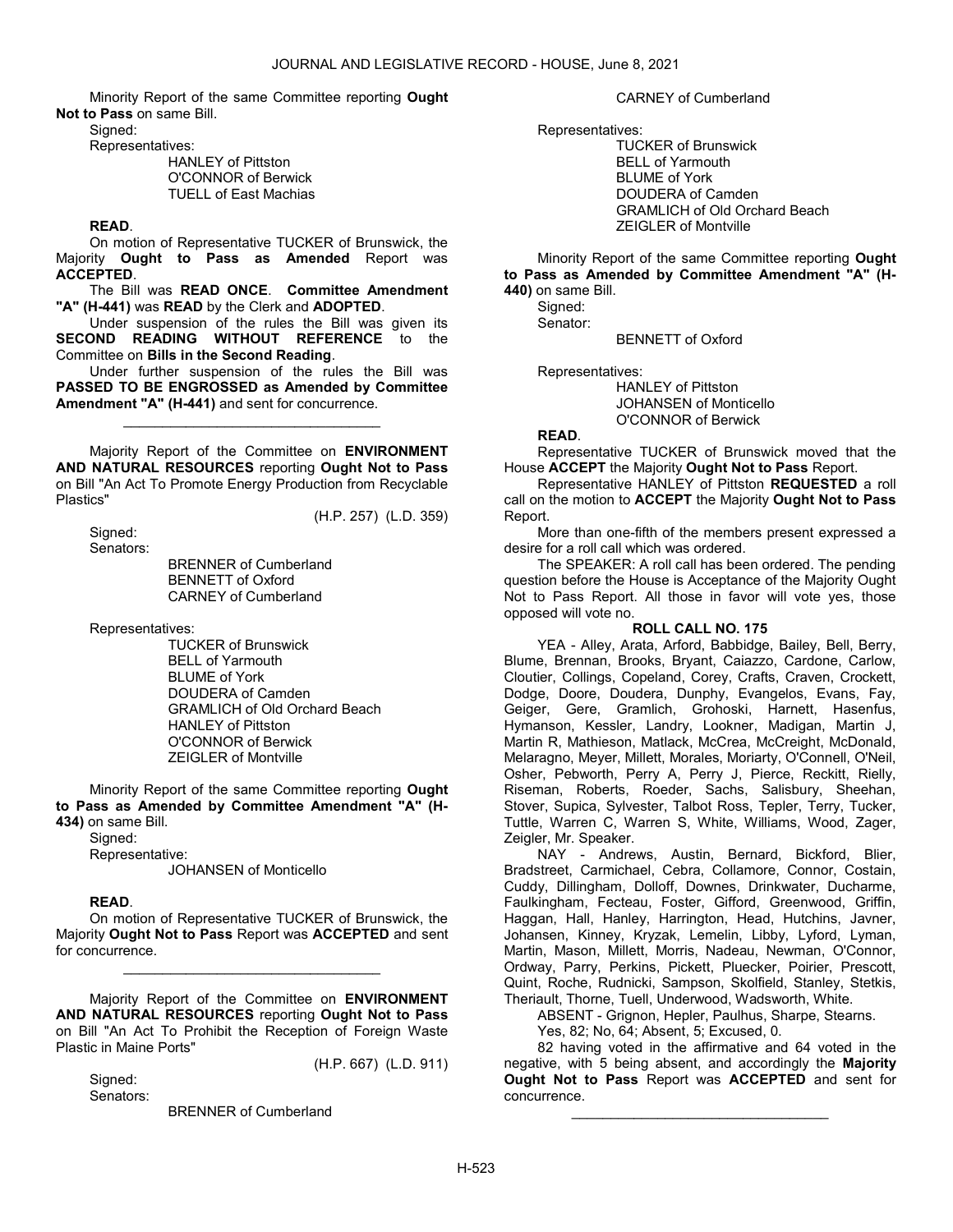Minority Report of the same Committee reporting **Ought Not to Pass** on same Bill.

Signed:

Representatives:

HANLEY of Pittston
O'CONNOR of Berwick
TUELL of East Machias

**READ**.

On motion of Representative TUCKER of Brunswick, the Majority **Ought to Pass as Amended** Report was **ACCEPTED**.

The Bill was **READ ONCE**. **Committee Amendment "A" (H-441)** was **READ** by the Clerk and **ADOPTED**.

Under suspension of the rules the Bill was given its **SECOND READING WITHOUT REFERENCE** to the Committee on **Bills in the Second Reading**.

Under further suspension of the rules the Bill was **PASSED TO BE ENGROSSED as Amended by Committee Amendment "A" (H-441)** and sent for concurrence.

_________________________________

Majority Report of the Committee on **ENVIRONMENT AND NATURAL RESOURCES** reporting **Ought Not to Pass** on Bill "An Act To Promote Energy Production from Recyclable Plastics"

(H.P. 257) (L.D. 359)

Signed:

Senators:

BRENNER of Cumberland
BENNETT of Oxford
CARNEY of Cumberland

Representatives:

TUCKER of Brunswick
BELL of Yarmouth
BLUME of York
DOUDERA of Camden
GRAMLICH of Old Orchard Beach
HANLEY of Pittston
O'CONNOR of Berwick
ZEIGLER of Montville

Minority Report of the same Committee reporting **Ought to Pass as Amended by Committee Amendment "A" (H-434)** on same Bill.

Signed:

Representative:

JOHANSEN of Monticello

**READ**.

On motion of Representative TUCKER of Brunswick, the Majority **Ought Not to Pass** Report was **ACCEPTED** and sent for concurrence.

_________________________________

Majority Report of the Committee on **ENVIRONMENT AND NATURAL RESOURCES** reporting **Ought Not to Pass** on Bill "An Act To Prohibit the Reception of Foreign Waste Plastic in Maine Ports"

(H.P. 667) (L.D. 911)

Signed:

Senators:

BRENNER of Cumberland
CARNEY of Cumberland

Representatives:

TUCKER of Brunswick
BELL of Yarmouth
BLUME of York
DOUDERA of Camden
GRAMLICH of Old Orchard Beach
ZEIGLER of Montville

Minority Report of the same Committee reporting **Ought to Pass as Amended by Committee Amendment "A" (H-440)** on same Bill.

Signed:

Senator:

BENNETT of Oxford

Representatives:

HANLEY of Pittston
JOHANSEN of Monticello
O'CONNOR of Berwick

**READ**.

Representative TUCKER of Brunswick moved that the House **ACCEPT** the Majority **Ought Not to Pass** Report.

Representative HANLEY of Pittston **REQUESTED** a roll call on the motion to **ACCEPT** the Majority **Ought Not to Pass** Report.

More than one-fifth of the members present expressed a desire for a roll call which was ordered.

The SPEAKER: A roll call has been ordered. The pending question before the House is Acceptance of the Majority Ought Not to Pass Report. All those in favor will vote yes, those opposed will vote no.

**ROLL CALL NO. 175**

YEA - Alley, Arata, Arford, Babbidge, Bailey, Bell, Berry, Blume, Brennan, Brooks, Bryant, Caiazzo, Cardone, Carlow, Cloutier, Collings, Copeland, Corey, Crafts, Craven, Crockett, Dodge, Doore, Doudera, Dunphy, Evangelos, Evans, Fay, Geiger, Gere, Gramlich, Grohoski, Harnett, Hasenfus, Hymanson, Kessler, Landry, Lookner, Madigan, Martin J, Martin R, Mathieson, Matlack, McCrea, McCreight, McDonald, Melaragno, Meyer, Millett, Morales, Moriarty, O'Connell, O'Neil, Osher, Pebworth, Perry A, Perry J, Pierce, Reckitt, Rielly, Riseman, Roberts, Roeder, Sachs, Salisbury, Sheehan, Stover, Supica, Sylvester, Talbot Ross, Tepler, Terry, Tucker, Tuttle, Warren C, Warren S, White, Williams, Wood, Zager, Zeigler, Mr. Speaker.

NAY - Andrews, Austin, Bernard, Bickford, Blier, Bradstreet, Carmichael, Cebra, Collamore, Connor, Costain, Cuddy, Dillingham, Dolloff, Downes, Drinkwater, Ducharme, Faulkingham, Fecteau, Foster, Gifford, Greenwood, Griffin, Haggan, Hall, Hanley, Harrington, Head, Hutchins, Javner, Johansen, Kinney, Kryzak, Lemelin, Libby, Lyford, Lyman, Martin, Mason, Millett, Morris, Nadeau, Newman, O'Connor, Ordway, Parry, Perkins, Pickett, Pluecker, Poirier, Prescott, Quint, Roche, Rudnicki, Sampson, Skolfield, Stanley, Stetkis, Theriault, Thorne, Tuell, Underwood, Wadsworth, White.

ABSENT - Grignon, Hepler, Paulhus, Sharpe, Stearns.

Yes, 82; No, 64; Absent, 5; Excused, 0.

82 having voted in the affirmative and 64 voted in the negative, with 5 being absent, and accordingly the **Majority Ought Not to Pass** Report was **ACCEPTED** and sent for concurrence.

_________________________________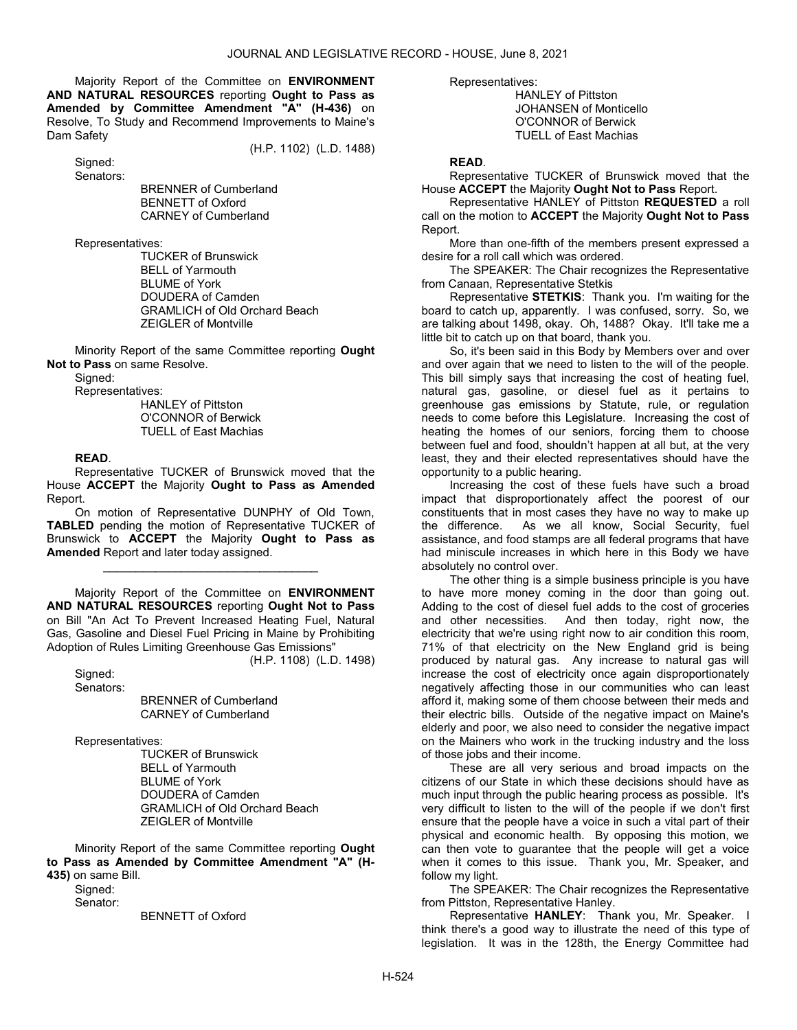Majority Report of the Committee on **ENVIRONMENT AND NATURAL RESOURCES** reporting **Ought to Pass as Amended by Committee Amendment "A" (H-436)** on Resolve, To Study and Recommend Improvements to Maine's Dam Safety

(H.P. 1102) (L.D. 1488)

Signed:

Senators:

BRENNER of Cumberland
BENNETT of Oxford
CARNEY of Cumberland

Representatives:

TUCKER of Brunswick
BELL of Yarmouth
BLUME of York
DOUDERA of Camden
GRAMLICH of Old Orchard Beach
ZEIGLER of Montville

Minority Report of the same Committee reporting **Ought Not to Pass** on same Resolve.

Signed:

Representatives:

HANLEY of Pittston
O'CONNOR of Berwick
TUELL of East Machias

**READ**.

Representative TUCKER of Brunswick moved that the House **ACCEPT** the Majority **Ought to Pass as Amended** Report.

On motion of Representative DUNPHY of Old Town, **TABLED** pending the motion of Representative TUCKER of Brunswick to **ACCEPT** the Majority **Ought to Pass as Amended** Report and later today assigned.

---

Majority Report of the Committee on **ENVIRONMENT AND NATURAL RESOURCES** reporting **Ought Not to Pass** on Bill "An Act To Prevent Increased Heating Fuel, Natural Gas, Gasoline and Diesel Fuel Pricing in Maine by Prohibiting Adoption of Rules Limiting Greenhouse Gas Emissions"

(H.P. 1108) (L.D. 1498)

Signed:

Senators:

BRENNER of Cumberland
CARNEY of Cumberland

Representatives:

TUCKER of Brunswick
BELL of Yarmouth
BLUME of York
DOUDERA of Camden
GRAMLICH of Old Orchard Beach
ZEIGLER of Montville

Minority Report of the same Committee reporting **Ought to Pass as Amended by Committee Amendment "A" (H-435)** on same Bill.

Signed:

Senator:

BENNETT of Oxford

Representatives:

HANLEY of Pittston
JOHANSEN of Monticello
O'CONNOR of Berwick
TUELL of East Machias

**READ**.

Representative TUCKER of Brunswick moved that the House **ACCEPT** the Majority **Ought Not to Pass** Report.

Representative HANLEY of Pittston **REQUESTED** a roll call on the motion to **ACCEPT** the Majority **Ought Not to Pass** Report.

More than one-fifth of the members present expressed a desire for a roll call which was ordered.

The SPEAKER: The Chair recognizes the Representative from Canaan, Representative Stetkis

Representative **STETKIS**: Thank you. I'm waiting for the board to catch up, apparently. I was confused, sorry. So, we are talking about 1498, okay. Oh, 1488? Okay. It'll take me a little bit to catch up on that board, thank you.

So, it's been said in this Body by Members over and over and over again that we need to listen to the will of the people. This bill simply says that increasing the cost of heating fuel, natural gas, gasoline, or diesel fuel as it pertains to greenhouse gas emissions by Statute, rule, or regulation needs to come before this Legislature. Increasing the cost of heating the homes of our seniors, forcing them to choose between fuel and food, shouldn't happen at all but, at the very least, they and their elected representatives should have the opportunity to a public hearing.

Increasing the cost of these fuels have such a broad impact that disproportionately affect the poorest of our constituents that in most cases they have no way to make up the difference. As we all know, Social Security, fuel assistance, and food stamps are all federal programs that have had miniscule increases in which here in this Body we have absolutely no control over.

The other thing is a simple business principle is you have to have more money coming in the door than going out. Adding to the cost of diesel fuel adds to the cost of groceries and other necessities. And then today, right now, the electricity that we're using right now to air condition this room, 71% of that electricity on the New England grid is being produced by natural gas. Any increase to natural gas will increase the cost of electricity once again disproportionately negatively affecting those in our communities who can least afford it, making some of them choose between their meds and their electric bills. Outside of the negative impact on Maine's elderly and poor, we also need to consider the negative impact on the Mainers who work in the trucking industry and the loss of those jobs and their income.

These are all very serious and broad impacts on the citizens of our State in which these decisions should have as much input through the public hearing process as possible. It's very difficult to listen to the will of the people if we don't first ensure that the people have a voice in such a vital part of their physical and economic health. By opposing this motion, we can then vote to guarantee that the people will get a voice when it comes to this issue. Thank you, Mr. Speaker, and follow my light.

The SPEAKER: The Chair recognizes the Representative from Pittston, Representative Hanley.

Representative **HANLEY**: Thank you, Mr. Speaker. I think there's a good way to illustrate the need of this type of legislation. It was in the 128th, the Energy Committee had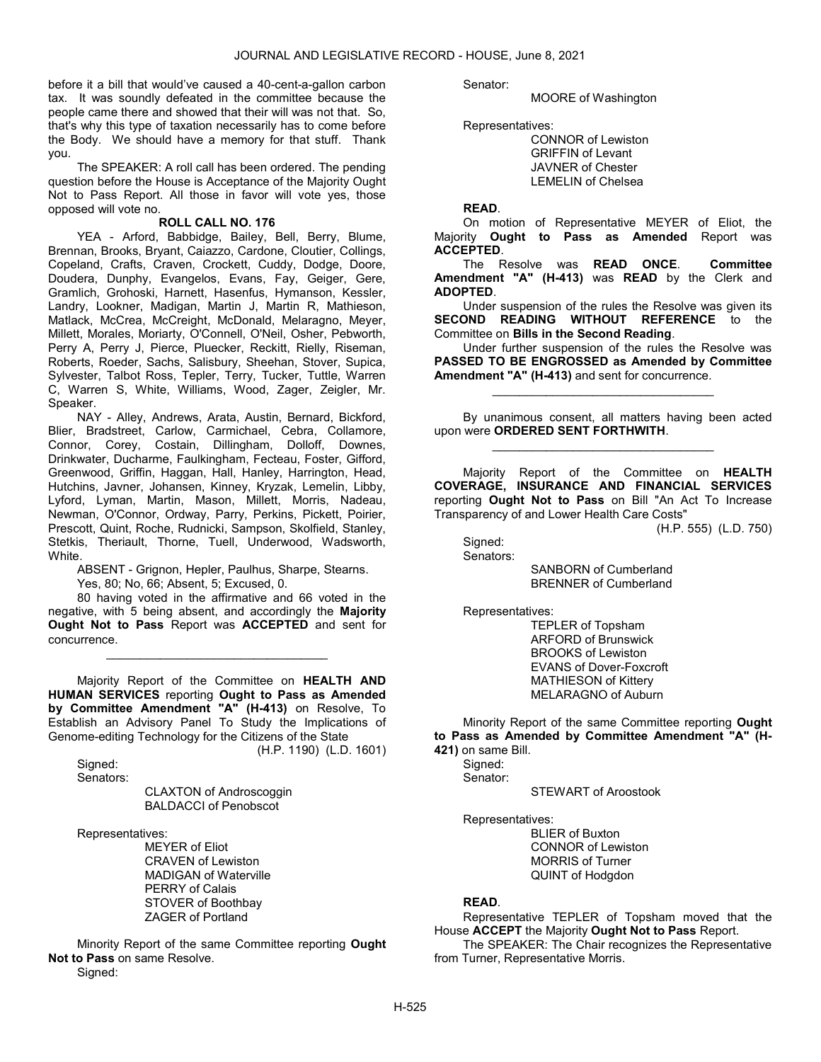before it a bill that would've caused a 40-cent-a-gallon carbon tax. It was soundly defeated in the committee because the people came there and showed that their will was not that. So, that's why this type of taxation necessarily has to come before the Body. We should have a memory for that stuff. Thank you.

The SPEAKER: A roll call has been ordered. The pending question before the House is Acceptance of the Majority Ought Not to Pass Report. All those in favor will vote yes, those opposed will vote no.

**ROLL CALL NO. 176**

YEA - Arford, Babbidge, Bailey, Bell, Berry, Blume, Brennan, Brooks, Bryant, Caiazzo, Cardone, Cloutier, Collings, Copeland, Crafts, Craven, Crockett, Cuddy, Dodge, Doore, Doudera, Dunphy, Evangelos, Evans, Fay, Geiger, Gere, Gramlich, Grohoski, Harnett, Hasenfus, Hymanson, Kessler, Landry, Lookner, Madigan, Martin J, Martin R, Mathieson, Matlack, McCrea, McCreight, McDonald, Melaragno, Meyer, Millett, Morales, Moriarty, O'Connell, O'Neil, Osher, Pebworth, Perry A, Perry J, Pierce, Pluecker, Reckitt, Rielly, Riseman, Roberts, Roeder, Sachs, Salisbury, Sheehan, Stover, Supica, Sylvester, Talbot Ross, Tepler, Terry, Tucker, Tuttle, Warren C, Warren S, White, Williams, Wood, Zager, Zeigler, Mr. Speaker.

NAY - Alley, Andrews, Arata, Austin, Bernard, Bickford, Blier, Bradstreet, Carlow, Carmichael, Cebra, Collamore, Connor, Corey, Costain, Dillingham, Dolloff, Downes, Drinkwater, Ducharme, Faulkingham, Fecteau, Foster, Gifford, Greenwood, Griffin, Haggan, Hall, Hanley, Harrington, Head, Hutchins, Javner, Johansen, Kinney, Kryzak, Lemelin, Libby, Lyford, Lyman, Martin, Mason, Millett, Morris, Nadeau, Newman, O'Connor, Ordway, Parry, Perkins, Pickett, Poirier, Prescott, Quint, Roche, Rudnicki, Sampson, Skolfield, Stanley, Stetkis, Theriault, Thorne, Tuell, Underwood, Wadsworth, White.

ABSENT - Grignon, Hepler, Paulhus, Sharpe, Stearns.

Yes, 80; No, 66; Absent, 5; Excused, 0.

80 having voted in the affirmative and 66 voted in the negative, with 5 being absent, and accordingly the **Majority Ought Not to Pass** Report was **ACCEPTED** and sent for concurrence.

_________________________________

Majority Report of the Committee on **HEALTH AND HUMAN SERVICES** reporting **Ought to Pass as Amended by Committee Amendment "A" (H-413)** on Resolve, To Establish an Advisory Panel To Study the Implications of Genome-editing Technology for the Citizens of the State

(H.P. 1190) (L.D. 1601)

Signed:

Senators:

CLAXTON of Androscoggin
BALDACCI of Penobscot

Representatives:

MEYER of Eliot
CRAVEN of Lewiston
MADIGAN of Waterville
PERRY of Calais
STOVER of Boothbay
ZAGER of Portland

Minority Report of the same Committee reporting **Ought Not to Pass** on same Resolve.

Signed:

Senator:

MOORE of Washington

Representatives:

CONNOR of Lewiston
GRIFFIN of Levant
JAVNER of Chester
LEMELIN of Chelsea

**READ**.

On motion of Representative MEYER of Eliot, the Majority **Ought to Pass as Amended** Report was **ACCEPTED**.

The Resolve was **READ ONCE**. **Committee Amendment "A" (H-413)** was **READ** by the Clerk and **ADOPTED**.

Under suspension of the rules the Resolve was given its **SECOND READING WITHOUT REFERENCE** to the Committee on **Bills in the Second Reading**.

Under further suspension of the rules the Resolve was **PASSED TO BE ENGROSSED as Amended by Committee Amendment "A" (H-413)** and sent for concurrence.

_________________________________

By unanimous consent, all matters having been acted upon were **ORDERED SENT FORTHWITH**.

_________________________________

Majority Report of the Committee on **HEALTH COVERAGE, INSURANCE AND FINANCIAL SERVICES** reporting **Ought Not to Pass** on Bill "An Act To Increase Transparency of and Lower Health Care Costs"

(H.P. 555) (L.D. 750)

Signed:

Senators:

SANBORN of Cumberland
BRENNER of Cumberland

Representatives:

TEPLER of Topsham
ARFORD of Brunswick
BROOKS of Lewiston
EVANS of Dover-Foxcroft
MATHIESON of Kittery
MELARAGNO of Auburn

Minority Report of the same Committee reporting **Ought to Pass as Amended by Committee Amendment "A" (H-421)** on same Bill.

Signed:

Senator:

STEWART of Aroostook

Representatives:

BLIER of Buxton
CONNOR of Lewiston
MORRIS of Turner
QUINT of Hodgdon

**READ**.

Representative TEPLER of Topsham moved that the House **ACCEPT** the Majority **Ought Not to Pass** Report.

The SPEAKER: The Chair recognizes the Representative from Turner, Representative Morris.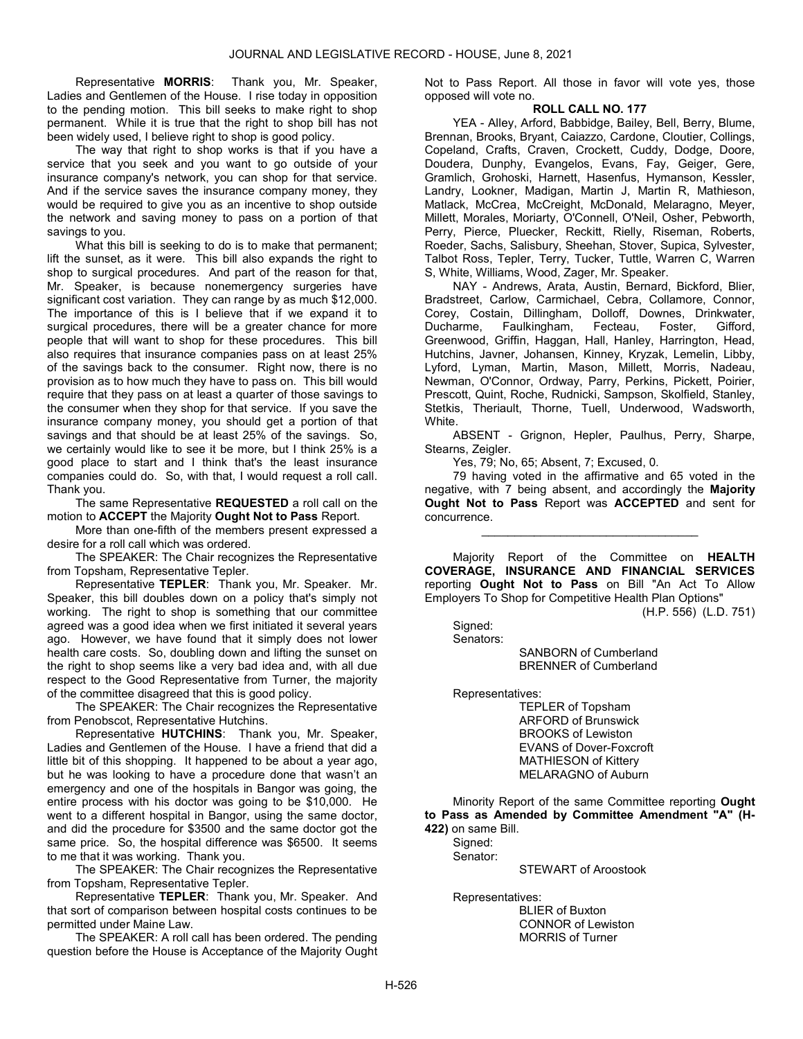Representative **MORRIS**: Thank you, Mr. Speaker, Ladies and Gentlemen of the House. I rise today in opposition to the pending motion. This bill seeks to make right to shop permanent. While it is true that the right to shop bill has not been widely used, I believe right to shop is good policy.

The way that right to shop works is that if you have a service that you seek and you want to go outside of your insurance company's network, you can shop for that service. And if the service saves the insurance company money, they would be required to give you as an incentive to shop outside the network and saving money to pass on a portion of that savings to you.

What this bill is seeking to do is to make that permanent; lift the sunset, as it were. This bill also expands the right to shop to surgical procedures. And part of the reason for that, Mr. Speaker, is because nonemergency surgeries have significant cost variation. They can range by as much $12,000. The importance of this is I believe that if we expand it to surgical procedures, there will be a greater chance for more people that will want to shop for these procedures. This bill also requires that insurance companies pass on at least 25% of the savings back to the consumer. Right now, there is no provision as to how much they have to pass on. This bill would require that they pass on at least a quarter of those savings to the consumer when they shop for that service. If you save the insurance company money, you should get a portion of that savings and that should be at least 25% of the savings. So, we certainly would like to see it be more, but I think 25% is a good place to start and I think that's the least insurance companies could do. So, with that, I would request a roll call. Thank you.

The same Representative **REQUESTED** a roll call on the motion to **ACCEPT** the Majority **Ought Not to Pass** Report.

More than one-fifth of the members present expressed a desire for a roll call which was ordered.

The SPEAKER: The Chair recognizes the Representative from Topsham, Representative Tepler.

Representative **TEPLER**: Thank you, Mr. Speaker. Mr. Speaker, this bill doubles down on a policy that's simply not working. The right to shop is something that our committee agreed was a good idea when we first initiated it several years ago. However, we have found that it simply does not lower health care costs. So, doubling down and lifting the sunset on the right to shop seems like a very bad idea and, with all due respect to the Good Representative from Turner, the majority of the committee disagreed that this is good policy.

The SPEAKER: The Chair recognizes the Representative from Penobscot, Representative Hutchins.

Representative **HUTCHINS**: Thank you, Mr. Speaker, Ladies and Gentlemen of the House. I have a friend that did a little bit of this shopping. It happened to be about a year ago, but he was looking to have a procedure done that wasn't an emergency and one of the hospitals in Bangor was going, the entire process with his doctor was going to be $10,000. He went to a different hospital in Bangor, using the same doctor, and did the procedure for $3500 and the same doctor got the same price. So, the hospital difference was $6500. It seems to me that it was working. Thank you.

The SPEAKER: The Chair recognizes the Representative from Topsham, Representative Tepler.

Representative **TEPLER**: Thank you, Mr. Speaker. And that sort of comparison between hospital costs continues to be permitted under Maine Law.

The SPEAKER: A roll call has been ordered. The pending question before the House is Acceptance of the Majority Ought Not to Pass Report. All those in favor will vote yes, those opposed will vote no.

**ROLL CALL NO. 177**

YEA - Alley, Arford, Babbidge, Bailey, Bell, Berry, Blume, Brennan, Brooks, Bryant, Caiazzo, Cardone, Cloutier, Collings, Copeland, Crafts, Craven, Crockett, Cuddy, Dodge, Doore, Doudera, Dunphy, Evangelos, Evans, Fay, Geiger, Gere, Gramlich, Grohoski, Harnett, Hasenfus, Hymanson, Kessler, Landry, Lookner, Madigan, Martin J, Martin R, Mathieson, Matlack, McCrea, McCreight, McDonald, Melaragno, Meyer, Millett, Morales, Moriarty, O'Connell, O'Neil, Osher, Pebworth, Perry, Pierce, Pluecker, Reckitt, Rielly, Riseman, Roberts, Roeder, Sachs, Salisbury, Sheehan, Stover, Supica, Sylvester, Talbot Ross, Tepler, Terry, Tucker, Tuttle, Warren C, Warren S, White, Williams, Wood, Zager, Mr. Speaker.

NAY - Andrews, Arata, Austin, Bernard, Bickford, Blier, Bradstreet, Carlow, Carmichael, Cebra, Collamore, Connor, Corey, Costain, Dillingham, Dolloff, Downes, Drinkwater, Ducharme, Faulkingham, Fecteau, Foster, Gifford, Greenwood, Griffin, Haggan, Hall, Hanley, Harrington, Head, Hutchins, Javner, Johansen, Kinney, Kryzak, Lemelin, Libby, Lyford, Lyman, Martin, Mason, Millett, Morris, Nadeau, Newman, O'Connor, Ordway, Parry, Perkins, Pickett, Poirier, Prescott, Quint, Roche, Rudnicki, Sampson, Skolfield, Stanley, Stetkis, Theriault, Thorne, Tuell, Underwood, Wadsworth, White.

ABSENT - Grignon, Hepler, Paulhus, Perry, Sharpe, Stearns, Zeigler.

Yes, 79; No, 65; Absent, 7; Excused, 0.

79 having voted in the affirmative and 65 voted in the negative, with 7 being absent, and accordingly the **Majority Ought Not to Pass** Report was **ACCEPTED** and sent for concurrence.

---

Majority Report of the Committee on **HEALTH COVERAGE, INSURANCE AND FINANCIAL SERVICES** reporting **Ought Not to Pass** on Bill "An Act To Allow Employers To Shop for Competitive Health Plan Options"

(H.P. 556) (L.D. 751)

Signed:
Senators:

SANBORN of Cumberland
BRENNER of Cumberland

Representatives:

TEPLER of Topsham
ARFORD of Brunswick
BROOKS of Lewiston
EVANS of Dover-Foxcroft
MATHIESON of Kittery
MELARAGNO of Auburn

Minority Report of the same Committee reporting **Ought to Pass as Amended by Committee Amendment "A" (H-422)** on same Bill.

Signed:
Senator:

STEWART of Aroostook

Representatives:

BLIER of Buxton
CONNOR of Lewiston
MORRIS of Turner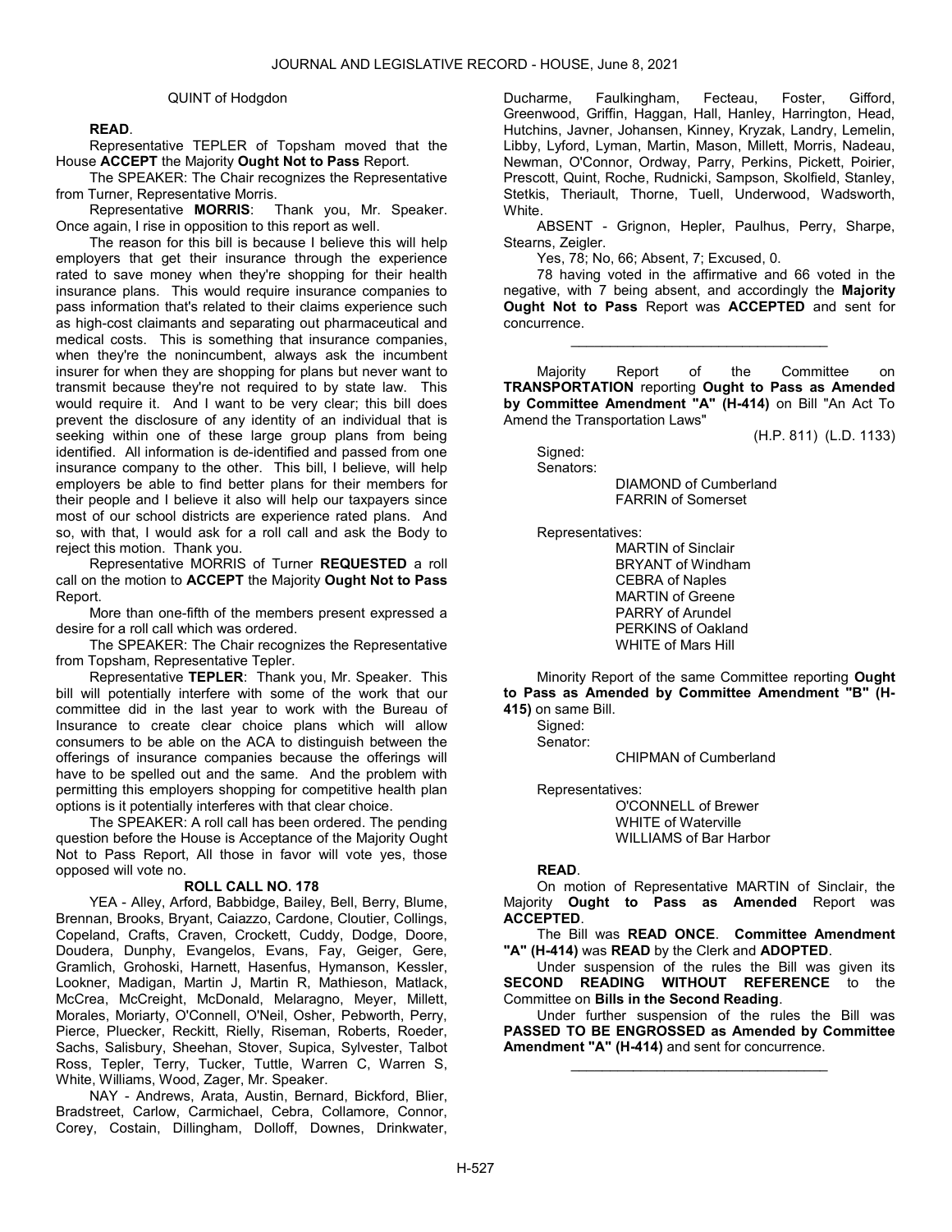QUINT of Hodgdon

**READ**.

Representative TEPLER of Topsham moved that the House **ACCEPT** the Majority **Ought Not to Pass** Report.

The SPEAKER: The Chair recognizes the Representative from Turner, Representative Morris.

Representative **MORRIS**: Thank you, Mr. Speaker. Once again, I rise in opposition to this report as well.

The reason for this bill is because I believe this will help employers that get their insurance through the experience rated to save money when they're shopping for their health insurance plans. This would require insurance companies to pass information that's related to their claims experience such as high-cost claimants and separating out pharmaceutical and medical costs. This is something that insurance companies, when they're the nonincumbent, always ask the incumbent insurer for when they are shopping for plans but never want to transmit because they're not required to by state law. This would require it. And I want to be very clear; this bill does prevent the disclosure of any identity of an individual that is seeking within one of these large group plans from being identified. All information is de-identified and passed from one insurance company to the other. This bill, I believe, will help employers be able to find better plans for their members for their people and I believe it also will help our taxpayers since most of our school districts are experience rated plans. And so, with that, I would ask for a roll call and ask the Body to reject this motion. Thank you.

Representative MORRIS of Turner **REQUESTED** a roll call on the motion to **ACCEPT** the Majority **Ought Not to Pass** Report.

More than one-fifth of the members present expressed a desire for a roll call which was ordered.

The SPEAKER: The Chair recognizes the Representative from Topsham, Representative Tepler.

Representative **TEPLER**: Thank you, Mr. Speaker. This bill will potentially interfere with some of the work that our committee did in the last year to work with the Bureau of Insurance to create clear choice plans which will allow consumers to be able on the ACA to distinguish between the offerings of insurance companies because the offerings will have to be spelled out and the same. And the problem with permitting this employers shopping for competitive health plan options is it potentially interferes with that clear choice.

The SPEAKER: A roll call has been ordered. The pending question before the House is Acceptance of the Majority Ought Not to Pass Report, All those in favor will vote yes, those opposed will vote no.

**ROLL CALL NO. 178**

YEA - Alley, Arford, Babbidge, Bailey, Bell, Berry, Blume, Brennan, Brooks, Bryant, Caiazzo, Cardone, Cloutier, Collings, Copeland, Crafts, Craven, Crockett, Cuddy, Dodge, Doore, Doudera, Dunphy, Evangelos, Evans, Fay, Geiger, Gere, Gramlich, Grohoski, Harnett, Hasenfus, Hymanson, Kessler, Lookner, Madigan, Martin J, Martin R, Mathieson, Matlack, McCrea, McCreight, McDonald, Melaragno, Meyer, Millett, Morales, Moriarty, O'Connell, O'Neil, Osher, Pebworth, Perry, Pierce, Pluecker, Reckitt, Rielly, Riseman, Roberts, Roeder, Sachs, Salisbury, Sheehan, Stover, Supica, Sylvester, Talbot Ross, Tepler, Terry, Tucker, Tuttle, Warren C, Warren S, White, Williams, Wood, Zager, Mr. Speaker.

NAY - Andrews, Arata, Austin, Bernard, Bickford, Blier, Bradstreet, Carlow, Carmichael, Cebra, Collamore, Connor, Corey, Costain, Dillingham, Dolloff, Downes, Drinkwater, Ducharme, Faulkingham, Fecteau, Foster, Gifford, Greenwood, Griffin, Haggan, Hall, Hanley, Harrington, Head, Hutchins, Javner, Johansen, Kinney, Kryzak, Landry, Lemelin, Libby, Lyford, Lyman, Martin, Mason, Millett, Morris, Nadeau, Newman, O'Connor, Ordway, Parry, Perkins, Pickett, Poirier, Prescott, Quint, Roche, Rudnicki, Sampson, Skolfield, Stanley, Stetkis, Theriault, Thorne, Tuell, Underwood, Wadsworth, White.

ABSENT - Grignon, Hepler, Paulhus, Perry, Sharpe, Stearns, Zeigler.

Yes, 78; No, 66; Absent, 7; Excused, 0.

78 having voted in the affirmative and 66 voted in the negative, with 7 being absent, and accordingly the **Majority Ought Not to Pass** Report was **ACCEPTED** and sent for concurrence.

_________________________________

Majority Report of the Committee on **TRANSPORTATION** reporting **Ought to Pass as Amended by Committee Amendment "A" (H-414)** on Bill "An Act To Amend the Transportation Laws"

(H.P. 811) (L.D. 1133)

Signed:
Senators:

DIAMOND of Cumberland
FARRIN of Somerset

Representatives:

MARTIN of Sinclair
BRYANT of Windham
CEBRA of Naples
MARTIN of Greene
PARRY of Arundel
PERKINS of Oakland
WHITE of Mars Hill

Minority Report of the same Committee reporting **Ought to Pass as Amended by Committee Amendment "B" (H-415)** on same Bill.

Signed:
Senator:

CHIPMAN of Cumberland

Representatives:

O'CONNELL of Brewer
WHITE of Waterville
WILLIAMS of Bar Harbor

**READ**.

On motion of Representative MARTIN of Sinclair, the Majority **Ought to Pass as Amended** Report was **ACCEPTED**.

The Bill was **READ ONCE**. **Committee Amendment "A" (H-414)** was **READ** by the Clerk and **ADOPTED**.

Under suspension of the rules the Bill was given its **SECOND READING WITHOUT REFERENCE** to the Committee on **Bills in the Second Reading**.

Under further suspension of the rules the Bill was **PASSED TO BE ENGROSSED as Amended by Committee Amendment "A" (H-414)** and sent for concurrence.

_________________________________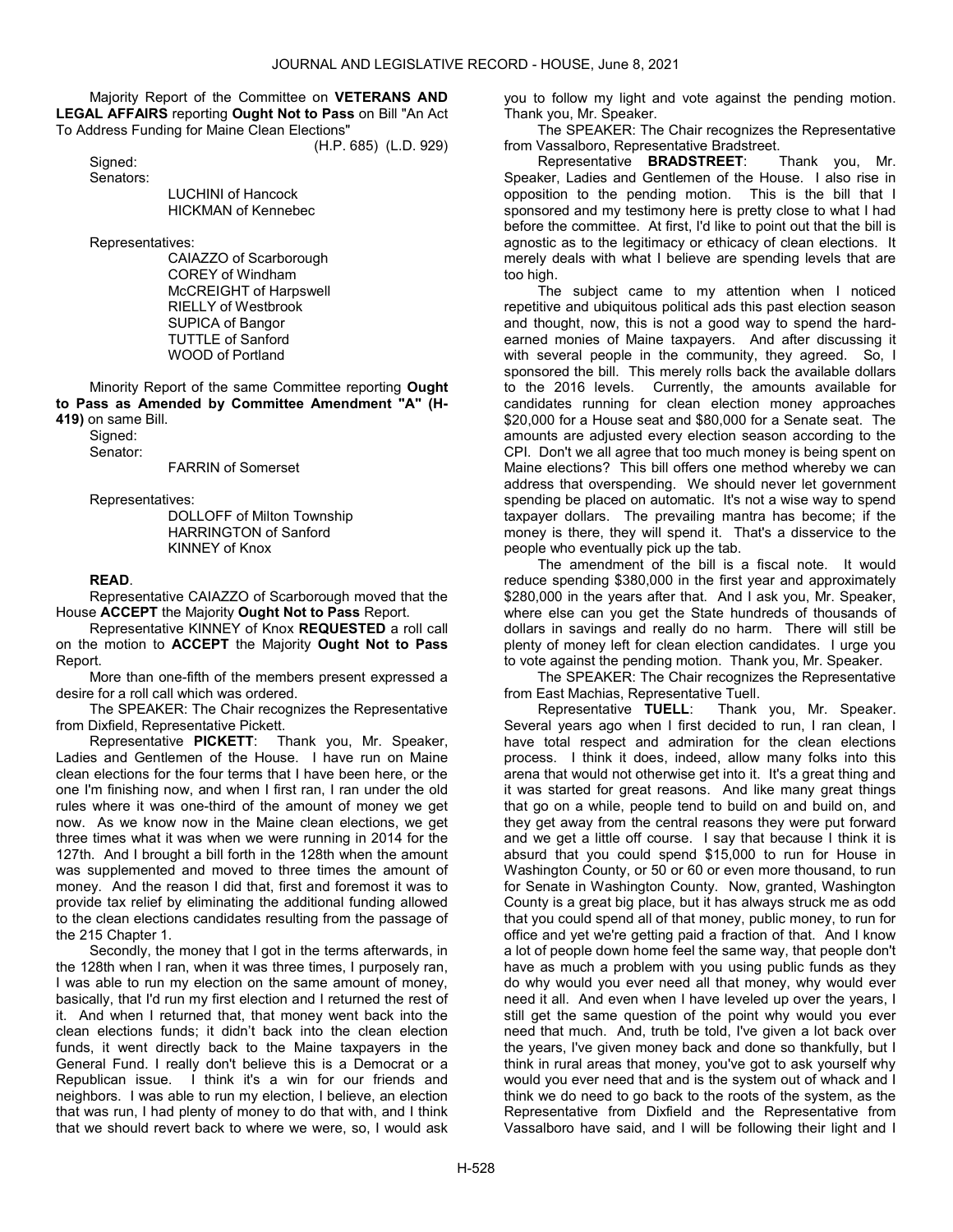Majority Report of the Committee on **VETERANS AND LEGAL AFFAIRS** reporting **Ought Not to Pass** on Bill "An Act To Address Funding for Maine Clean Elections"

(H.P. 685) (L.D. 929)

Signed:

Senators:

LUCHINI of Hancock
HICKMAN of Kennebec

Representatives:

CAIAZZO of Scarborough
COREY of Windham
McCREIGHT of Harpswell
RIELLY of Westbrook
SUPICA of Bangor
TUTTLE of Sanford
WOOD of Portland

Minority Report of the same Committee reporting **Ought to Pass as Amended by Committee Amendment "A" (H-419)** on same Bill.

Signed:

Senator:

FARRIN of Somerset

Representatives:

DOLLOFF of Milton Township
HARRINGTON of Sanford
KINNEY of Knox

**READ**.

Representative CAIAZZO of Scarborough moved that the House **ACCEPT** the Majority **Ought Not to Pass** Report.

Representative KINNEY of Knox **REQUESTED** a roll call on the motion to **ACCEPT** the Majority **Ought Not to Pass** Report.

More than one-fifth of the members present expressed a desire for a roll call which was ordered.

The SPEAKER: The Chair recognizes the Representative from Dixfield, Representative Pickett.

Representative **PICKETT**: Thank you, Mr. Speaker, Ladies and Gentlemen of the House. I have run on Maine clean elections for the four terms that I have been here, or the one I'm finishing now, and when I first ran, I ran under the old rules where it was one-third of the amount of money we get now. As we know now in the Maine clean elections, we get three times what it was when we were running in 2014 for the 127th. And I brought a bill forth in the 128th when the amount was supplemented and moved to three times the amount of money. And the reason I did that, first and foremost it was to provide tax relief by eliminating the additional funding allowed to the clean elections candidates resulting from the passage of the 215 Chapter 1.

Secondly, the money that I got in the terms afterwards, in the 128th when I ran, when it was three times, I purposely ran, I was able to run my election on the same amount of money, basically, that I'd run my first election and I returned the rest of it. And when I returned that, that money went back into the clean elections funds; it didn't back into the clean election funds, it went directly back to the Maine taxpayers in the General Fund. I really don't believe this is a Democrat or a Republican issue. I think it's a win for our friends and neighbors. I was able to run my election, I believe, an election that was run, I had plenty of money to do that with, and I think that we should revert back to where we were, so, I would ask you to follow my light and vote against the pending motion. Thank you, Mr. Speaker.

The SPEAKER: The Chair recognizes the Representative from Vassalboro, Representative Bradstreet.

Representative **BRADSTREET**: Thank you, Mr. Speaker, Ladies and Gentlemen of the House. I also rise in opposition to the pending motion. This is the bill that I sponsored and my testimony here is pretty close to what I had before the committee. At first, I'd like to point out that the bill is agnostic as to the legitimacy or ethicacy of clean elections. It merely deals with what I believe are spending levels that are too high.

The subject came to my attention when I noticed repetitive and ubiquitous political ads this past election season and thought, now, this is not a good way to spend the hard-earned monies of Maine taxpayers. And after discussing it with several people in the community, they agreed. So, I sponsored the bill. This merely rolls back the available dollars to the 2016 levels. Currently, the amounts available for candidates running for clean election money approaches $20,000 for a House seat and $80,000 for a Senate seat. The amounts are adjusted every election season according to the CPI. Don't we all agree that too much money is being spent on Maine elections? This bill offers one method whereby we can address that overspending. We should never let government spending be placed on automatic. It's not a wise way to spend taxpayer dollars. The prevailing mantra has become; if the money is there, they will spend it. That's a disservice to the people who eventually pick up the tab.

The amendment of the bill is a fiscal note. It would reduce spending $380,000 in the first year and approximately $280,000 in the years after that. And I ask you, Mr. Speaker, where else can you get the State hundreds of thousands of dollars in savings and really do no harm. There will still be plenty of money left for clean election candidates. I urge you to vote against the pending motion. Thank you, Mr. Speaker.

The SPEAKER: The Chair recognizes the Representative from East Machias, Representative Tuell.

Representative **TUELL**: Thank you, Mr. Speaker. Several years ago when I first decided to run, I ran clean, I have total respect and admiration for the clean elections process. I think it does, indeed, allow many folks into this arena that would not otherwise get into it. It's a great thing and it was started for great reasons. And like many great things that go on a while, people tend to build on and build on, and they get away from the central reasons they were put forward and we get a little off course. I say that because I think it is absurd that you could spend $15,000 to run for House in Washington County, or 50 or 60 or even more thousand, to run for Senate in Washington County. Now, granted, Washington County is a great big place, but it has always struck me as odd that you could spend all of that money, public money, to run for office and yet we're getting paid a fraction of that. And I know a lot of people down home feel the same way, that people don't have as much a problem with you using public funds as they do why would you ever need all that money, why would ever need it all. And even when I have leveled up over the years, I still get the same question of the point why would you ever need that much. And, truth be told, I've given a lot back over the years, I've given money back and done so thankfully, but I think in rural areas that money, you've got to ask yourself why would you ever need that and is the system out of whack and I think we do need to go back to the roots of the system, as the Representative from Dixfield and the Representative from Vassalboro have said, and I will be following their light and I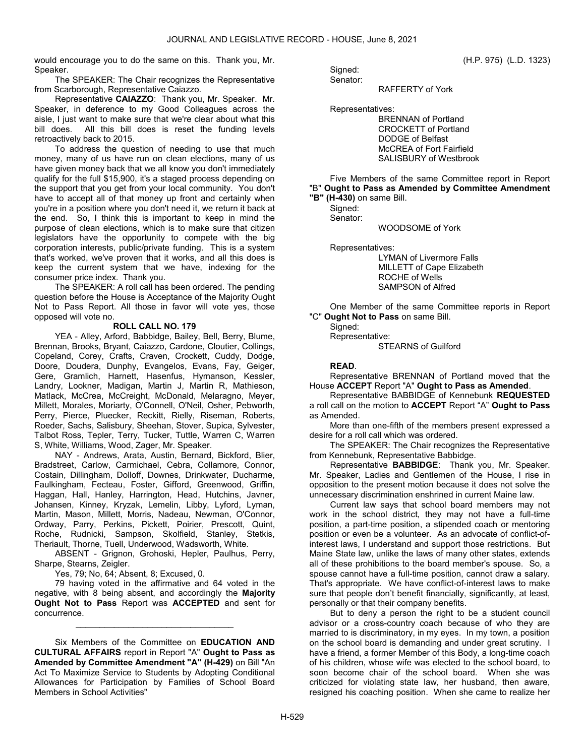would encourage you to do the same on this. Thank you, Mr. Speaker.

The SPEAKER: The Chair recognizes the Representative from Scarborough, Representative Caiazzo.

Representative **CAIAZZO**: Thank you, Mr. Speaker. Mr. Speaker, in deference to my Good Colleagues across the aisle, I just want to make sure that we're clear about what this bill does. All this bill does is reset the funding levels retroactively back to 2015.

To address the question of needing to use that much money, many of us have run on clean elections, many of us have given money back that we all know you don't immediately qualify for the full $15,900, it's a staged process depending on the support that you get from your local community. You don't have to accept all of that money up front and certainly when you're in a position where you don't need it, we return it back at the end. So, I think this is important to keep in mind the purpose of clean elections, which is to make sure that citizen legislators have the opportunity to compete with the big corporation interests, public/private funding. This is a system that's worked, we've proven that it works, and all this does is keep the current system that we have, indexing for the consumer price index. Thank you.

The SPEAKER: A roll call has been ordered. The pending question before the House is Acceptance of the Majority Ought Not to Pass Report. All those in favor will vote yes, those opposed will vote no.

**ROLL CALL NO. 179**

YEA - Alley, Arford, Babbidge, Bailey, Bell, Berry, Blume, Brennan, Brooks, Bryant, Caiazzo, Cardone, Cloutier, Collings, Copeland, Corey, Crafts, Craven, Crockett, Cuddy, Dodge, Doore, Doudera, Dunphy, Evangelos, Evans, Fay, Geiger, Gere, Gramlich, Harnett, Hasenfus, Hymanson, Kessler, Landry, Lookner, Madigan, Martin J, Martin R, Mathieson, Matlack, McCrea, McCreight, McDonald, Melaragno, Meyer, Millett, Morales, Moriarty, O'Connell, O'Neil, Osher, Pebworth, Perry, Pierce, Pluecker, Reckitt, Rielly, Riseman, Roberts, Roeder, Sachs, Salisbury, Sheehan, Stover, Supica, Sylvester, Talbot Ross, Tepler, Terry, Tucker, Tuttle, Warren C, Warren S, White, Williams, Wood, Zager, Mr. Speaker.

NAY - Andrews, Arata, Austin, Bernard, Bickford, Blier, Bradstreet, Carlow, Carmichael, Cebra, Collamore, Connor, Costain, Dillingham, Dolloff, Downes, Drinkwater, Ducharme, Faulkingham, Fecteau, Foster, Gifford, Greenwood, Griffin, Haggan, Hall, Hanley, Harrington, Head, Hutchins, Javner, Johansen, Kinney, Kryzak, Lemelin, Libby, Lyford, Lyman, Martin, Mason, Millett, Morris, Nadeau, Newman, O'Connor, Ordway, Parry, Perkins, Pickett, Poirier, Prescott, Quint, Roche, Rudnicki, Sampson, Skolfield, Stanley, Stetkis, Theriault, Thorne, Tuell, Underwood, Wadsworth, White.

ABSENT - Grignon, Grohoski, Hepler, Paulhus, Perry, Sharpe, Stearns, Zeigler.

Yes, 79; No, 64; Absent, 8; Excused, 0.

79 having voted in the affirmative and 64 voted in the negative, with 8 being absent, and accordingly the **Majority Ought Not to Pass** Report was **ACCEPTED** and sent for concurrence.

_________________________________

Six Members of the Committee on **EDUCATION AND CULTURAL AFFAIRS** report in Report "A" **Ought to Pass as Amended by Committee Amendment "A" (H-429)** on Bill "An Act To Maximize Service to Students by Adopting Conditional Allowances for Participation by Families of School Board Members in School Activities"

(H.P. 975) (L.D. 1323)

Signed:
Senator:
RAFFERTY of York

Representatives:
BRENNAN of Portland
CROCKETT of Portland
DODGE of Belfast
McCREA of Fort Fairfield
SALISBURY of Westbrook

Five Members of the same Committee report in Report "B" **Ought to Pass as Amended by Committee Amendment "B" (H-430)** on same Bill.

Signed:
Senator:
WOODSOME of York

Representatives:
LYMAN of Livermore Falls
MILLETT of Cape Elizabeth
ROCHE of Wells
SAMPSON of Alfred

One Member of the same Committee reports in Report "C" **Ought Not to Pass** on same Bill.

Signed:
Representative:
STEARNS of Guilford

**READ**.

Representative BRENNAN of Portland moved that the House **ACCEPT** Report "A" **Ought to Pass as Amended**.

Representative BABBIDGE of Kennebunk **REQUESTED** a roll call on the motion to **ACCEPT** Report "A" **Ought to Pass** as Amended.

More than one-fifth of the members present expressed a desire for a roll call which was ordered.

The SPEAKER: The Chair recognizes the Representative from Kennebunk, Representative Babbidge.

Representative **BABBIDGE**: Thank you, Mr. Speaker. Mr. Speaker, Ladies and Gentlemen of the House, I rise in opposition to the present motion because it does not solve the unnecessary discrimination enshrined in current Maine law.

Current law says that school board members may not work in the school district, they may not have a full-time position, a part-time position, a stipended coach or mentoring position or even be a volunteer. As an advocate of conflict-of-interest laws, I understand and support those restrictions. But Maine State law, unlike the laws of many other states, extends all of these prohibitions to the board member's spouse. So, a spouse cannot have a full-time position, cannot draw a salary. That's appropriate. We have conflict-of-interest laws to make sure that people don't benefit financially, significantly, at least, personally or that their company benefits.

But to deny a person the right to be a student council advisor or a cross-country coach because of who they are married to is discriminatory, in my eyes. In my town, a position on the school board is demanding and under great scrutiny. I have a friend, a former Member of this Body, a long-time coach of his children, whose wife was elected to the school board, to soon become chair of the school board. When she was criticized for violating state law, her husband, then aware, resigned his coaching position. When she came to realize her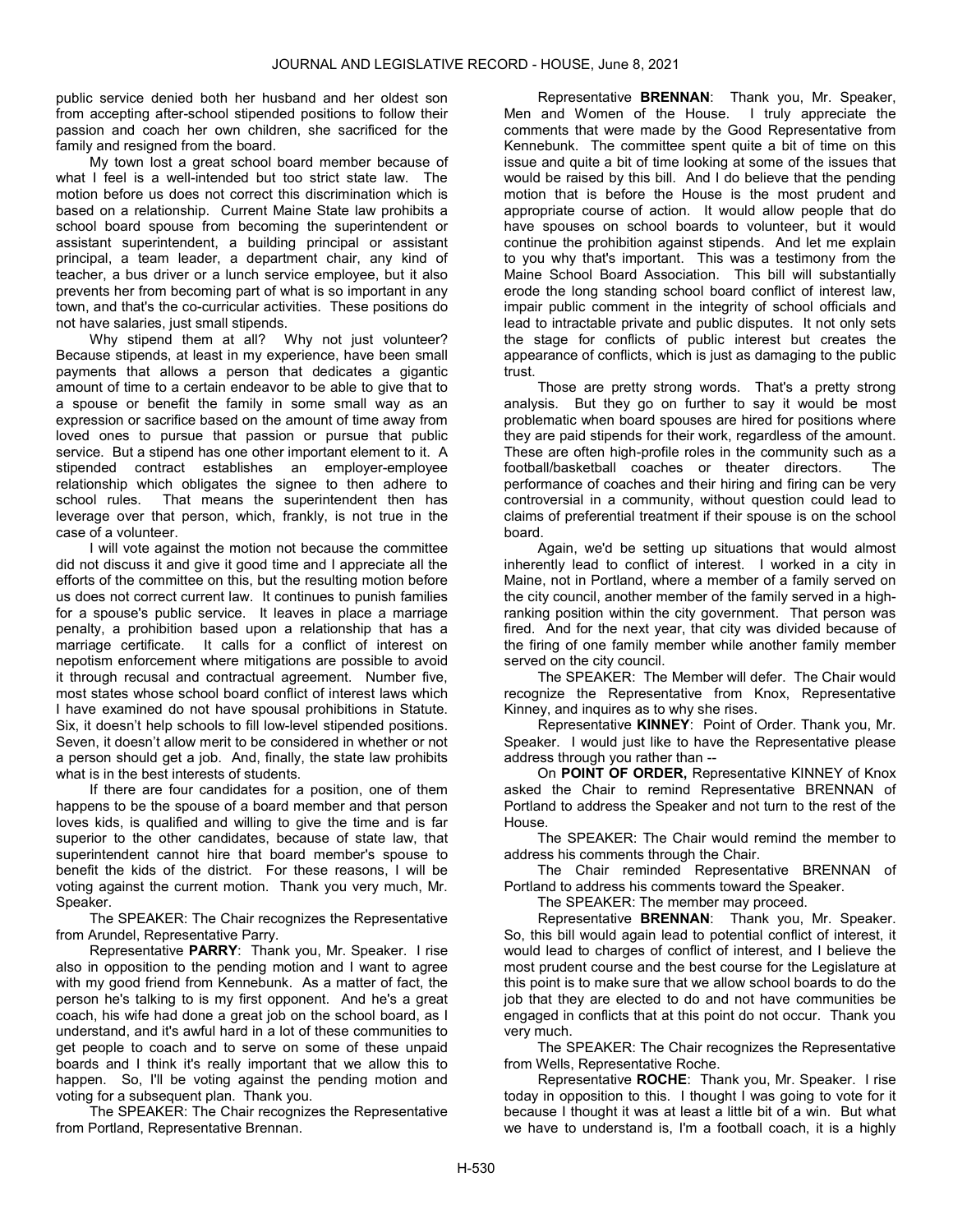public service denied both her husband and her oldest son from accepting after-school stipended positions to follow their passion and coach her own children, she sacrificed for the family and resigned from the board.

My town lost a great school board member because of what I feel is a well-intended but too strict state law. The motion before us does not correct this discrimination which is based on a relationship. Current Maine State law prohibits a school board spouse from becoming the superintendent or assistant superintendent, a building principal or assistant principal, a team leader, a department chair, any kind of teacher, a bus driver or a lunch service employee, but it also prevents her from becoming part of what is so important in any town, and that's the co-curricular activities. These positions do not have salaries, just small stipends.

Why stipend them at all? Why not just volunteer? Because stipends, at least in my experience, have been small payments that allows a person that dedicates a gigantic amount of time to a certain endeavor to be able to give that to a spouse or benefit the family in some small way as an expression or sacrifice based on the amount of time away from loved ones to pursue that passion or pursue that public service. But a stipend has one other important element to it. A stipended contract establishes an employer-employee relationship which obligates the signee to then adhere to school rules. That means the superintendent then has leverage over that person, which, frankly, is not true in the case of a volunteer.

I will vote against the motion not because the committee did not discuss it and give it good time and I appreciate all the efforts of the committee on this, but the resulting motion before us does not correct current law. It continues to punish families for a spouse's public service. It leaves in place a marriage penalty, a prohibition based upon a relationship that has a marriage certificate. It calls for a conflict of interest on nepotism enforcement where mitigations are possible to avoid it through recusal and contractual agreement. Number five, most states whose school board conflict of interest laws which I have examined do not have spousal prohibitions in Statute. Six, it doesn't help schools to fill low-level stipended positions. Seven, it doesn't allow merit to be considered in whether or not a person should get a job. And, finally, the state law prohibits what is in the best interests of students.

If there are four candidates for a position, one of them happens to be the spouse of a board member and that person loves kids, is qualified and willing to give the time and is far superior to the other candidates, because of state law, that superintendent cannot hire that board member's spouse to benefit the kids of the district. For these reasons, I will be voting against the current motion. Thank you very much, Mr. Speaker.

The SPEAKER: The Chair recognizes the Representative from Arundel, Representative Parry.

Representative **PARRY**: Thank you, Mr. Speaker. I rise also in opposition to the pending motion and I want to agree with my good friend from Kennebunk. As a matter of fact, the person he's talking to is my first opponent. And he's a great coach, his wife had done a great job on the school board, as I understand, and it's awful hard in a lot of these communities to get people to coach and to serve on some of these unpaid boards and I think it's really important that we allow this to happen. So, I'll be voting against the pending motion and voting for a subsequent plan. Thank you.

The SPEAKER: The Chair recognizes the Representative from Portland, Representative Brennan.

Representative **BRENNAN**: Thank you, Mr. Speaker, Men and Women of the House. I truly appreciate the comments that were made by the Good Representative from Kennebunk. The committee spent quite a bit of time on this issue and quite a bit of time looking at some of the issues that would be raised by this bill. And I do believe that the pending motion that is before the House is the most prudent and appropriate course of action. It would allow people that do have spouses on school boards to volunteer, but it would continue the prohibition against stipends. And let me explain to you why that's important. This was a testimony from the Maine School Board Association. This bill will substantially erode the long standing school board conflict of interest law, impair public comment in the integrity of school officials and lead to intractable private and public disputes. It not only sets the stage for conflicts of public interest but creates the appearance of conflicts, which is just as damaging to the public trust.

Those are pretty strong words. That's a pretty strong analysis. But they go on further to say it would be most problematic when board spouses are hired for positions where they are paid stipends for their work, regardless of the amount. These are often high-profile roles in the community such as a football/basketball coaches or theater directors. The performance of coaches and their hiring and firing can be very controversial in a community, without question could lead to claims of preferential treatment if their spouse is on the school board.

Again, we'd be setting up situations that would almost inherently lead to conflict of interest. I worked in a city in Maine, not in Portland, where a member of a family served on the city council, another member of the family served in a high-ranking position within the city government. That person was fired. And for the next year, that city was divided because of the firing of one family member while another family member served on the city council.

The SPEAKER: The Member will defer. The Chair would recognize the Representative from Knox, Representative Kinney, and inquires as to why she rises.

Representative **KINNEY**: Point of Order. Thank you, Mr. Speaker. I would just like to have the Representative please address through you rather than --

On **POINT OF ORDER,** Representative KINNEY of Knox asked the Chair to remind Representative BRENNAN of Portland to address the Speaker and not turn to the rest of the House.

The SPEAKER: The Chair would remind the member to address his comments through the Chair.

The Chair reminded Representative BRENNAN of Portland to address his comments toward the Speaker.

The SPEAKER: The member may proceed.

Representative **BRENNAN**: Thank you, Mr. Speaker. So, this bill would again lead to potential conflict of interest, it would lead to charges of conflict of interest, and I believe the most prudent course and the best course for the Legislature at this point is to make sure that we allow school boards to do the job that they are elected to do and not have communities be engaged in conflicts that at this point do not occur. Thank you very much.

The SPEAKER: The Chair recognizes the Representative from Wells, Representative Roche.

Representative **ROCHE**: Thank you, Mr. Speaker. I rise today in opposition to this. I thought I was going to vote for it because I thought it was at least a little bit of a win. But what we have to understand is, I'm a football coach, it is a highly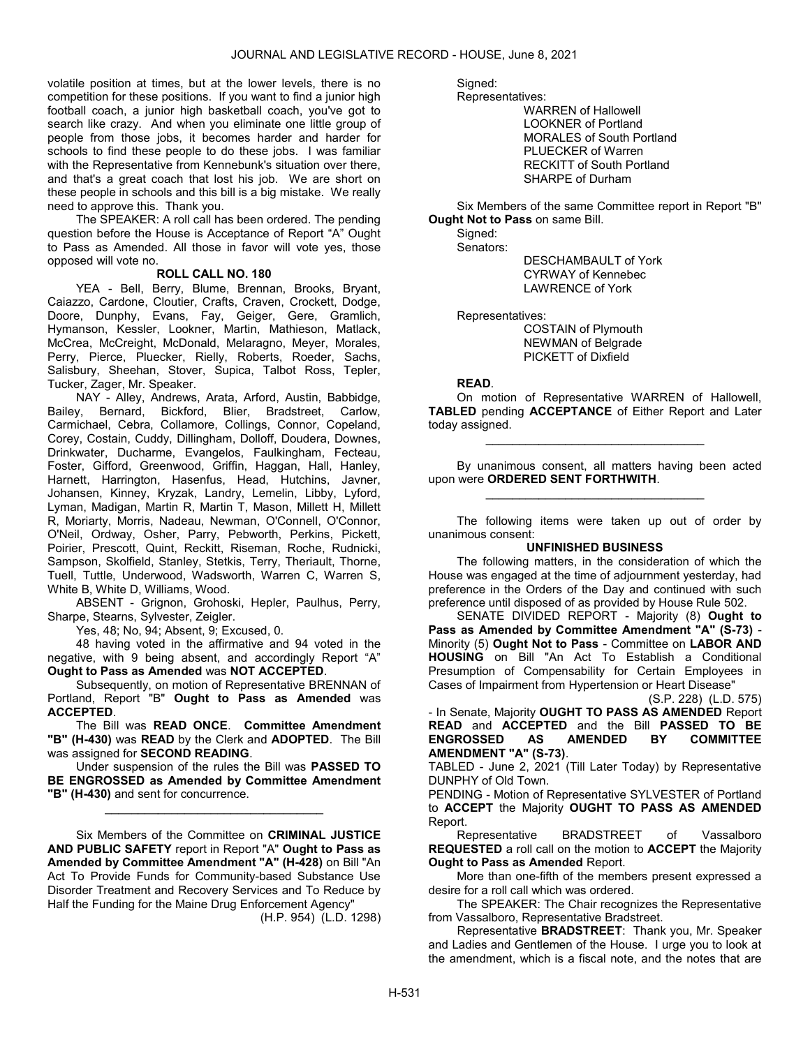volatile position at times, but at the lower levels, there is no competition for these positions. If you want to find a junior high football coach, a junior high basketball coach, you've got to search like crazy. And when you eliminate one little group of people from those jobs, it becomes harder and harder for schools to find these people to do these jobs. I was familiar with the Representative from Kennebunk's situation over there, and that's a great coach that lost his job. We are short on these people in schools and this bill is a big mistake. We really need to approve this. Thank you.

The SPEAKER: A roll call has been ordered. The pending question before the House is Acceptance of Report "A" Ought to Pass as Amended. All those in favor will vote yes, those opposed will vote no.

**ROLL CALL NO. 180**

YEA - Bell, Berry, Blume, Brennan, Brooks, Bryant, Caiazzo, Cardone, Cloutier, Crafts, Craven, Crockett, Dodge, Doore, Dunphy, Evans, Fay, Geiger, Gere, Gramlich, Hymanson, Kessler, Lookner, Martin, Mathieson, Matlack, McCrea, McCreight, McDonald, Melaragno, Meyer, Morales, Perry, Pierce, Pluecker, Rielly, Roberts, Roeder, Sachs, Salisbury, Sheehan, Stover, Supica, Talbot Ross, Tepler, Tucker, Zager, Mr. Speaker.

NAY - Alley, Andrews, Arata, Arford, Austin, Babbidge, Bailey, Bernard, Bickford, Blier, Bradstreet, Carlow, Carmichael, Cebra, Collamore, Collings, Connor, Copeland, Corey, Costain, Cuddy, Dillingham, Dolloff, Doudera, Downes, Drinkwater, Ducharme, Evangelos, Faulkingham, Fecteau, Foster, Gifford, Greenwood, Griffin, Haggan, Hall, Hanley, Harnett, Harrington, Hasenfus, Head, Hutchins, Javner, Johansen, Kinney, Kryzak, Landry, Lemelin, Libby, Lyford, Lyman, Madigan, Martin R, Martin T, Mason, Millett H, Millett R, Moriarty, Morris, Nadeau, Newman, O'Connell, O'Connor, O'Neil, Ordway, Osher, Parry, Pebworth, Perkins, Pickett, Poirier, Prescott, Quint, Reckitt, Riseman, Roche, Rudnicki, Sampson, Skolfield, Stanley, Stetkis, Terry, Theriault, Thorne, Tuell, Tuttle, Underwood, Wadsworth, Warren C, Warren S, White B, White D, Williams, Wood.

ABSENT - Grignon, Grohoski, Hepler, Paulhus, Perry, Sharpe, Stearns, Sylvester, Zeigler.

Yes, 48; No, 94; Absent, 9; Excused, 0.

48 having voted in the affirmative and 94 voted in the negative, with 9 being absent, and accordingly Report "A" **Ought to Pass as Amended** was **NOT ACCEPTED**.

Subsequently, on motion of Representative BRENNAN of Portland, Report "B" **Ought to Pass as Amended** was **ACCEPTED**.

The Bill was **READ ONCE**. **Committee Amendment "B" (H-430)** was **READ** by the Clerk and **ADOPTED**. The Bill was assigned for **SECOND READING**.

Under suspension of the rules the Bill was **PASSED TO BE ENGROSSED as Amended by Committee Amendment "B" (H-430)** and sent for concurrence.

_________________________________

Six Members of the Committee on **CRIMINAL JUSTICE AND PUBLIC SAFETY** report in Report "A" **Ought to Pass as Amended by Committee Amendment "A" (H-428)** on Bill "An Act To Provide Funds for Community-based Substance Use Disorder Treatment and Recovery Services and To Reduce by Half the Funding for the Maine Drug Enforcement Agency"

(H.P. 954) (L.D. 1298)

Signed:
Representatives:
WARREN of Hallowell
LOOKNER of Portland
MORALES of South Portland
PLUECKER of Warren
RECKITT of South Portland
SHARPE of Durham

Six Members of the same Committee report in Report "B" **Ought Not to Pass** on same Bill.

Signed:
Senators:
DESCHAMBAULT of York
CYRWAY of Kennebec
LAWRENCE of York

Representatives:
COSTAIN of Plymouth
NEWMAN of Belgrade
PICKETT of Dixfield

**READ**.

On motion of Representative WARREN of Hallowell, **TABLED** pending **ACCEPTANCE** of Either Report and Later today assigned.

_________________________________

By unanimous consent, all matters having been acted upon were **ORDERED SENT FORTHWITH**.

_________________________________

The following items were taken up out of order by unanimous consent:

**UNFINISHED BUSINESS**

The following matters, in the consideration of which the House was engaged at the time of adjournment yesterday, had preference in the Orders of the Day and continued with such preference until disposed of as provided by House Rule 502.

SENATE DIVIDED REPORT - Majority (8) **Ought to Pass as Amended by Committee Amendment "A" (S-73)** - Minority (5) **Ought Not to Pass** - Committee on **LABOR AND HOUSING** on Bill "An Act To Establish a Conditional Presumption of Compensability for Certain Employees in Cases of Impairment from Hypertension or Heart Disease"

(S.P. 228) (L.D. 575)

- In Senate, Majority **OUGHT TO PASS AS AMENDED** Report **READ** and **ACCEPTED** and the Bill **PASSED TO BE ENGROSSED AS AMENDED BY COMMITTEE AMENDMENT "A" (S-73)**.

TABLED - June 2, 2021 (Till Later Today) by Representative DUNPHY of Old Town.

PENDING - Motion of Representative SYLVESTER of Portland to **ACCEPT** the Majority **OUGHT TO PASS AS AMENDED** Report.

Representative BRADSTREET of Vassalboro **REQUESTED** a roll call on the motion to **ACCEPT** the Majority **Ought to Pass as Amended** Report.

More than one-fifth of the members present expressed a desire for a roll call which was ordered.

The SPEAKER: The Chair recognizes the Representative from Vassalboro, Representative Bradstreet.

Representative **BRADSTREET**: Thank you, Mr. Speaker and Ladies and Gentlemen of the House. I urge you to look at the amendment, which is a fiscal note, and the notes that are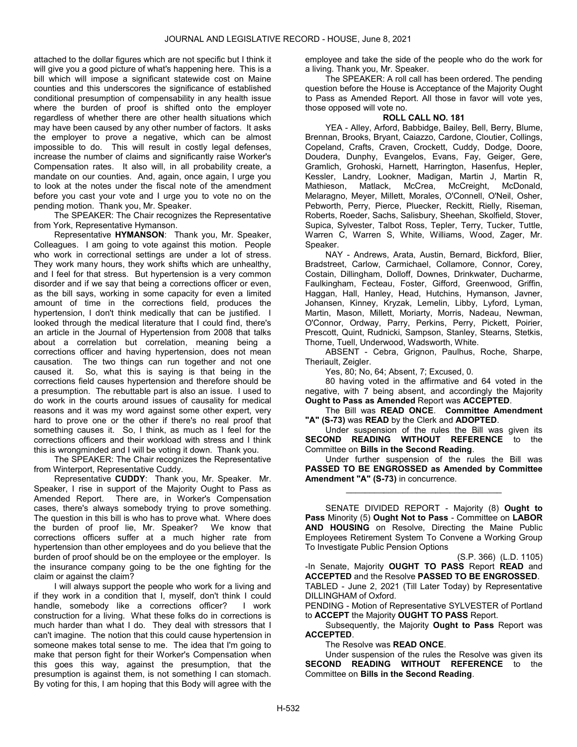attached to the dollar figures which are not specific but I think it will give you a good picture of what's happening here. This is a bill which will impose a significant statewide cost on Maine counties and this underscores the significance of established conditional presumption of compensability in any health issue where the burden of proof is shifted onto the employer regardless of whether there are other health situations which may have been caused by any other number of factors. It asks the employer to prove a negative, which can be almost impossible to do. This will result in costly legal defenses, increase the number of claims and significantly raise Worker's Compensation rates. It also will, in all probability create, a mandate on our counties. And, again, once again, I urge you to look at the notes under the fiscal note of the amendment before you cast your vote and I urge you to vote no on the pending motion. Thank you, Mr. Speaker.

The SPEAKER: The Chair recognizes the Representative from York, Representative Hymanson.

Representative **HYMANSON**: Thank you, Mr. Speaker, Colleagues. I am going to vote against this motion. People who work in correctional settings are under a lot of stress. They work many hours, they work shifts which are unhealthy, and I feel for that stress. But hypertension is a very common disorder and if we say that being a corrections officer or even, as the bill says, working in some capacity for even a limited amount of time in the corrections field, produces the hypertension, I don't think medically that can be justified. I looked through the medical literature that I could find, there's an article in the Journal of Hypertension from 2008 that talks about a correlation but correlation, meaning being a corrections officer and having hypertension, does not mean causation. The two things can run together and not one caused it. So, what this is saying is that being in the corrections field causes hypertension and therefore should be a presumption. The rebuttable part is also an issue. I used to do work in the courts around issues of causality for medical reasons and it was my word against some other expert, very hard to prove one or the other if there's no real proof that something causes it. So, I think, as much as I feel for the corrections officers and their workload with stress and I think this is wrongminded and I will be voting it down. Thank you.

The SPEAKER: The Chair recognizes the Representative from Winterport, Representative Cuddy.

Representative **CUDDY**: Thank you, Mr. Speaker. Mr. Speaker, I rise in support of the Majority Ought to Pass as Amended Report. There are, in Worker's Compensation cases, there's always somebody trying to prove something. The question in this bill is who has to prove what. Where does the burden of proof lie, Mr. Speaker? We know that corrections officers suffer at a much higher rate from hypertension than other employees and do you believe that the burden of proof should be on the employee or the employer. Is the insurance company going to be the one fighting for the claim or against the claim?

I will always support the people who work for a living and if they work in a condition that I, myself, don't think I could handle, somebody like a corrections officer? I work construction for a living. What these folks do in corrections is much harder than what I do. They deal with stressors that I can't imagine. The notion that this could cause hypertension in someone makes total sense to me. The idea that I'm going to make that person fight for their Worker's Compensation when this goes this way, against the presumption, that the presumption is against them, is not something I can stomach. By voting for this, I am hoping that this Body will agree with the employee and take the side of the people who do the work for a living. Thank you, Mr. Speaker.

The SPEAKER: A roll call has been ordered. The pending question before the House is Acceptance of the Majority Ought to Pass as Amended Report. All those in favor will vote yes, those opposed will vote no.

**ROLL CALL NO. 181**

YEA - Alley, Arford, Babbidge, Bailey, Bell, Berry, Blume, Brennan, Brooks, Bryant, Caiazzo, Cardone, Cloutier, Collings, Copeland, Crafts, Craven, Crockett, Cuddy, Dodge, Doore, Doudera, Dunphy, Evangelos, Evans, Fay, Geiger, Gere, Gramlich, Grohoski, Harnett, Harrington, Hasenfus, Hepler, Kessler, Landry, Lookner, Madigan, Martin J, Martin R, Mathieson, Matlack, McCrea, McCreight, McDonald, Melaragno, Meyer, Millett, Morales, O'Connell, O'Neil, Osher, Pebworth, Perry, Pierce, Pluecker, Reckitt, Rielly, Riseman, Roberts, Roeder, Sachs, Salisbury, Sheehan, Skolfield, Stover, Supica, Sylvester, Talbot Ross, Tepler, Terry, Tucker, Tuttle, Warren C, Warren S, White, Williams, Wood, Zager, Mr. Speaker.

NAY - Andrews, Arata, Austin, Bernard, Bickford, Blier, Bradstreet, Carlow, Carmichael, Collamore, Connor, Corey, Costain, Dillingham, Dolloff, Downes, Drinkwater, Ducharme, Faulkingham, Fecteau, Foster, Gifford, Greenwood, Griffin, Haggan, Hall, Hanley, Head, Hutchins, Hymanson, Javner, Johansen, Kinney, Kryzak, Lemelin, Libby, Lyford, Lyman, Martin, Mason, Millett, Moriarty, Morris, Nadeau, Newman, O'Connor, Ordway, Parry, Perkins, Perry, Pickett, Poirier, Prescott, Quint, Rudnicki, Sampson, Stanley, Stearns, Stetkis, Thorne, Tuell, Underwood, Wadsworth, White.

ABSENT - Cebra, Grignon, Paulhus, Roche, Sharpe, Theriault, Zeigler.

Yes, 80; No, 64; Absent, 7; Excused, 0.

80 having voted in the affirmative and 64 voted in the negative, with 7 being absent, and accordingly the Majority **Ought to Pass as Amended** Report was **ACCEPTED**.

The Bill was **READ ONCE**. **Committee Amendment "A" (S-73)** was **READ** by the Clerk and **ADOPTED**.

Under suspension of the rules the Bill was given its **SECOND READING WITHOUT REFERENCE** to the Committee on **Bills in the Second Reading**.

Under further suspension of the rules the Bill was **PASSED TO BE ENGROSSED as Amended by Committee Amendment "A" (S-73)** in concurrence.

---

SENATE DIVIDED REPORT - Majority (8) **Ought to Pass** Minority (5) **Ought Not to Pass** - Committee on **LABOR AND HOUSING** on Resolve, Directing the Maine Public Employees Retirement System To Convene a Working Group To Investigate Public Pension Options

(S.P. 366) (L.D. 1105)

-In Senate, Majority **OUGHT TO PASS** Report **READ** and **ACCEPTED** and the Resolve **PASSED TO BE ENGROSSED**.

TABLED - June 2, 2021 (Till Later Today) by Representative DILLINGHAM of Oxford.

PENDING - Motion of Representative SYLVESTER of Portland to **ACCEPT** the Majority **OUGHT TO PASS** Report.

Subsequently, the Majority **Ought to Pass** Report was **ACCEPTED**.

The Resolve was **READ ONCE**.

Under suspension of the rules the Resolve was given its **SECOND READING WITHOUT REFERENCE** to the Committee on **Bills in the Second Reading**.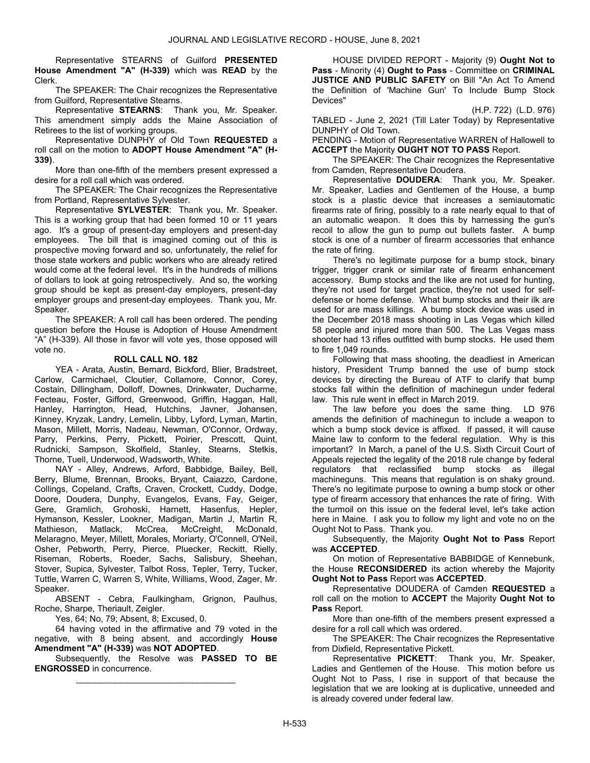Representative STEARNS of Guilford **PRESENTED House Amendment "A" (H-339)** which was **READ** by the Clerk.

The SPEAKER: The Chair recognizes the Representative from Guilford, Representative Stearns.

Representative **STEARNS**: Thank you, Mr. Speaker. This amendment simply adds the Maine Association of Retirees to the list of working groups.

Representative DUNPHY of Old Town **REQUESTED** a roll call on the motion to **ADOPT House Amendment "A" (H-339)**.

More than one-fifth of the members present expressed a desire for a roll call which was ordered.

The SPEAKER: The Chair recognizes the Representative from Portland, Representative Sylvester.

Representative **SYLVESTER**: Thank you, Mr. Speaker. This is a working group that had been formed 10 or 11 years ago. It's a group of present-day employers and present-day employees. The bill that is imagined coming out of this is prospective moving forward and so, unfortunately, the relief for those state workers and public workers who are already retired would come at the federal level. It's in the hundreds of millions of dollars to look at going retrospectively. And so, the working group should be kept as present-day employers, present-day employer groups and present-day employees. Thank you, Mr. Speaker.

The SPEAKER: A roll call has been ordered. The pending question before the House is Adoption of House Amendment "A" (H-339). All those in favor will vote yes, those opposed will vote no.

**ROLL CALL NO. 182**

YEA - Arata, Austin, Bernard, Bickford, Blier, Bradstreet, Carlow, Carmichael, Cloutier, Collamore, Connor, Corey, Costain, Dillingham, Dolloff, Downes, Drinkwater, Ducharme, Fecteau, Foster, Gifford, Greenwood, Griffin, Haggan, Hall, Hanley, Harrington, Head, Hutchins, Javner, Johansen, Kinney, Kryzak, Landry, Lemelin, Libby, Lyford, Lyman, Martin, Mason, Millett, Morris, Nadeau, Newman, O'Connor, Ordway, Parry, Perkins, Perry, Pickett, Poirier, Prescott, Quint, Rudnicki, Sampson, Skolfield, Stanley, Stearns, Stetkis, Thorne, Tuell, Underwood, Wadsworth, White.

NAY - Alley, Andrews, Arford, Babbidge, Bailey, Bell, Berry, Blume, Brennan, Brooks, Bryant, Caiazzo, Cardone, Collings, Copeland, Crafts, Craven, Crockett, Cuddy, Dodge, Doore, Doudera, Dunphy, Evangelos, Evans, Fay, Geiger, Gere, Gramlich, Grohoski, Harnett, Hasenfus, Hepler, Hymanson, Kessler, Lookner, Madigan, Martin J, Martin R, Mathieson, Matlack, McCrea, McCreight, McDonald, Melaragno, Meyer, Millett, Morales, Moriarty, O'Connell, O'Neil, Osher, Pebworth, Perry, Pierce, Pluecker, Reckitt, Rielly, Riseman, Roberts, Roeder, Sachs, Salisbury, Sheehan, Stover, Supica, Sylvester, Talbot Ross, Tepler, Terry, Tucker, Tuttle, Warren C, Warren S, White, Williams, Wood, Zager, Mr. Speaker.

ABSENT - Cebra, Faulkingham, Grignon, Paulhus, Roche, Sharpe, Theriault, Zeigler.

Yes, 64; No, 79; Absent, 8; Excused, 0.

64 having voted in the affirmative and 79 voted in the negative, with 8 being absent, and accordingly **House Amendment "A" (H-339)** was **NOT ADOPTED**.

Subsequently, the Resolve was **PASSED TO BE ENGROSSED** in concurrence.

---

HOUSE DIVIDED REPORT - Majority (9) **Ought Not to Pass** - Minority (4) **Ought to Pass** - Committee on **CRIMINAL JUSTICE AND PUBLIC SAFETY** on Bill "An Act To Amend the Definition of 'Machine Gun' To Include Bump Stock Devices"

(H.P. 722) (L.D. 976)

TABLED - June 2, 2021 (Till Later Today) by Representative DUNPHY of Old Town.

PENDING - Motion of Representative WARREN of Hallowell to **ACCEPT** the Majority **OUGHT NOT TO PASS** Report.

The SPEAKER: The Chair recognizes the Representative from Camden, Representative Doudera.

Representative **DOUDERA**: Thank you, Mr. Speaker. Mr. Speaker, Ladies and Gentlemen of the House, a bump stock is a plastic device that increases a semiautomatic firearms rate of firing, possibly to a rate nearly equal to that of an automatic weapon. It does this by harnessing the gun's recoil to allow the gun to pump out bullets faster. A bump stock is one of a number of firearm accessories that enhance the rate of firing.

There's no legitimate purpose for a bump stock, binary trigger, trigger crank or similar rate of firearm enhancement accessory. Bump stocks and the like are not used for hunting, they're not used for target practice, they're not used for self-defense or home defense. What bump stocks and their ilk are used for are mass killings. A bump stock device was used in the December 2018 mass shooting in Las Vegas which killed 58 people and injured more than 500. The Las Vegas mass shooter had 13 rifles outfitted with bump stocks. He used them to fire 1,049 rounds.

Following that mass shooting, the deadliest in American history, President Trump banned the use of bump stock devices by directing the Bureau of ATF to clarify that bump stocks fall within the definition of machinegun under federal law. This rule went in effect in March 2019.

The law before you does the same thing. LD 976 amends the definition of machinegun to include a weapon to which a bump stock device is affixed. If passed, it will cause Maine law to conform to the federal regulation. Why is this important? In March, a panel of the U.S. Sixth Circuit Court of Appeals rejected the legality of the 2018 rule change by federal regulators that reclassified bump stocks as illegal machineguns. This means that regulation is on shaky ground. There's no legitimate purpose to owning a bump stock or other type of firearm accessory that enhances the rate of firing. With the turmoil on this issue on the federal level, let's take action here in Maine. I ask you to follow my light and vote no on the Ought Not to Pass. Thank you.

Subsequently, the Majority **Ought Not to Pass** Report was **ACCEPTED**.

On motion of Representative BABBIDGE of Kennebunk, the House **RECONSIDERED** its action whereby the Majority **Ought Not to Pass** Report was **ACCEPTED**.

Representative DOUDERA of Camden **REQUESTED** a roll call on the motion to **ACCEPT** the Majority **Ought Not to Pass** Report.

More than one-fifth of the members present expressed a desire for a roll call which was ordered.

The SPEAKER: The Chair recognizes the Representative from Dixfield, Representative Pickett.

Representative **PICKETT**: Thank you, Mr. Speaker, Ladies and Gentlemen of the House. This motion before us Ought Not to Pass, I rise in support of that because the legislation that we are looking at is duplicative, unneeded and is already covered under federal law.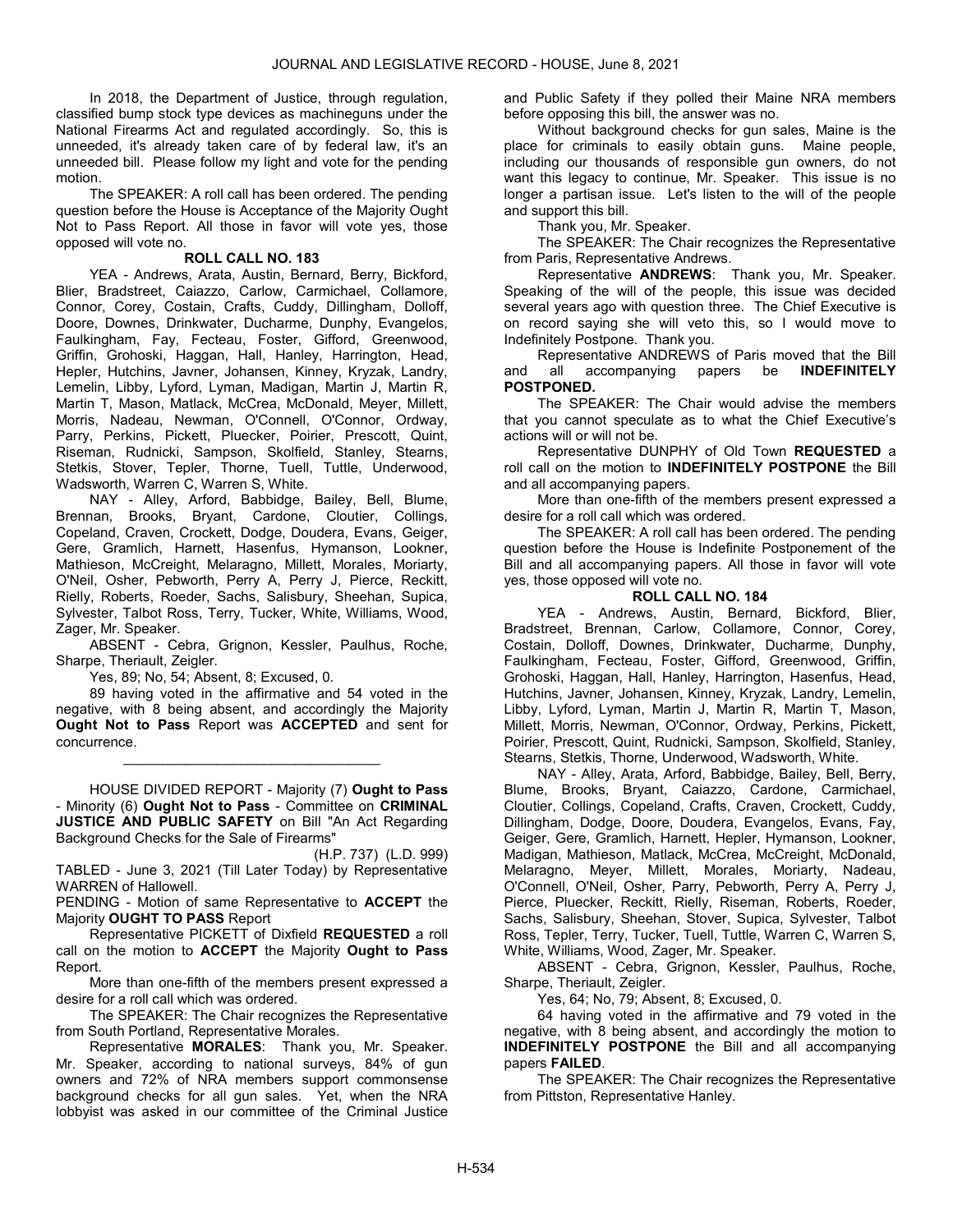In 2018, the Department of Justice, through regulation, classified bump stock type devices as machineguns under the National Firearms Act and regulated accordingly. So, this is unneeded, it's already taken care of by federal law, it's an unneeded bill. Please follow my light and vote for the pending motion.

The SPEAKER: A roll call has been ordered. The pending question before the House is Acceptance of the Majority Ought Not to Pass Report. All those in favor will vote yes, those opposed will vote no.

**ROLL CALL NO. 183**

YEA - Andrews, Arata, Austin, Bernard, Berry, Bickford, Blier, Bradstreet, Caiazzo, Carlow, Carmichael, Collamore, Connor, Corey, Costain, Crafts, Cuddy, Dillingham, Dolloff, Doore, Downes, Drinkwater, Ducharme, Dunphy, Evangelos, Faulkingham, Fay, Fecteau, Foster, Gifford, Greenwood, Griffin, Grohoski, Haggan, Hall, Hanley, Harrington, Head, Hepler, Hutchins, Javner, Johansen, Kinney, Kryzak, Landry, Lemelin, Libby, Lyford, Lyman, Madigan, Martin J, Martin R, Martin T, Mason, Matlack, McCrea, McDonald, Meyer, Millett, Morris, Nadeau, Newman, O'Connell, O'Connor, Ordway, Parry, Perkins, Pickett, Pluecker, Poirier, Prescott, Quint, Riseman, Rudnicki, Sampson, Skolfield, Stanley, Stearns, Stetkis, Stover, Tepler, Thorne, Tuell, Tuttle, Underwood, Wadsworth, Warren C, Warren S, White.

NAY - Alley, Arford, Babbidge, Bailey, Bell, Blume, Brennan, Brooks, Bryant, Cardone, Cloutier, Collings, Copeland, Craven, Crockett, Dodge, Doudera, Evans, Geiger, Gere, Gramlich, Harnett, Hasenfus, Hymanson, Lookner, Mathieson, McCreight, Melaragno, Millett, Morales, Moriarty, O'Neil, Osher, Pebworth, Perry A, Perry J, Pierce, Reckitt, Rielly, Roberts, Roeder, Sachs, Salisbury, Sheehan, Supica, Sylvester, Talbot Ross, Terry, Tucker, White, Williams, Wood, Zager, Mr. Speaker.

ABSENT - Cebra, Grignon, Kessler, Paulhus, Roche, Sharpe, Theriault, Zeigler.

Yes, 89; No, 54; Absent, 8; Excused, 0.

89 having voted in the affirmative and 54 voted in the negative, with 8 being absent, and accordingly the Majority **Ought Not to Pass** Report was **ACCEPTED** and sent for concurrence.

---

HOUSE DIVIDED REPORT - Majority (7) **Ought to Pass** - Minority (6) **Ought Not to Pass** - Committee on **CRIMINAL JUSTICE AND PUBLIC SAFETY** on Bill "An Act Regarding Background Checks for the Sale of Firearms"

(H.P. 737) (L.D. 999)

TABLED - June 3, 2021 (Till Later Today) by Representative WARREN of Hallowell.

PENDING - Motion of same Representative to **ACCEPT** the Majority **OUGHT TO PASS** Report

Representative PICKETT of Dixfield **REQUESTED** a roll call on the motion to **ACCEPT** the Majority **Ought to Pass** Report.

More than one-fifth of the members present expressed a desire for a roll call which was ordered.

The SPEAKER: The Chair recognizes the Representative from South Portland, Representative Morales.

Representative **MORALES**: Thank you, Mr. Speaker. Mr. Speaker, according to national surveys, 84% of gun owners and 72% of NRA members support commonsense background checks for all gun sales. Yet, when the NRA lobbyist was asked in our committee of the Criminal Justice and Public Safety if they polled their Maine NRA members before opposing this bill, the answer was no.

Without background checks for gun sales, Maine is the place for criminals to easily obtain guns. Maine people, including our thousands of responsible gun owners, do not want this legacy to continue, Mr. Speaker. This issue is no longer a partisan issue. Let's listen to the will of the people and support this bill.

Thank you, Mr. Speaker.

The SPEAKER: The Chair recognizes the Representative from Paris, Representative Andrews.

Representative **ANDREWS**: Thank you, Mr. Speaker. Speaking of the will of the people, this issue was decided several years ago with question three. The Chief Executive is on record saying she will veto this, so I would move to Indefinitely Postpone. Thank you.

Representative ANDREWS of Paris moved that the Bill and all accompanying papers be **INDEFINITELY POSTPONED.**

The SPEAKER: The Chair would advise the members that you cannot speculate as to what the Chief Executive's actions will or will not be.

Representative DUNPHY of Old Town **REQUESTED** a roll call on the motion to **INDEFINITELY POSTPONE** the Bill and all accompanying papers.

More than one-fifth of the members present expressed a desire for a roll call which was ordered.

The SPEAKER: A roll call has been ordered. The pending question before the House is Indefinite Postponement of the Bill and all accompanying papers. All those in favor will vote yes, those opposed will vote no.

**ROLL CALL NO. 184**

YEA - Andrews, Austin, Bernard, Bickford, Blier, Bradstreet, Brennan, Carlow, Collamore, Connor, Corey, Costain, Dolloff, Downes, Drinkwater, Ducharme, Dunphy, Faulkingham, Fecteau, Foster, Gifford, Greenwood, Griffin, Grohoski, Haggan, Hall, Hanley, Harrington, Hasenfus, Head, Hutchins, Javner, Johansen, Kinney, Kryzak, Landry, Lemelin, Libby, Lyford, Lyman, Martin J, Martin R, Martin T, Mason, Millett, Morris, Newman, O'Connor, Ordway, Perkins, Pickett, Poirier, Prescott, Quint, Rudnicki, Sampson, Skolfield, Stanley, Stearns, Stetkis, Thorne, Underwood, Wadsworth, White.

NAY - Alley, Arata, Arford, Babbidge, Bailey, Bell, Berry, Blume, Brooks, Bryant, Caiazzo, Cardone, Carmichael, Cloutier, Collings, Copeland, Crafts, Craven, Crockett, Cuddy, Dillingham, Dodge, Doore, Doudera, Evangelos, Evans, Fay, Geiger, Gere, Gramlich, Harnett, Hepler, Hymanson, Lookner, Madigan, Mathieson, Matlack, McCrea, McCreight, McDonald, Melaragno, Meyer, Millett, Morales, Moriarty, Nadeau, O'Connell, O'Neil, Osher, Parry, Pebworth, Perry A, Perry J, Pierce, Pluecker, Reckitt, Rielly, Riseman, Roberts, Roeder, Sachs, Salisbury, Sheehan, Stover, Supica, Sylvester, Talbot Ross, Tepler, Terry, Tucker, Tuell, Tuttle, Warren C, Warren S, White, Williams, Wood, Zager, Mr. Speaker.

ABSENT - Cebra, Grignon, Kessler, Paulhus, Roche, Sharpe, Theriault, Zeigler.

Yes, 64; No, 79; Absent, 8; Excused, 0.

64 having voted in the affirmative and 79 voted in the negative, with 8 being absent, and accordingly the motion to **INDEFINITELY POSTPONE** the Bill and all accompanying papers **FAILED**.

The SPEAKER: The Chair recognizes the Representative from Pittston, Representative Hanley.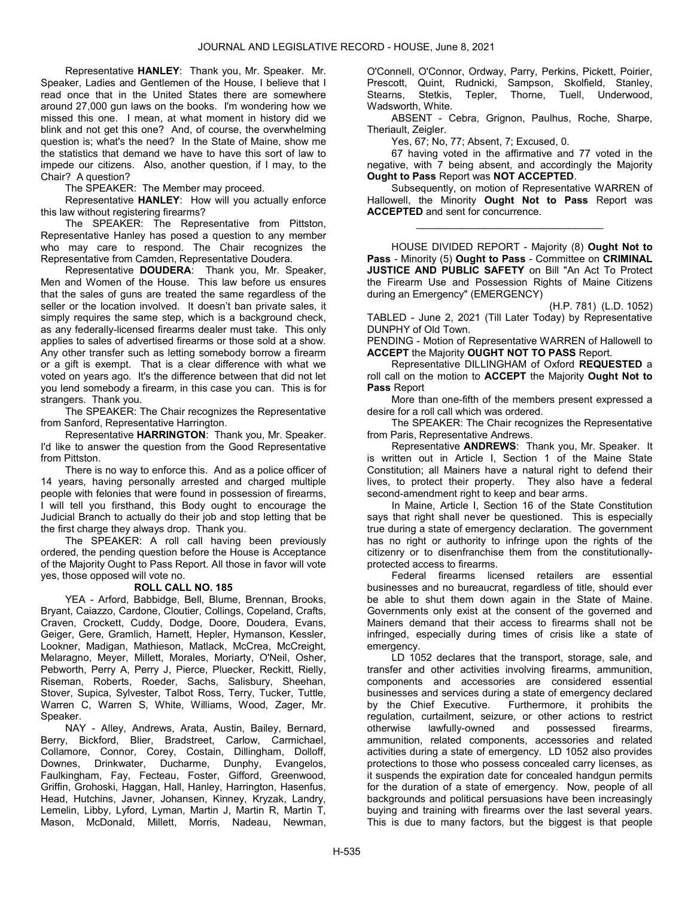Representative **HANLEY**: Thank you, Mr. Speaker. Mr. Speaker, Ladies and Gentlemen of the House, I believe that I read once that in the United States there are somewhere around 27,000 gun laws on the books. I'm wondering how we missed this one. I mean, at what moment in history did we blink and not get this one? And, of course, the overwhelming question is; what's the need? In the State of Maine, show me the statistics that demand we have to have this sort of law to impede our citizens. Also, another question, if I may, to the Chair? A question?

The SPEAKER: The Member may proceed.

Representative **HANLEY**: How will you actually enforce this law without registering firearms?

The SPEAKER: The Representative from Pittston, Representative Hanley has posed a question to any member who may care to respond. The Chair recognizes the Representative from Camden, Representative Doudera.

Representative **DOUDERA**: Thank you, Mr. Speaker, Men and Women of the House. This law before us ensures that the sales of guns are treated the same regardless of the seller or the location involved. It doesn't ban private sales, it simply requires the same step, which is a background check, as any federally-licensed firearms dealer must take. This only applies to sales of advertised firearms or those sold at a show. Any other transfer such as letting somebody borrow a firearm or a gift is exempt. That is a clear difference with what we voted on years ago. It's the difference between that did not let you lend somebody a firearm, in this case you can. This is for strangers. Thank you.

The SPEAKER: The Chair recognizes the Representative from Sanford, Representative Harrington.

Representative **HARRINGTON**: Thank you, Mr. Speaker. I'd like to answer the question from the Good Representative from Pittston.

There is no way to enforce this. And as a police officer of 14 years, having personally arrested and charged multiple people with felonies that were found in possession of firearms, I will tell you firsthand, this Body ought to encourage the Judicial Branch to actually do their job and stop letting that be the first charge they always drop. Thank you.

The SPEAKER: A roll call having been previously ordered, the pending question before the House is Acceptance of the Majority Ought to Pass Report. All those in favor will vote yes, those opposed will vote no.

**ROLL CALL NO. 185**

YEA - Arford, Babbidge, Bell, Blume, Brennan, Brooks, Bryant, Caiazzo, Cardone, Cloutier, Collings, Copeland, Crafts, Craven, Crockett, Cuddy, Dodge, Doore, Doudera, Evans, Geiger, Gere, Gramlich, Harnett, Hepler, Hymanson, Kessler, Lookner, Madigan, Mathieson, Matlack, McCrea, McCreight, Melaragno, Meyer, Millett, Morales, Moriarty, O'Neil, Osher, Pebworth, Perry A, Perry J, Pierce, Pluecker, Reckitt, Rielly, Riseman, Roberts, Roeder, Sachs, Salisbury, Sheehan, Stover, Supica, Sylvester, Talbot Ross, Terry, Tucker, Tuttle, Warren C, Warren S, White, Williams, Wood, Zager, Mr. Speaker.

NAY - Alley, Andrews, Arata, Austin, Bailey, Bernard, Berry, Bickford, Blier, Bradstreet, Carlow, Carmichael, Collamore, Connor, Corey, Costain, Dillingham, Dolloff, Downes, Drinkwater, Ducharme, Dunphy, Evangelos, Faulkingham, Fay, Fecteau, Foster, Gifford, Greenwood, Griffin, Grohoski, Haggan, Hall, Hanley, Harrington, Hasenfus, Head, Hutchins, Javner, Johansen, Kinney, Kryzak, Landry, Lemelin, Libby, Lyford, Lyman, Martin J, Martin R, Martin T, Mason, McDonald, Millett, Morris, Nadeau, Newman, O'Connell, O'Connor, Ordway, Parry, Perkins, Pickett, Poirier, Prescott, Quint, Rudnicki, Sampson, Skolfield, Stanley, Stearns, Stetkis, Tepler, Thorne, Tuell, Underwood, Wadsworth, White.

ABSENT - Cebra, Grignon, Paulhus, Roche, Sharpe, Theriault, Zeigler.

Yes, 67; No, 77; Absent, 7; Excused, 0.

67 having voted in the affirmative and 77 voted in the negative, with 7 being absent, and accordingly the Majority **Ought to Pass** Report was **NOT ACCEPTED**.

Subsequently, on motion of Representative WARREN of Hallowell, the Minority **Ought Not to Pass** Report was **ACCEPTED** and sent for concurrence.

_________________________________

HOUSE DIVIDED REPORT - Majority (8) **Ought Not to Pass** - Minority (5) **Ought to Pass** - Committee on **CRIMINAL JUSTICE AND PUBLIC SAFETY** on Bill "An Act To Protect the Firearm Use and Possession Rights of Maine Citizens during an Emergency" (EMERGENCY)

(H.P. 781) (L.D. 1052)

TABLED - June 2, 2021 (Till Later Today) by Representative DUNPHY of Old Town.

PENDING - Motion of Representative WARREN of Hallowell to **ACCEPT** the Majority **OUGHT NOT TO PASS** Report.

Representative DILLINGHAM of Oxford **REQUESTED** a roll call on the motion to **ACCEPT** the Majority **Ought Not to Pass** Report

More than one-fifth of the members present expressed a desire for a roll call which was ordered.

The SPEAKER: The Chair recognizes the Representative from Paris, Representative Andrews.

Representative **ANDREWS**: Thank you, Mr. Speaker. It is written out in Article I, Section 1 of the Maine State Constitution; all Mainers have a natural right to defend their lives, to protect their property. They also have a federal second-amendment right to keep and bear arms.

In Maine, Article I, Section 16 of the State Constitution says that right shall never be questioned. This is especially true during a state of emergency declaration. The government has no right or authority to infringe upon the rights of the citizenry or to disenfranchise them from the constitutionally-protected access to firearms.

Federal firearms licensed retailers are essential businesses and no bureaucrat, regardless of title, should ever be able to shut them down again in the State of Maine. Governments only exist at the consent of the governed and Mainers demand that their access to firearms shall not be infringed, especially during times of crisis like a state of emergency.

LD 1052 declares that the transport, storage, sale, and transfer and other activities involving firearms, ammunition, components and accessories are considered essential businesses and services during a state of emergency declared by the Chief Executive. Furthermore, it prohibits the regulation, curtailment, seizure, or other actions to restrict otherwise lawfully-owned and possessed firearms, ammunition, related components, accessories and related activities during a state of emergency. LD 1052 also provides protections to those who possess concealed carry licenses, as it suspends the expiration date for concealed handgun permits for the duration of a state of emergency. Now, people of all backgrounds and political persuasions have been increasingly buying and training with firearms over the last several years. This is due to many factors, but the biggest is that people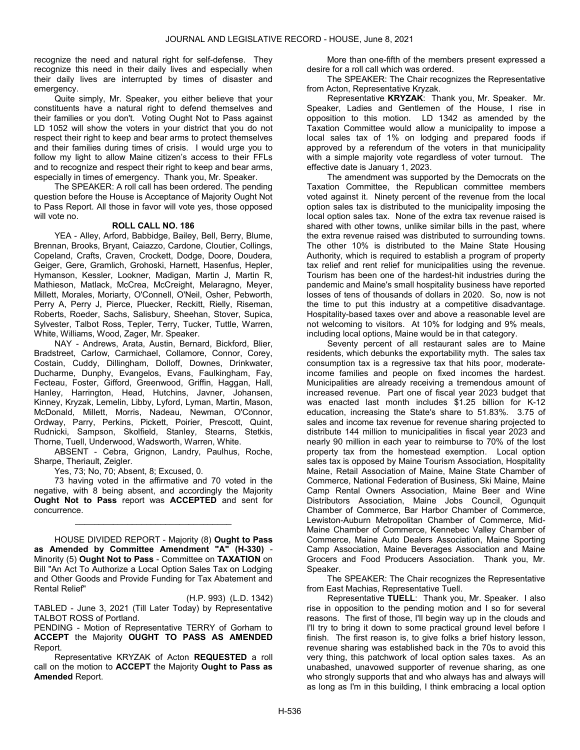recognize the need and natural right for self-defense. They recognize this need in their daily lives and especially when their daily lives are interrupted by times of disaster and emergency.

Quite simply, Mr. Speaker, you either believe that your constituents have a natural right to defend themselves and their families or you don't. Voting Ought Not to Pass against LD 1052 will show the voters in your district that you do not respect their right to keep and bear arms to protect themselves and their families during times of crisis. I would urge you to follow my light to allow Maine citizen's access to their FFLs and to recognize and respect their right to keep and bear arms, especially in times of emergency. Thank you, Mr. Speaker.

The SPEAKER: A roll call has been ordered. The pending question before the House is Acceptance of Majority Ought Not to Pass Report. All those in favor will vote yes, those opposed will vote no.

**ROLL CALL NO. 186**

YEA - Alley, Arford, Babbidge, Bailey, Bell, Berry, Blume, Brennan, Brooks, Bryant, Caiazzo, Cardone, Cloutier, Collings, Copeland, Crafts, Craven, Crockett, Dodge, Doore, Doudera, Geiger, Gere, Gramlich, Grohoski, Harnett, Hasenfus, Hepler, Hymanson, Kessler, Lookner, Madigan, Martin J, Martin R, Mathieson, Matlack, McCrea, McCreight, Melaragno, Meyer, Millett, Morales, Moriarty, O'Connell, O'Neil, Osher, Pebworth, Perry A, Perry J, Pierce, Pluecker, Reckitt, Rielly, Riseman, Roberts, Roeder, Sachs, Salisbury, Sheehan, Stover, Supica, Sylvester, Talbot Ross, Tepler, Terry, Terry, Tucker, Tuttle, Warren, White, Williams, Wood, Zager, Mr. Speaker.

NAY - Andrews, Arata, Austin, Bernard, Bickford, Blier, Bradstreet, Carlow, Carmichael, Collamore, Connor, Corey, Costain, Cuddy, Dillingham, Dolloff, Downes, Drinkwater, Ducharme, Dunphy, Evangelos, Evans, Faulkingham, Fay, Fecteau, Foster, Gifford, Greenwood, Griffin, Haggan, Hall, Hanley, Harrington, Head, Hutchins, Javner, Johansen, Kinney, Kryzak, Lemelin, Libby, Lyford, Lyman, Martin, Mason, McDonald, Millett, Morris, Nadeau, Newman, O'Connor, Ordway, Parry, Perkins, Pickett, Poirier, Prescott, Quint, Rudnicki, Sampson, Skolfield, Stanley, Stearns, Stetkis, Thorne, Tuell, Underwood, Wadsworth, Warren, White.

ABSENT - Cebra, Grignon, Landry, Paulhus, Roche, Sharpe, Theriault, Zeigler.

Yes, 73; No, 70; Absent, 8; Excused, 0.

73 having voted in the affirmative and 70 voted in the negative, with 8 being absent, and accordingly the Majority **Ought Not to Pass** report was **ACCEPTED** and sent for concurrence.

\_\_\_\_\_\_\_\_\_\_\_\_\_\_\_\_\_\_\_\_\_\_\_\_\_\_\_\_\_\_\_\_\_

HOUSE DIVIDED REPORT - Majority (8) **Ought to Pass as Amended by Committee Amendment "A" (H-330)** - Minority (5) **Ought Not to Pass** - Committee on **TAXATION** on Bill "An Act To Authorize a Local Option Sales Tax on Lodging and Other Goods and Provide Funding for Tax Abatement and Rental Relief"

(H.P. 993) (L.D. 1342)

TABLED - June 3, 2021 (Till Later Today) by Representative TALBOT ROSS of Portland.

PENDING - Motion of Representative TERRY of Gorham to **ACCEPT** the Majority **OUGHT TO PASS AS AMENDED** Report.

Representative KRYZAK of Acton **REQUESTED** a roll call on the motion to **ACCEPT** the Majority **Ought to Pass as Amended** Report.

More than one-fifth of the members present expressed a desire for a roll call which was ordered.

The SPEAKER: The Chair recognizes the Representative from Acton, Representative Kryzak.

Representative **KRYZAK**: Thank you, Mr. Speaker. Mr. Speaker, Ladies and Gentlemen of the House, I rise in opposition to this motion. LD 1342 as amended by the Taxation Committee would allow a municipality to impose a local sales tax of 1% on lodging and prepared foods if approved by a referendum of the voters in that municipality with a simple majority vote regardless of voter turnout. The effective date is January 1, 2023.

The amendment was supported by the Democrats on the Taxation Committee, the Republican committee members voted against it. Ninety percent of the revenue from the local option sales tax is distributed to the municipality imposing the local option sales tax. None of the extra tax revenue raised is shared with other towns, unlike similar bills in the past, where the extra revenue raised was distributed to surrounding towns. The other 10% is distributed to the Maine State Housing Authority, which is required to establish a program of property tax relief and rent relief for municipalities using the revenue. Tourism has been one of the hardest-hit industries during the pandemic and Maine's small hospitality business have reported losses of tens of thousands of dollars in 2020. So, now is not the time to put this industry at a competitive disadvantage. Hospitality-based taxes over and above a reasonable level are not welcoming to visitors. At 10% for lodging and 9% meals, including local options, Maine would be in that category.

Seventy percent of all restaurant sales are to Maine residents, which debunks the exportability myth. The sales tax consumption tax is a regressive tax that hits poor, moderate-income families and people on fixed incomes the hardest. Municipalities are already receiving a tremendous amount of increased revenue. Part one of fiscal year 2023 budget that was enacted last month includes $1.25 billion for K-12 education, increasing the State's share to 51.83%. 3.75 of sales and income tax revenue for revenue sharing projected to distribute 144 million to municipalities in fiscal year 2023 and nearly 90 million in each year to reimburse to 70% of the lost property tax from the homestead exemption. Local option sales tax is opposed by Maine Tourism Association, Hospitality Maine, Retail Association of Maine, Maine State Chamber of Commerce, National Federation of Business, Ski Maine, Maine Camp Rental Owners Association, Maine Beer and Wine Distributors Association, Maine Jobs Council, Ogunquit Chamber of Commerce, Bar Harbor Chamber of Commerce, Lewiston-Auburn Metropolitan Chamber of Commerce, Mid-Maine Chamber of Commerce, Kennebec Valley Chamber of Commerce, Maine Auto Dealers Association, Maine Sporting Camp Association, Maine Beverages Association and Maine Grocers and Food Producers Association. Thank you, Mr. Speaker.

The SPEAKER: The Chair recognizes the Representative from East Machias, Representative Tuell.

Representative **TUELL**: Thank you, Mr. Speaker. I also rise in opposition to the pending motion and I so for several reasons. The first of those, I'll begin way up in the clouds and I'll try to bring it down to some practical ground level before I finish. The first reason is, to give folks a brief history lesson, revenue sharing was established back in the 70s to avoid this very thing, this patchwork of local option sales taxes. As an unabashed, unavowed supporter of revenue sharing, as one who strongly supports that and who always has and always will as long as I'm in this building, I think embracing a local option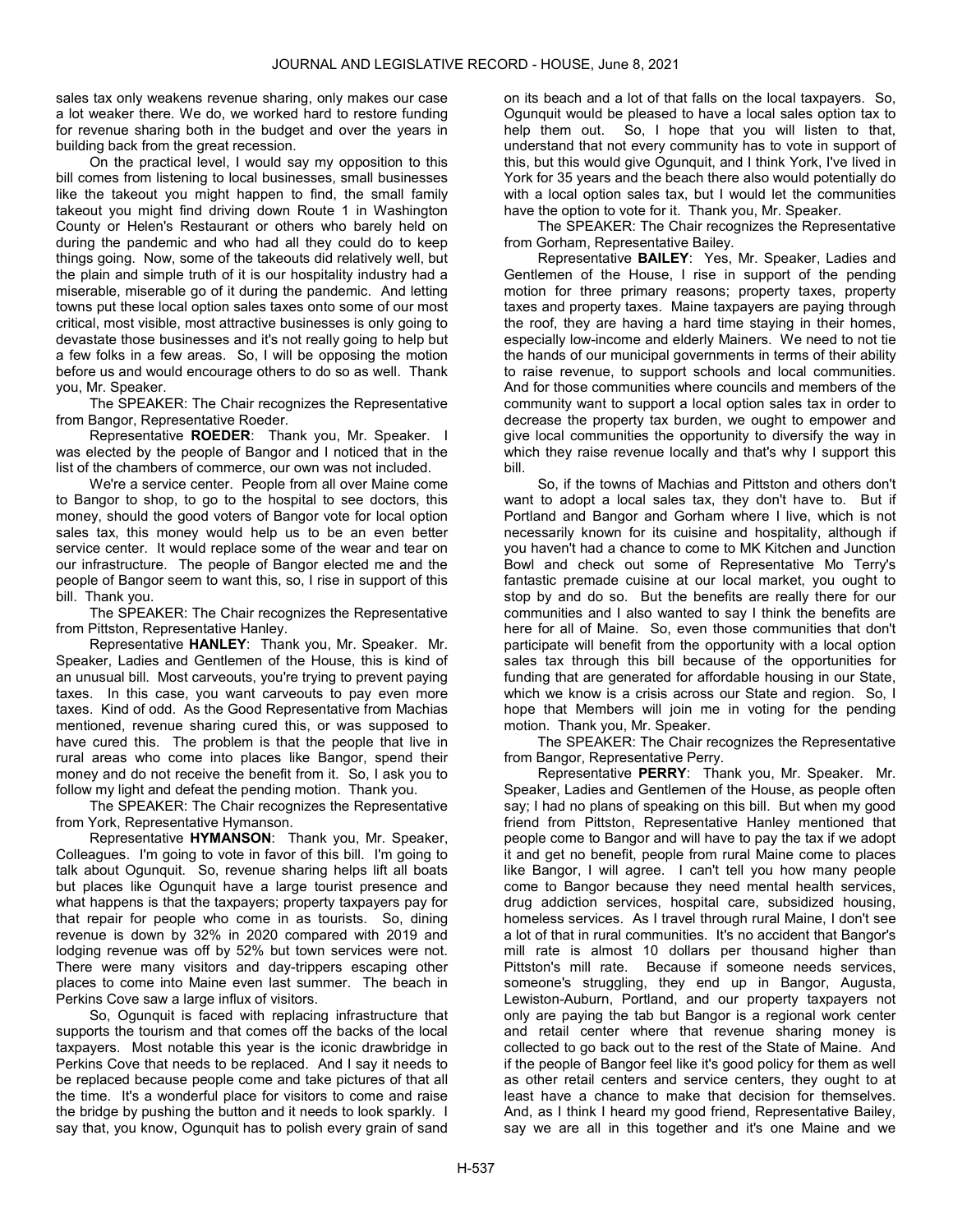sales tax only weakens revenue sharing, only makes our case a lot weaker there. We do, we worked hard to restore funding for revenue sharing both in the budget and over the years in building back from the great recession.

On the practical level, I would say my opposition to this bill comes from listening to local businesses, small businesses like the takeout you might happen to find, the small family takeout you might find driving down Route 1 in Washington County or Helen's Restaurant or others who barely held on during the pandemic and who had all they could do to keep things going. Now, some of the takeouts did relatively well, but the plain and simple truth of it is our hospitality industry had a miserable, miserable go of it during the pandemic. And letting towns put these local option sales taxes onto some of our most critical, most visible, most attractive businesses is only going to devastate those businesses and it's not really going to help but a few folks in a few areas. So, I will be opposing the motion before us and would encourage others to do so as well. Thank you, Mr. Speaker.

The SPEAKER: The Chair recognizes the Representative from Bangor, Representative Roeder.

Representative **ROEDER**: Thank you, Mr. Speaker. I was elected by the people of Bangor and I noticed that in the list of the chambers of commerce, our own was not included.

We're a service center. People from all over Maine come to Bangor to shop, to go to the hospital to see doctors, this money, should the good voters of Bangor vote for local option sales tax, this money would help us to be an even better service center. It would replace some of the wear and tear on our infrastructure. The people of Bangor elected me and the people of Bangor seem to want this, so, I rise in support of this bill. Thank you.

The SPEAKER: The Chair recognizes the Representative from Pittston, Representative Hanley.

Representative **HANLEY**: Thank you, Mr. Speaker. Mr. Speaker, Ladies and Gentlemen of the House, this is kind of an unusual bill. Most carveouts, you're trying to prevent paying taxes. In this case, you want carveouts to pay even more taxes. Kind of odd. As the Good Representative from Machias mentioned, revenue sharing cured this, or was supposed to have cured this. The problem is that the people that live in rural areas who come into places like Bangor, spend their money and do not receive the benefit from it. So, I ask you to follow my light and defeat the pending motion. Thank you.

The SPEAKER: The Chair recognizes the Representative from York, Representative Hymanson.

Representative **HYMANSON**: Thank you, Mr. Speaker, Colleagues. I'm going to vote in favor of this bill. I'm going to talk about Ogunquit. So, revenue sharing helps lift all boats but places like Ogunquit have a large tourist presence and what happens is that the taxpayers; property taxpayers pay for that repair for people who come in as tourists. So, dining revenue is down by 32% in 2020 compared with 2019 and lodging revenue was off by 52% but town services were not. There were many visitors and day-trippers escaping other places to come into Maine even last summer. The beach in Perkins Cove saw a large influx of visitors.

So, Ogunquit is faced with replacing infrastructure that supports the tourism and that comes off the backs of the local taxpayers. Most notable this year is the iconic drawbridge in Perkins Cove that needs to be replaced. And I say it needs to be replaced because people come and take pictures of that all the time. It's a wonderful place for visitors to come and raise the bridge by pushing the button and it needs to look sparkly. I say that, you know, Ogunquit has to polish every grain of sand on its beach and a lot of that falls on the local taxpayers. So, Ogunquit would be pleased to have a local sales option tax to help them out. So, I hope that you will listen to that, understand that not every community has to vote in support of this, but this would give Ogunquit, and I think York, I've lived in York for 35 years and the beach there also would potentially do with a local option sales tax, but I would let the communities have the option to vote for it. Thank you, Mr. Speaker.

The SPEAKER: The Chair recognizes the Representative from Gorham, Representative Bailey.

Representative **BAILEY**: Yes, Mr. Speaker, Ladies and Gentlemen of the House, I rise in support of the pending motion for three primary reasons; property taxes, property taxes and property taxes. Maine taxpayers are paying through the roof, they are having a hard time staying in their homes, especially low-income and elderly Mainers. We need to not tie the hands of our municipal governments in terms of their ability to raise revenue, to support schools and local communities. And for those communities where councils and members of the community want to support a local option sales tax in order to decrease the property tax burden, we ought to empower and give local communities the opportunity to diversify the way in which they raise revenue locally and that's why I support this bill.

So, if the towns of Machias and Pittston and others don't want to adopt a local sales tax, they don't have to. But if Portland and Bangor and Gorham where I live, which is not necessarily known for its cuisine and hospitality, although if you haven't had a chance to come to MK Kitchen and Junction Bowl and check out some of Representative Mo Terry's fantastic premade cuisine at our local market, you ought to stop by and do so. But the benefits are really there for our communities and I also wanted to say I think the benefits are here for all of Maine. So, even those communities that don't participate will benefit from the opportunity with a local option sales tax through this bill because of the opportunities for funding that are generated for affordable housing in our State, which we know is a crisis across our State and region. So, I hope that Members will join me in voting for the pending motion. Thank you, Mr. Speaker.

The SPEAKER: The Chair recognizes the Representative from Bangor, Representative Perry.

Representative **PERRY**: Thank you, Mr. Speaker. Mr. Speaker, Ladies and Gentlemen of the House, as people often say; I had no plans of speaking on this bill. But when my good friend from Pittston, Representative Hanley mentioned that people come to Bangor and will have to pay the tax if we adopt it and get no benefit, people from rural Maine come to places like Bangor, I will agree. I can't tell you how many people come to Bangor because they need mental health services, drug addiction services, hospital care, subsidized housing, homeless services. As I travel through rural Maine, I don't see a lot of that in rural communities. It's no accident that Bangor's mill rate is almost 10 dollars per thousand higher than Pittston's mill rate. Because if someone needs services, someone's struggling, they end up in Bangor, Augusta, Lewiston-Auburn, Portland, and our property taxpayers not only are paying the tab but Bangor is a regional work center and retail center where that revenue sharing money is collected to go back out to the rest of the State of Maine. And if the people of Bangor feel like it's good policy for them as well as other retail centers and service centers, they ought to at least have a chance to make that decision for themselves. And, as I think I heard my good friend, Representative Bailey, say we are all in this together and it's one Maine and we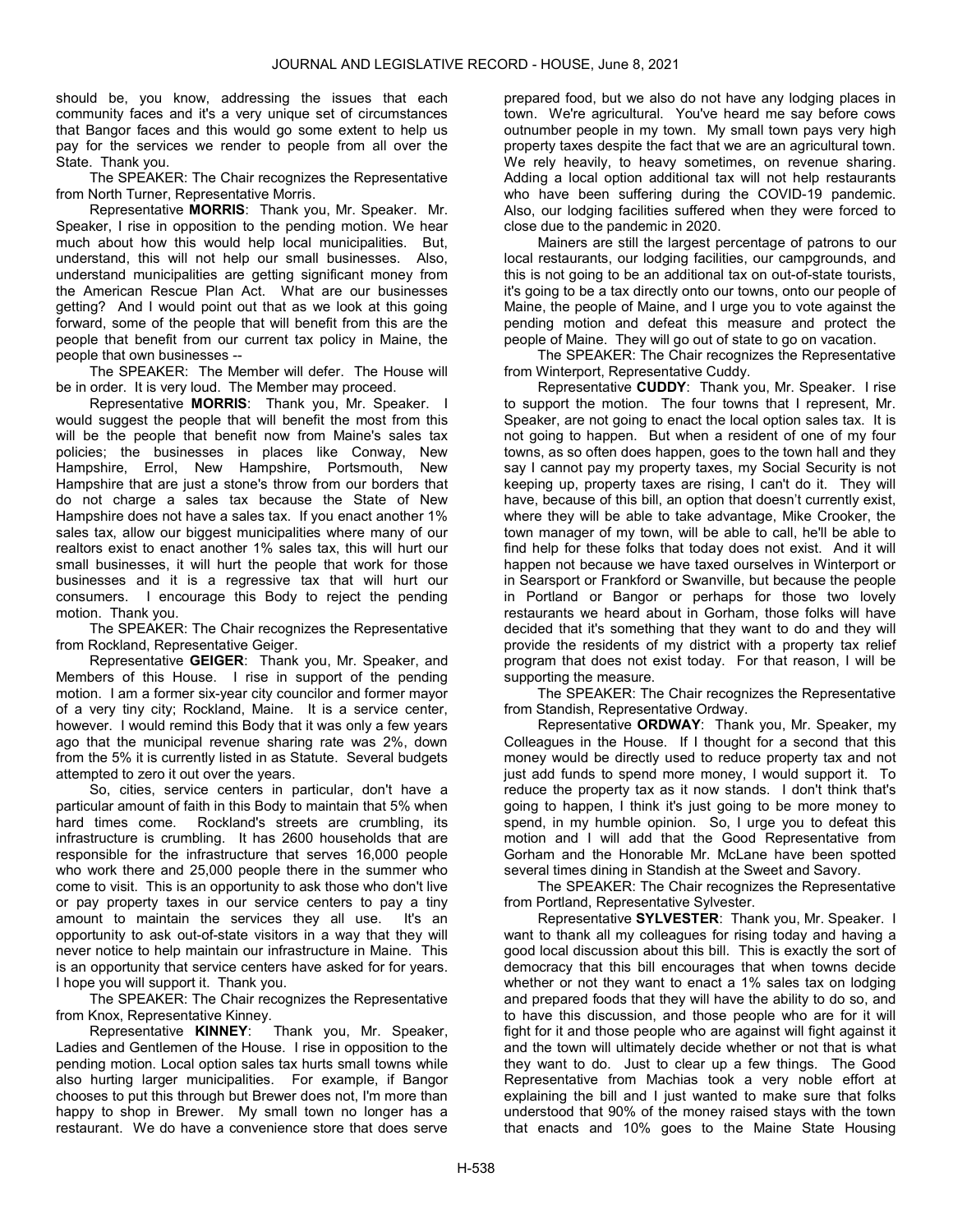should be, you know, addressing the issues that each community faces and it's a very unique set of circumstances that Bangor faces and this would go some extent to help us pay for the services we render to people from all over the State. Thank you.

The SPEAKER: The Chair recognizes the Representative from North Turner, Representative Morris.

Representative **MORRIS**: Thank you, Mr. Speaker. Mr. Speaker, I rise in opposition to the pending motion. We hear much about how this would help local municipalities. But, understand, this will not help our small businesses. Also, understand municipalities are getting significant money from the American Rescue Plan Act. What are our businesses getting? And I would point out that as we look at this going forward, some of the people that will benefit from this are the people that benefit from our current tax policy in Maine, the people that own businesses --

The SPEAKER: The Member will defer. The House will be in order. It is very loud. The Member may proceed.

Representative **MORRIS**: Thank you, Mr. Speaker. I would suggest the people that will benefit the most from this will be the people that benefit now from Maine's sales tax policies; the businesses in places like Conway, New Hampshire, Errol, New Hampshire, Portsmouth, New Hampshire that are just a stone's throw from our borders that do not charge a sales tax because the State of New Hampshire does not have a sales tax. If you enact another 1% sales tax, allow our biggest municipalities where many of our realtors exist to enact another 1% sales tax, this will hurt our small businesses, it will hurt the people that work for those businesses and it is a regressive tax that will hurt our consumers. I encourage this Body to reject the pending motion. Thank you.

The SPEAKER: The Chair recognizes the Representative from Rockland, Representative Geiger.

Representative **GEIGER**: Thank you, Mr. Speaker, and Members of this House. I rise in support of the pending motion. I am a former six-year city councilor and former mayor of a very tiny city; Rockland, Maine. It is a service center, however. I would remind this Body that it was only a few years ago that the municipal revenue sharing rate was 2%, down from the 5% it is currently listed in as Statute. Several budgets attempted to zero it out over the years.

So, cities, service centers in particular, don't have a particular amount of faith in this Body to maintain that 5% when hard times come. Rockland's streets are crumbling, its infrastructure is crumbling. It has 2600 households that are responsible for the infrastructure that serves 16,000 people who work there and 25,000 people there in the summer who come to visit. This is an opportunity to ask those who don't live or pay property taxes in our service centers to pay a tiny amount to maintain the services they all use. It's an opportunity to ask out-of-state visitors in a way that they will never notice to help maintain our infrastructure in Maine. This is an opportunity that service centers have asked for for years. I hope you will support it. Thank you.

The SPEAKER: The Chair recognizes the Representative from Knox, Representative Kinney.

Representative **KINNEY**: Thank you, Mr. Speaker, Ladies and Gentlemen of the House. I rise in opposition to the pending motion. Local option sales tax hurts small towns while also hurting larger municipalities. For example, if Bangor chooses to put this through but Brewer does not, I'm more than happy to shop in Brewer. My small town no longer has a restaurant. We do have a convenience store that does serve prepared food, but we also do not have any lodging places in town. We're agricultural. You've heard me say before cows outnumber people in my town. My small town pays very high property taxes despite the fact that we are an agricultural town. We rely heavily, to heavy sometimes, on revenue sharing. Adding a local option additional tax will not help restaurants who have been suffering during the COVID-19 pandemic. Also, our lodging facilities suffered when they were forced to close due to the pandemic in 2020.

Mainers are still the largest percentage of patrons to our local restaurants, our lodging facilities, our campgrounds, and this is not going to be an additional tax on out-of-state tourists, it's going to be a tax directly onto our towns, onto our people of Maine, the people of Maine, and I urge you to vote against the pending motion and defeat this measure and protect the people of Maine. They will go out of state to go on vacation.

The SPEAKER: The Chair recognizes the Representative from Winterport, Representative Cuddy.

Representative **CUDDY**: Thank you, Mr. Speaker. I rise to support the motion. The four towns that I represent, Mr. Speaker, are not going to enact the local option sales tax. It is not going to happen. But when a resident of one of my four towns, as so often does happen, goes to the town hall and they say I cannot pay my property taxes, my Social Security is not keeping up, property taxes are rising, I can't do it. They will have, because of this bill, an option that doesn't currently exist, where they will be able to take advantage, Mike Crooker, the town manager of my town, will be able to call, he'll be able to find help for these folks that today does not exist. And it will happen not because we have taxed ourselves in Winterport or in Searsport or Frankford or Swanville, but because the people in Portland or Bangor or perhaps for those two lovely restaurants we heard about in Gorham, those folks will have decided that it's something that they want to do and they will provide the residents of my district with a property tax relief program that does not exist today. For that reason, I will be supporting the measure.

The SPEAKER: The Chair recognizes the Representative from Standish, Representative Ordway.

Representative **ORDWAY**: Thank you, Mr. Speaker, my Colleagues in the House. If I thought for a second that this money would be directly used to reduce property tax and not just add funds to spend more money, I would support it. To reduce the property tax as it now stands. I don't think that's going to happen, I think it's just going to be more money to spend, in my humble opinion. So, I urge you to defeat this motion and I will add that the Good Representative from Gorham and the Honorable Mr. McLane have been spotted several times dining in Standish at the Sweet and Savory.

The SPEAKER: The Chair recognizes the Representative from Portland, Representative Sylvester.

Representative **SYLVESTER**: Thank you, Mr. Speaker. I want to thank all my colleagues for rising today and having a good local discussion about this bill. This is exactly the sort of democracy that this bill encourages that when towns decide whether or not they want to enact a 1% sales tax on lodging and prepared foods that they will have the ability to do so, and to have this discussion, and those people who are for it will fight for it and those people who are against will fight against it and the town will ultimately decide whether or not that is what they want to do. Just to clear up a few things. The Good Representative from Machias took a very noble effort at explaining the bill and I just wanted to make sure that folks understood that 90% of the money raised stays with the town that enacts and 10% goes to the Maine State Housing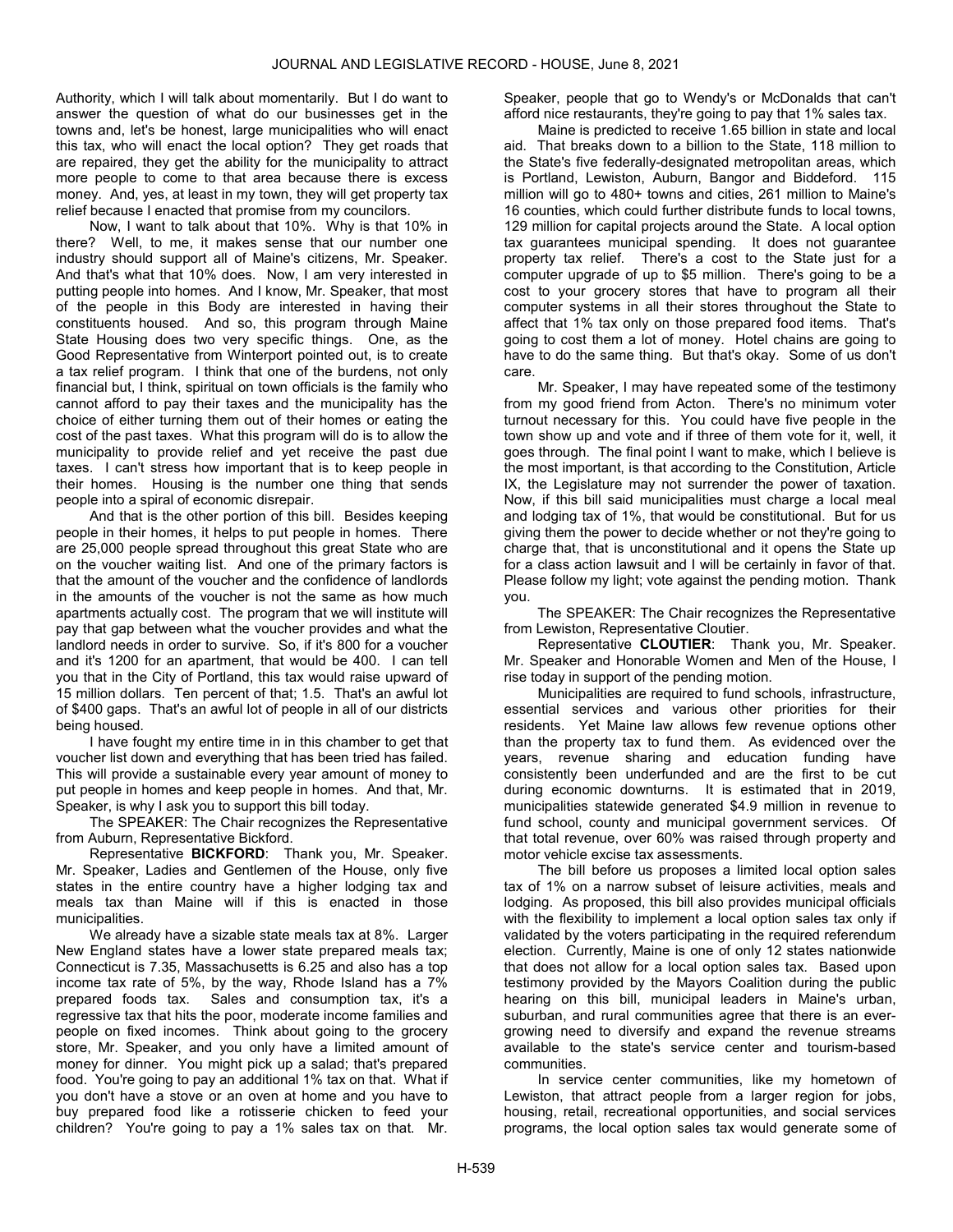Authority, which I will talk about momentarily. But I do want to answer the question of what do our businesses get in the towns and, let's be honest, large municipalities who will enact this tax, who will enact the local option? They get roads that are repaired, they get the ability for the municipality to attract more people to come to that area because there is excess money. And, yes, at least in my town, they will get property tax relief because I enacted that promise from my councilors.

Now, I want to talk about that 10%. Why is that 10% in there? Well, to me, it makes sense that our number one industry should support all of Maine's citizens, Mr. Speaker. And that's what that 10% does. Now, I am very interested in putting people into homes. And I know, Mr. Speaker, that most of the people in this Body are interested in having their constituents housed. And so, this program through Maine State Housing does two very specific things. One, as the Good Representative from Winterport pointed out, is to create a tax relief program. I think that one of the burdens, not only financial but, I think, spiritual on town officials is the family who cannot afford to pay their taxes and the municipality has the choice of either turning them out of their homes or eating the cost of the past taxes. What this program will do is to allow the municipality to provide relief and yet receive the past due taxes. I can't stress how important that is to keep people in their homes. Housing is the number one thing that sends people into a spiral of economic disrepair.

And that is the other portion of this bill. Besides keeping people in their homes, it helps to put people in homes. There are 25,000 people spread throughout this great State who are on the voucher waiting list. And one of the primary factors is that the amount of the voucher and the confidence of landlords in the amounts of the voucher is not the same as how much apartments actually cost. The program that we will institute will pay that gap between what the voucher provides and what the landlord needs in order to survive. So, if it's 800 for a voucher and it's 1200 for an apartment, that would be 400. I can tell you that in the City of Portland, this tax would raise upward of 15 million dollars. Ten percent of that; 1.5. That's an awful lot of $400 gaps. That's an awful lot of people in all of our districts being housed.

I have fought my entire time in in this chamber to get that voucher list down and everything that has been tried has failed. This will provide a sustainable every year amount of money to put people in homes and keep people in homes. And that, Mr. Speaker, is why I ask you to support this bill today.

The SPEAKER: The Chair recognizes the Representative from Auburn, Representative Bickford.

Representative **BICKFORD**: Thank you, Mr. Speaker. Mr. Speaker, Ladies and Gentlemen of the House, only five states in the entire country have a higher lodging tax and meals tax than Maine will if this is enacted in those municipalities.

We already have a sizable state meals tax at 8%. Larger New England states have a lower state prepared meals tax; Connecticut is 7.35, Massachusetts is 6.25 and also has a top income tax rate of 5%, by the way, Rhode Island has a 7% prepared foods tax. Sales and consumption tax, it's a regressive tax that hits the poor, moderate income families and people on fixed incomes. Think about going to the grocery store, Mr. Speaker, and you only have a limited amount of money for dinner. You might pick up a salad; that's prepared food. You're going to pay an additional 1% tax on that. What if you don't have a stove or an oven at home and you have to buy prepared food like a rotisserie chicken to feed your children? You're going to pay a 1% sales tax on that. Mr. Speaker, people that go to Wendy's or McDonalds that can't afford nice restaurants, they're going to pay that 1% sales tax.

Maine is predicted to receive 1.65 billion in state and local aid. That breaks down to a billion to the State, 118 million to the State's five federally-designated metropolitan areas, which is Portland, Lewiston, Auburn, Bangor and Biddeford. 115 million will go to 480+ towns and cities, 261 million to Maine's 16 counties, which could further distribute funds to local towns, 129 million for capital projects around the State. A local option tax guarantees municipal spending. It does not guarantee property tax relief. There's a cost to the State just for a computer upgrade of up to $5 million. There's going to be a cost to your grocery stores that have to program all their computer systems in all their stores throughout the State to affect that 1% tax only on those prepared food items. That's going to cost them a lot of money. Hotel chains are going to have to do the same thing. But that's okay. Some of us don't care.

Mr. Speaker, I may have repeated some of the testimony from my good friend from Acton. There's no minimum voter turnout necessary for this. You could have five people in the town show up and vote and if three of them vote for it, well, it goes through. The final point I want to make, which I believe is the most important, is that according to the Constitution, Article IX, the Legislature may not surrender the power of taxation. Now, if this bill said municipalities must charge a local meal and lodging tax of 1%, that would be constitutional. But for us giving them the power to decide whether or not they're going to charge that, that is unconstitutional and it opens the State up for a class action lawsuit and I will be certainly in favor of that. Please follow my light; vote against the pending motion. Thank you.

The SPEAKER: The Chair recognizes the Representative from Lewiston, Representative Cloutier.

Representative **CLOUTIER**: Thank you, Mr. Speaker. Mr. Speaker and Honorable Women and Men of the House, I rise today in support of the pending motion.

Municipalities are required to fund schools, infrastructure, essential services and various other priorities for their residents. Yet Maine law allows few revenue options other than the property tax to fund them. As evidenced over the years, revenue sharing and education funding have consistently been underfunded and are the first to be cut during economic downturns. It is estimated that in 2019, municipalities statewide generated $4.9 million in revenue to fund school, county and municipal government services. Of that total revenue, over 60% was raised through property and motor vehicle excise tax assessments.

The bill before us proposes a limited local option sales tax of 1% on a narrow subset of leisure activities, meals and lodging. As proposed, this bill also provides municipal officials with the flexibility to implement a local option sales tax only if validated by the voters participating in the required referendum election. Currently, Maine is one of only 12 states nationwide that does not allow for a local option sales tax. Based upon testimony provided by the Mayors Coalition during the public hearing on this bill, municipal leaders in Maine's urban, suburban, and rural communities agree that there is an ever-growing need to diversify and expand the revenue streams available to the state's service center and tourism-based communities.

In service center communities, like my hometown of Lewiston, that attract people from a larger region for jobs, housing, retail, recreational opportunities, and social services programs, the local option sales tax would generate some of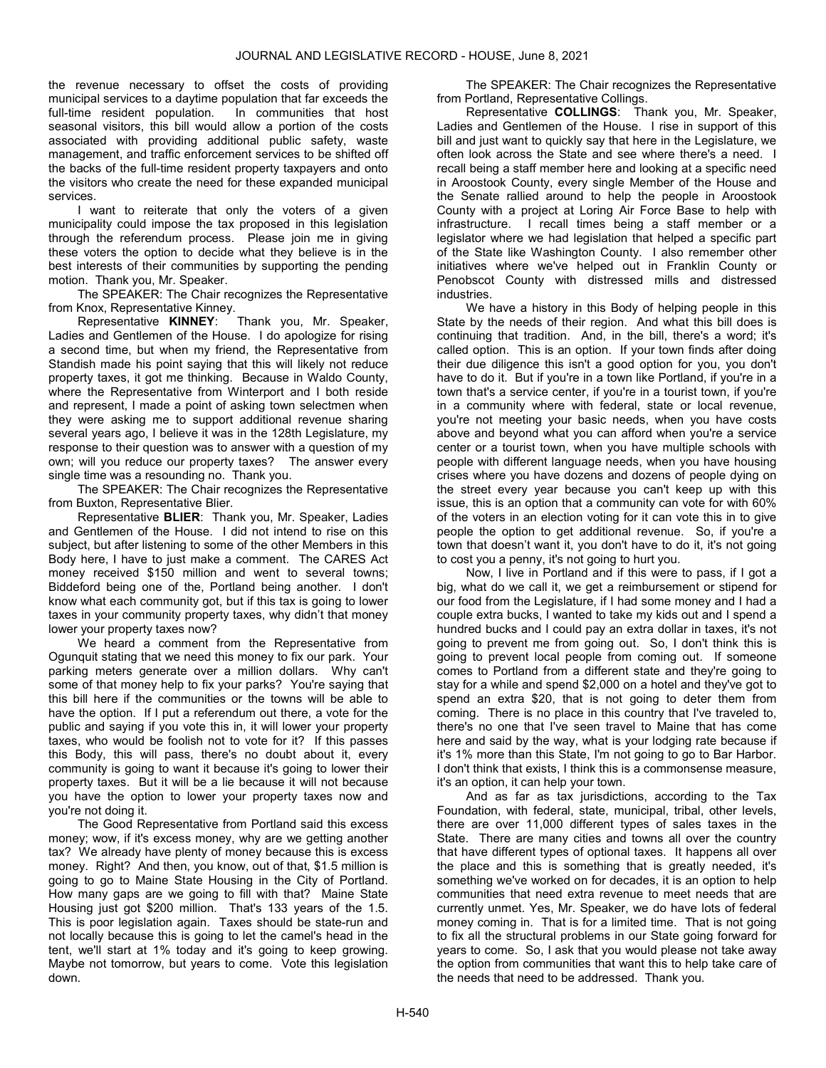the revenue necessary to offset the costs of providing municipal services to a daytime population that far exceeds the full-time resident population. In communities that host seasonal visitors, this bill would allow a portion of the costs associated with providing additional public safety, waste management, and traffic enforcement services to be shifted off the backs of the full-time resident property taxpayers and onto the visitors who create the need for these expanded municipal services.

I want to reiterate that only the voters of a given municipality could impose the tax proposed in this legislation through the referendum process. Please join me in giving these voters the option to decide what they believe is in the best interests of their communities by supporting the pending motion. Thank you, Mr. Speaker.

The SPEAKER: The Chair recognizes the Representative from Knox, Representative Kinney.

Representative **KINNEY**: Thank you, Mr. Speaker, Ladies and Gentlemen of the House. I do apologize for rising a second time, but when my friend, the Representative from Standish made his point saying that this will likely not reduce property taxes, it got me thinking. Because in Waldo County, where the Representative from Winterport and I both reside and represent, I made a point of asking town selectmen when they were asking me to support additional revenue sharing several years ago, I believe it was in the 128th Legislature, my response to their question was to answer with a question of my own; will you reduce our property taxes? The answer every single time was a resounding no. Thank you.

The SPEAKER: The Chair recognizes the Representative from Buxton, Representative Blier.

Representative **BLIER**: Thank you, Mr. Speaker, Ladies and Gentlemen of the House. I did not intend to rise on this subject, but after listening to some of the other Members in this Body here, I have to just make a comment. The CARES Act money received $150 million and went to several towns; Biddeford being one of the, Portland being another. I don't know what each community got, but if this tax is going to lower taxes in your community property taxes, why didn't that money lower your property taxes now?

We heard a comment from the Representative from Ogunquit stating that we need this money to fix our park. Your parking meters generate over a million dollars. Why can't some of that money help to fix your parks? You're saying that this bill here if the communities or the towns will be able to have the option. If I put a referendum out there, a vote for the public and saying if you vote this in, it will lower your property taxes, who would be foolish not to vote for it? If this passes this Body, this will pass, there's no doubt about it, every community is going to want it because it's going to lower their property taxes. But it will be a lie because it will not because you have the option to lower your property taxes now and you're not doing it.

The Good Representative from Portland said this excess money; wow, if it's excess money, why are we getting another tax? We already have plenty of money because this is excess money. Right? And then, you know, out of that, $1.5 million is going to go to Maine State Housing in the City of Portland. How many gaps are we going to fill with that? Maine State Housing just got $200 million. That's 133 years of the 1.5. This is poor legislation again. Taxes should be state-run and not locally because this is going to let the camel's head in the tent, we'll start at 1% today and it's going to keep growing. Maybe not tomorrow, but years to come. Vote this legislation down.

The SPEAKER: The Chair recognizes the Representative from Portland, Representative Collings.

Representative **COLLINGS**: Thank you, Mr. Speaker, Ladies and Gentlemen of the House. I rise in support of this bill and just want to quickly say that here in the Legislature, we often look across the State and see where there's a need. I recall being a staff member here and looking at a specific need in Aroostook County, every single Member of the House and the Senate rallied around to help the people in Aroostook County with a project at Loring Air Force Base to help with infrastructure. I recall times being a staff member or a legislator where we had legislation that helped a specific part of the State like Washington County. I also remember other initiatives where we've helped out in Franklin County or Penobscot County with distressed mills and distressed industries.

We have a history in this Body of helping people in this State by the needs of their region. And what this bill does is continuing that tradition. And, in the bill, there's a word; it's called option. This is an option. If your town finds after doing their due diligence this isn't a good option for you, you don't have to do it. But if you're in a town like Portland, if you're in a town that's a service center, if you're in a tourist town, if you're in a community where with federal, state or local revenue, you're not meeting your basic needs, when you have costs above and beyond what you can afford when you're a service center or a tourist town, when you have multiple schools with people with different language needs, when you have housing crises where you have dozens and dozens of people dying on the street every year because you can't keep up with this issue, this is an option that a community can vote for with 60% of the voters in an election voting for it can vote this in to give people the option to get additional revenue. So, if you're a town that doesn't want it, you don't have to do it, it's not going to cost you a penny, it's not going to hurt you.

Now, I live in Portland and if this were to pass, if I got a big, what do we call it, we get a reimbursement or stipend for our food from the Legislature, if I had some money and I had a couple extra bucks, I wanted to take my kids out and I spend a hundred bucks and I could pay an extra dollar in taxes, it's not going to prevent me from going out. So, I don't think this is going to prevent local people from coming out. If someone comes to Portland from a different state and they're going to stay for a while and spend $2,000 on a hotel and they've got to spend an extra $20, that is not going to deter them from coming. There is no place in this country that I've traveled to, there's no one that I've seen travel to Maine that has come here and said by the way, what is your lodging rate because if it's 1% more than this State, I'm not going to go to Bar Harbor. I don't think that exists, I think this is a commonsense measure, it's an option, it can help your town.

And as far as tax jurisdictions, according to the Tax Foundation, with federal, state, municipal, tribal, other levels, there are over 11,000 different types of sales taxes in the State. There are many cities and towns all over the country that have different types of optional taxes. It happens all over the place and this is something that is greatly needed, it's something we've worked on for decades, it is an option to help communities that need extra revenue to meet needs that are currently unmet. Yes, Mr. Speaker, we do have lots of federal money coming in. That is for a limited time. That is not going to fix all the structural problems in our State going forward for years to come. So, I ask that you would please not take away the option from communities that want this to help take care of the needs that need to be addressed. Thank you.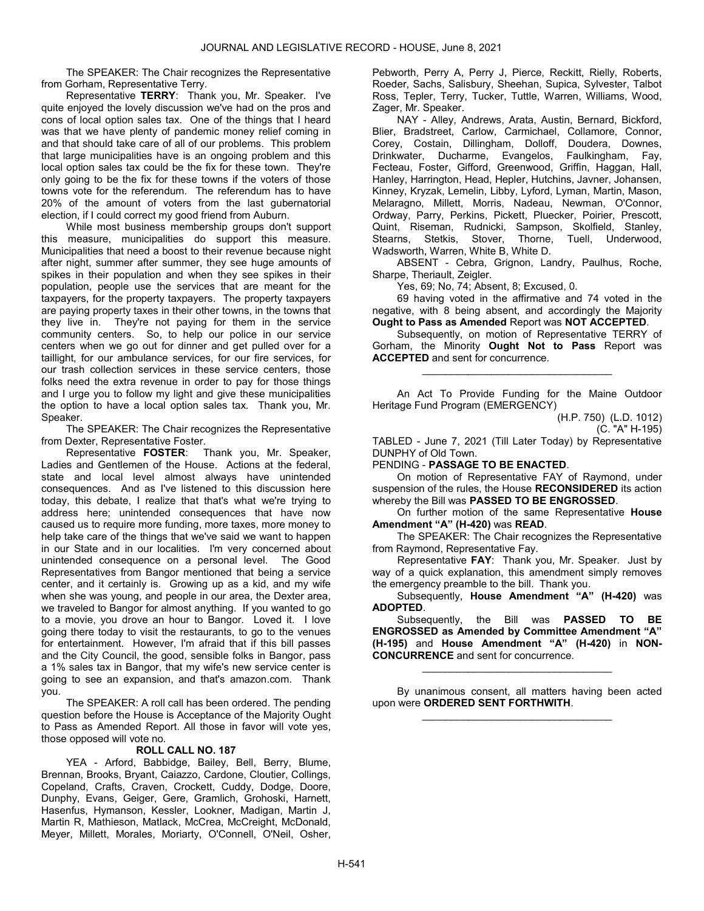The SPEAKER: The Chair recognizes the Representative from Gorham, Representative Terry.

Representative **TERRY**: Thank you, Mr. Speaker. I've quite enjoyed the lovely discussion we've had on the pros and cons of local option sales tax. One of the things that I heard was that we have plenty of pandemic money relief coming in and that should take care of all of our problems. This problem that large municipalities have is an ongoing problem and this local option sales tax could be the fix for these town. They're only going to be the fix for these towns if the voters of those towns vote for the referendum. The referendum has to have 20% of the amount of voters from the last gubernatorial election, if I could correct my good friend from Auburn.

While most business membership groups don't support this measure, municipalities do support this measure. Municipalities that need a boost to their revenue because night after night, summer after summer, they see huge amounts of spikes in their population and when they see spikes in their population, people use the services that are meant for the taxpayers, for the property taxpayers. The property taxpayers are paying property taxes in their other towns, in the towns that they live in. They're not paying for them in the service community centers. So, to help our police in our service centers when we go out for dinner and get pulled over for a taillight, for our ambulance services, for our fire services, for our trash collection services in these service centers, those folks need the extra revenue in order to pay for those things and I urge you to follow my light and give these municipalities the option to have a local option sales tax. Thank you, Mr. Speaker.

The SPEAKER: The Chair recognizes the Representative from Dexter, Representative Foster.

Representative **FOSTER**: Thank you, Mr. Speaker, Ladies and Gentlemen of the House. Actions at the federal, state and local level almost always have unintended consequences. And as I've listened to this discussion here today, this debate, I realize that that's what we're trying to address here; unintended consequences that have now caused us to require more funding, more taxes, more money to help take care of the things that we've said we want to happen in our State and in our localities. I'm very concerned about unintended consequence on a personal level. The Good Representatives from Bangor mentioned that being a service center, and it certainly is. Growing up as a kid, and my wife when she was young, and people in our area, the Dexter area, we traveled to Bangor for almost anything. If you wanted to go to a movie, you drove an hour to Bangor. Loved it. I love going there today to visit the restaurants, to go to the venues for entertainment. However, I'm afraid that if this bill passes and the City Council, the good, sensible folks in Bangor, pass a 1% sales tax in Bangor, that my wife's new service center is going to see an expansion, and that's amazon.com. Thank you.

The SPEAKER: A roll call has been ordered. The pending question before the House is Acceptance of the Majority Ought to Pass as Amended Report. All those in favor will vote yes, those opposed will vote no.

**ROLL CALL NO. 187**

YEA - Arford, Babbidge, Bailey, Bell, Berry, Blume, Brennan, Brooks, Bryant, Caiazzo, Cardone, Cloutier, Collings, Copeland, Crafts, Craven, Crockett, Cuddy, Dodge, Doore, Dunphy, Evans, Geiger, Gere, Gramlich, Grohoski, Harnett, Hasenfus, Hymanson, Kessler, Lookner, Madigan, Martin J, Martin R, Mathieson, Matlack, McCrea, McCreight, McDonald, Meyer, Millett, Morales, Moriarty, O'Connell, O'Neil, Osher, Pebworth, Perry A, Perry J, Pierce, Reckitt, Rielly, Roberts, Roeder, Sachs, Salisbury, Sheehan, Supica, Sylvester, Talbot Ross, Tepler, Terry, Tucker, Tuttle, Warren, Williams, Wood, Zager, Mr. Speaker.

NAY - Alley, Andrews, Arata, Austin, Bernard, Bickford, Blier, Bradstreet, Carlow, Carmichael, Collamore, Connor, Corey, Costain, Dillingham, Dolloff, Doudera, Downes, Drinkwater, Ducharme, Evangelos, Faulkingham, Fay, Fecteau, Foster, Gifford, Greenwood, Griffin, Haggan, Hall, Hanley, Harrington, Head, Hepler, Hutchins, Javner, Johansen, Kinney, Kryzak, Lemelin, Libby, Lyford, Lyman, Martin, Mason, Melaragno, Millett, Morris, Nadeau, Newman, O'Connor, Ordway, Parry, Perkins, Pickett, Pluecker, Poirier, Prescott, Quint, Riseman, Rudnicki, Sampson, Skolfield, Stanley, Stearns, Stetkis, Stover, Thorne, Tuell, Underwood, Wadsworth, Warren, White B, White D.

ABSENT - Cebra, Grignon, Landry, Paulhus, Roche, Sharpe, Theriault, Zeigler.

Yes, 69; No, 74; Absent, 8; Excused, 0.

69 having voted in the affirmative and 74 voted in the negative, with 8 being absent, and accordingly the Majority **Ought to Pass as Amended** Report was **NOT ACCEPTED**.

Subsequently, on motion of Representative TERRY of Gorham, the Minority **Ought Not to Pass** Report was **ACCEPTED** and sent for concurrence.

_________________________________

An Act To Provide Funding for the Maine Outdoor Heritage Fund Program (EMERGENCY)

(H.P. 750) (L.D. 1012)
(C. "A" H-195)

TABLED - June 7, 2021 (Till Later Today) by Representative DUNPHY of Old Town.

PENDING - **PASSAGE TO BE ENACTED**.

On motion of Representative FAY of Raymond, under suspension of the rules, the House **RECONSIDERED** its action whereby the Bill was **PASSED TO BE ENGROSSED**.

On further motion of the same Representative **House Amendment "A" (H-420)** was **READ**.

The SPEAKER: The Chair recognizes the Representative from Raymond, Representative Fay.

Representative **FAY**: Thank you, Mr. Speaker. Just by way of a quick explanation, this amendment simply removes the emergency preamble to the bill. Thank you.

Subsequently, **House Amendment "A" (H-420)** was **ADOPTED**.

Subsequently, the Bill was **PASSED TO BE ENGROSSED as Amended by Committee Amendment "A" (H-195)** and **House Amendment "A" (H-420)** in **NON-CONCURRENCE** and sent for concurrence.

_________________________________

By unanimous consent, all matters having been acted upon were **ORDERED SENT FORTHWITH**.

_________________________________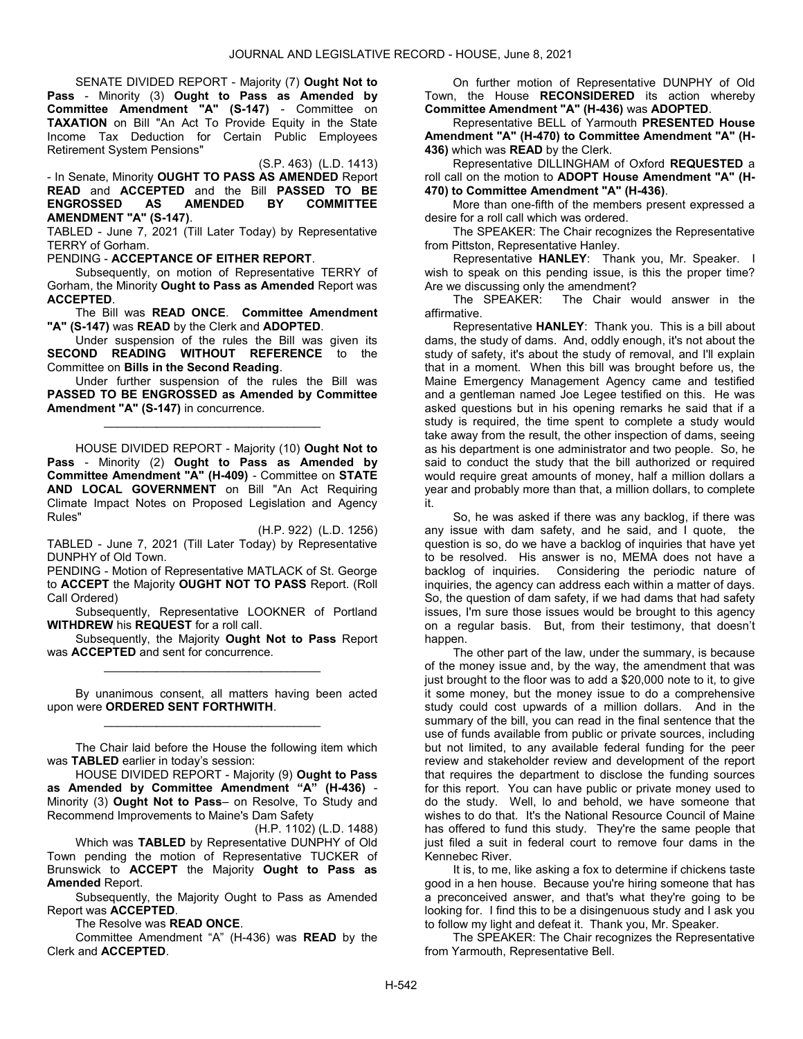SENATE DIVIDED REPORT - Majority (7) **Ought Not to Pass** - Minority (3) **Ought to Pass as Amended by Committee Amendment "A" (S-147)** - Committee on **TAXATION** on Bill "An Act To Provide Equity in the State Income Tax Deduction for Certain Public Employees Retirement System Pensions"

(S.P. 463) (L.D. 1413)

- In Senate, Minority **OUGHT TO PASS AS AMENDED** Report **READ** and **ACCEPTED** and the Bill **PASSED TO BE ENGROSSED AS AMENDED BY COMMITTEE AMENDMENT "A" (S-147)**.

TABLED - June 7, 2021 (Till Later Today) by Representative TERRY of Gorham.

PENDING - **ACCEPTANCE OF EITHER REPORT**.

Subsequently, on motion of Representative TERRY of Gorham, the Minority **Ought to Pass as Amended** Report was **ACCEPTED**.

The Bill was **READ ONCE**. **Committee Amendment "A" (S-147)** was **READ** by the Clerk and **ADOPTED**.

Under suspension of the rules the Bill was given its **SECOND READING WITHOUT REFERENCE** to the Committee on **Bills in the Second Reading**.

Under further suspension of the rules the Bill was **PASSED TO BE ENGROSSED as Amended by Committee Amendment "A" (S-147)** in concurrence.

\_\_\_\_\_\_\_\_\_\_\_\_\_\_\_\_\_\_\_\_\_\_\_\_\_\_\_\_\_\_\_\_\_

HOUSE DIVIDED REPORT - Majority (10) **Ought Not to Pass** - Minority (2) **Ought to Pass as Amended by Committee Amendment "A" (H-409)** - Committee on **STATE AND LOCAL GOVERNMENT** on Bill "An Act Requiring Climate Impact Notes on Proposed Legislation and Agency Rules"

(H.P. 922) (L.D. 1256)

TABLED - June 7, 2021 (Till Later Today) by Representative DUNPHY of Old Town.

PENDING - Motion of Representative MATLACK of St. George to **ACCEPT** the Majority **OUGHT NOT TO PASS** Report. (Roll Call Ordered)

Subsequently, Representative LOOKNER of Portland **WITHDREW** his **REQUEST** for a roll call.

Subsequently, the Majority **Ought Not to Pass** Report was **ACCEPTED** and sent for concurrence.

\_\_\_\_\_\_\_\_\_\_\_\_\_\_\_\_\_\_\_\_\_\_\_\_\_\_\_\_\_\_\_\_\_

By unanimous consent, all matters having been acted upon were **ORDERED SENT FORTHWITH**.

\_\_\_\_\_\_\_\_\_\_\_\_\_\_\_\_\_\_\_\_\_\_\_\_\_\_\_\_\_\_\_\_\_

The Chair laid before the House the following item which was **TABLED** earlier in today's session:

HOUSE DIVIDED REPORT - Majority (9) **Ought to Pass as Amended by Committee Amendment "A" (H-436)** - Minority (3) **Ought Not to Pass**– on Resolve, To Study and Recommend Improvements to Maine's Dam Safety

(H.P. 1102) (L.D. 1488)

Which was **TABLED** by Representative DUNPHY of Old Town pending the motion of Representative TUCKER of Brunswick to **ACCEPT** the Majority **Ought to Pass as Amended** Report.

Subsequently, the Majority Ought to Pass as Amended Report was **ACCEPTED**.

The Resolve was **READ ONCE**.

Committee Amendment "A" (H-436) was **READ** by the Clerk and **ACCEPTED**.

On further motion of Representative DUNPHY of Old Town, the House **RECONSIDERED** its action whereby **Committee Amendment "A" (H-436)** was **ADOPTED**.

Representative BELL of Yarmouth **PRESENTED House Amendment "A" (H-470) to Committee Amendment "A" (H-436)** which was **READ** by the Clerk.

Representative DILLINGHAM of Oxford **REQUESTED** a roll call on the motion to **ADOPT House Amendment "A" (H-470) to Committee Amendment "A" (H-436)**.

More than one-fifth of the members present expressed a desire for a roll call which was ordered.

The SPEAKER: The Chair recognizes the Representative from Pittston, Representative Hanley.

Representative **HANLEY**: Thank you, Mr. Speaker. I wish to speak on this pending issue, is this the proper time? Are we discussing only the amendment?

The SPEAKER: The Chair would answer in the affirmative.

Representative **HANLEY**: Thank you. This is a bill about dams, the study of dams. And, oddly enough, it's not about the study of safety, it's about the study of removal, and I'll explain that in a moment. When this bill was brought before us, the Maine Emergency Management Agency came and testified and a gentleman named Joe Legee testified on this. He was asked questions but in his opening remarks he said that if a study is required, the time spent to complete a study would take away from the result, the other inspection of dams, seeing as his department is one administrator and two people. So, he said to conduct the study that the bill authorized or required would require great amounts of money, half a million dollars a year and probably more than that, a million dollars, to complete it.

So, he was asked if there was any backlog, if there was any issue with dam safety, and he said, and I quote, the question is so, do we have a backlog of inquiries that have yet to be resolved. His answer is no, MEMA does not have a backlog of inquiries. Considering the periodic nature of inquiries, the agency can address each within a matter of days. So, the question of dam safety, if we had dams that had safety issues, I'm sure those issues would be brought to this agency on a regular basis. But, from their testimony, that doesn't happen.

The other part of the law, under the summary, is because of the money issue and, by the way, the amendment that was just brought to the floor was to add a $20,000 note to it, to give it some money, but the money issue to do a comprehensive study could cost upwards of a million dollars. And in the summary of the bill, you can read in the final sentence that the use of funds available from public or private sources, including but not limited, to any available federal funding for the peer review and stakeholder review and development of the report that requires the department to disclose the funding sources for this report. You can have public or private money used to do the study. Well, lo and behold, we have someone that wishes to do that. It's the National Resource Council of Maine has offered to fund this study. They're the same people that just filed a suit in federal court to remove four dams in the Kennebec River.

It is, to me, like asking a fox to determine if chickens taste good in a hen house. Because you're hiring someone that has a preconceived answer, and that's what they're going to be looking for. I find this to be a disingenuous study and I ask you to follow my light and defeat it. Thank you, Mr. Speaker.

The SPEAKER: The Chair recognizes the Representative from Yarmouth, Representative Bell.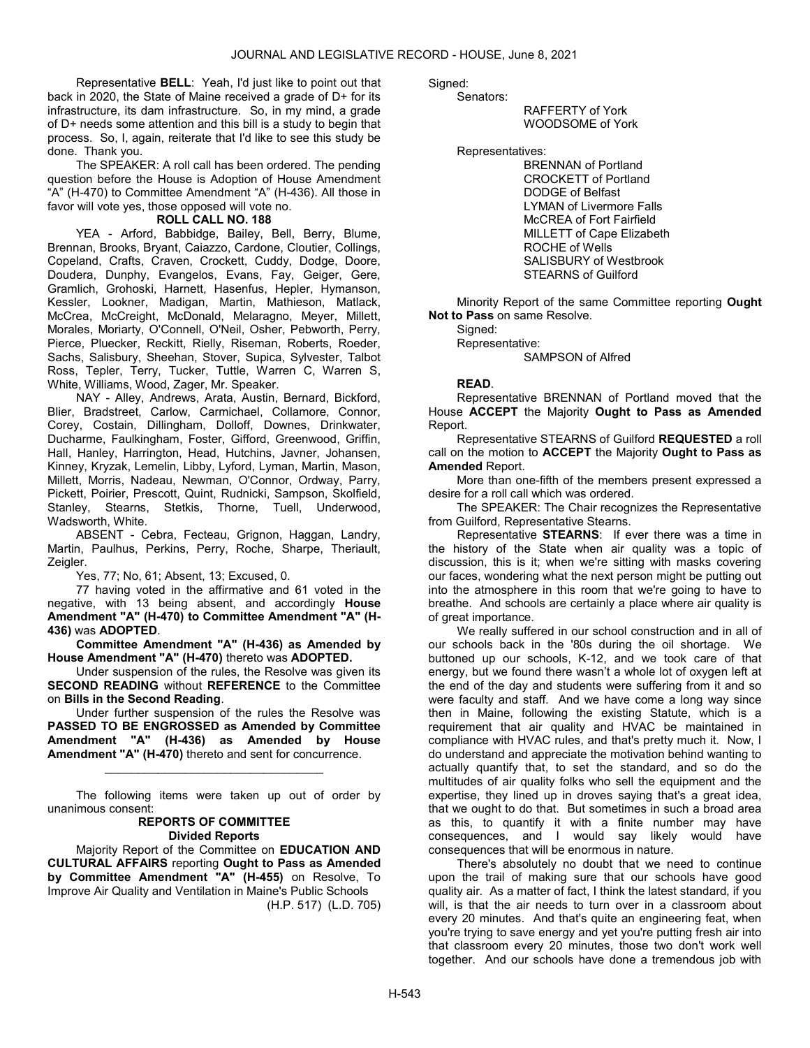Representative **BELL**: Yeah, I'd just like to point out that back in 2020, the State of Maine received a grade of D+ for its infrastructure, its dam infrastructure. So, in my mind, a grade of D+ needs some attention and this bill is a study to begin that process. So, I, again, reiterate that I'd like to see this study be done. Thank you.

The SPEAKER: A roll call has been ordered. The pending question before the House is Adoption of House Amendment "A" (H-470) to Committee Amendment "A" (H-436). All those in favor will vote yes, those opposed will vote no.

**ROLL CALL NO. 188**

YEA - Arford, Babbidge, Bailey, Bell, Berry, Blume, Brennan, Brooks, Bryant, Caiazzo, Cardone, Cloutier, Collings, Copeland, Crafts, Craven, Crockett, Cuddy, Dodge, Doore, Doudera, Dunphy, Evangelos, Evans, Fay, Geiger, Gere, Gramlich, Grohoski, Harnett, Hasenfus, Hepler, Hymanson, Kessler, Lookner, Madigan, Martin, Mathieson, Matlack, McCrea, McCreight, McDonald, Melaragno, Meyer, Millett, Morales, Moriarty, O'Connell, O'Neil, Osher, Pebworth, Perry, Pierce, Pluecker, Reckitt, Rielly, Riseman, Roberts, Roeder, Sachs, Salisbury, Sheehan, Stover, Supica, Sylvester, Talbot Ross, Tepler, Terry, Tucker, Tuttle, Warren C, Warren S, White, Williams, Wood, Zager, Mr. Speaker.

NAY - Alley, Andrews, Arata, Austin, Bernard, Bickford, Blier, Bradstreet, Carlow, Carmichael, Collamore, Connor, Corey, Costain, Dillingham, Dolloff, Downes, Drinkwater, Ducharme, Faulkingham, Foster, Gifford, Greenwood, Griffin, Hall, Hanley, Harrington, Head, Hutchins, Javner, Johansen, Kinney, Kryzak, Lemelin, Libby, Lyford, Lyman, Martin, Mason, Millett, Morris, Nadeau, Newman, O'Connor, Ordway, Parry, Pickett, Poirier, Prescott, Quint, Rudnicki, Sampson, Skolfield, Stanley, Stearns, Stetkis, Thorne, Tuell, Underwood, Wadsworth, White.

ABSENT - Cebra, Fecteau, Grignon, Haggan, Landry, Martin, Paulhus, Perkins, Perry, Roche, Sharpe, Theriault, Zeigler.

Yes, 77; No, 61; Absent, 13; Excused, 0.

77 having voted in the affirmative and 61 voted in the negative, with 13 being absent, and accordingly **House Amendment "A" (H-470) to Committee Amendment "A" (H-436)** was **ADOPTED**.

**Committee Amendment "A" (H-436) as Amended by House Amendment "A" (H-470)** thereto was **ADOPTED.**

Under suspension of the rules, the Resolve was given its **SECOND READING** without **REFERENCE** to the Committee on **Bills in the Second Reading**.

Under further suspension of the rules the Resolve was **PASSED TO BE ENGROSSED as Amended by Committee Amendment "A" (H-436) as Amended by House Amendment "A" (H-470)** thereto and sent for concurrence.

\_\_\_\_\_\_\_\_\_\_\_\_\_\_\_\_\_\_\_\_\_\_\_\_\_\_\_\_\_\_\_\_\_

The following items were taken up out of order by unanimous consent:

**REPORTS OF COMMITTEE**
**Divided Reports**

Majority Report of the Committee on **EDUCATION AND CULTURAL AFFAIRS** reporting **Ought to Pass as Amended by Committee Amendment "A" (H-455)** on Resolve, To Improve Air Quality and Ventilation in Maine's Public Schools
(H.P. 517) (L.D. 705)

Signed:
Senators:
RAFFERTY of York
WOODSOME of York

Representatives:
BRENNAN of Portland
CROCKETT of Portland
DODGE of Belfast
LYMAN of Livermore Falls
McCREA of Fort Fairfield
MILLETT of Cape Elizabeth
ROCHE of Wells
SALISBURY of Westbrook
STEARNS of Guilford

Minority Report of the same Committee reporting **Ought Not to Pass** on same Resolve.
Signed:
Representative:
SAMPSON of Alfred

**READ**.

Representative BRENNAN of Portland moved that the House **ACCEPT** the Majority **Ought to Pass as Amended** Report.

Representative STEARNS of Guilford **REQUESTED** a roll call on the motion to **ACCEPT** the Majority **Ought to Pass as Amended** Report.

More than one-fifth of the members present expressed a desire for a roll call which was ordered.

The SPEAKER: The Chair recognizes the Representative from Guilford, Representative Stearns.

Representative **STEARNS**: If ever there was a time in the history of the State when air quality was a topic of discussion, this is it; when we're sitting with masks covering our faces, wondering what the next person might be putting out into the atmosphere in this room that we're going to have to breathe. And schools are certainly a place where air quality is of great importance.

We really suffered in our school construction and in all of our schools back in the '80s during the oil shortage. We buttoned up our schools, K-12, and we took care of that energy, but we found there wasn't a whole lot of oxygen left at the end of the day and students were suffering from it and so were faculty and staff. And we have come a long way since then in Maine, following the existing Statute, which is a requirement that air quality and HVAC be maintained in compliance with HVAC rules, and that's pretty much it. Now, I do understand and appreciate the motivation behind wanting to actually quantify that, to set the standard, and so do the multitudes of air quality folks who sell the equipment and the expertise, they lined up in droves saying that's a great idea, that we ought to do that. But sometimes in such a broad area as this, to quantify it with a finite number may have consequences, and I would say likely would have consequences that will be enormous in nature.

There's absolutely no doubt that we need to continue upon the trail of making sure that our schools have good quality air. As a matter of fact, I think the latest standard, if you will, is that the air needs to turn over in a classroom about every 20 minutes. And that's quite an engineering feat, when you're trying to save energy and yet you're putting fresh air into that classroom every 20 minutes, those two don't work well together. And our schools have done a tremendous job with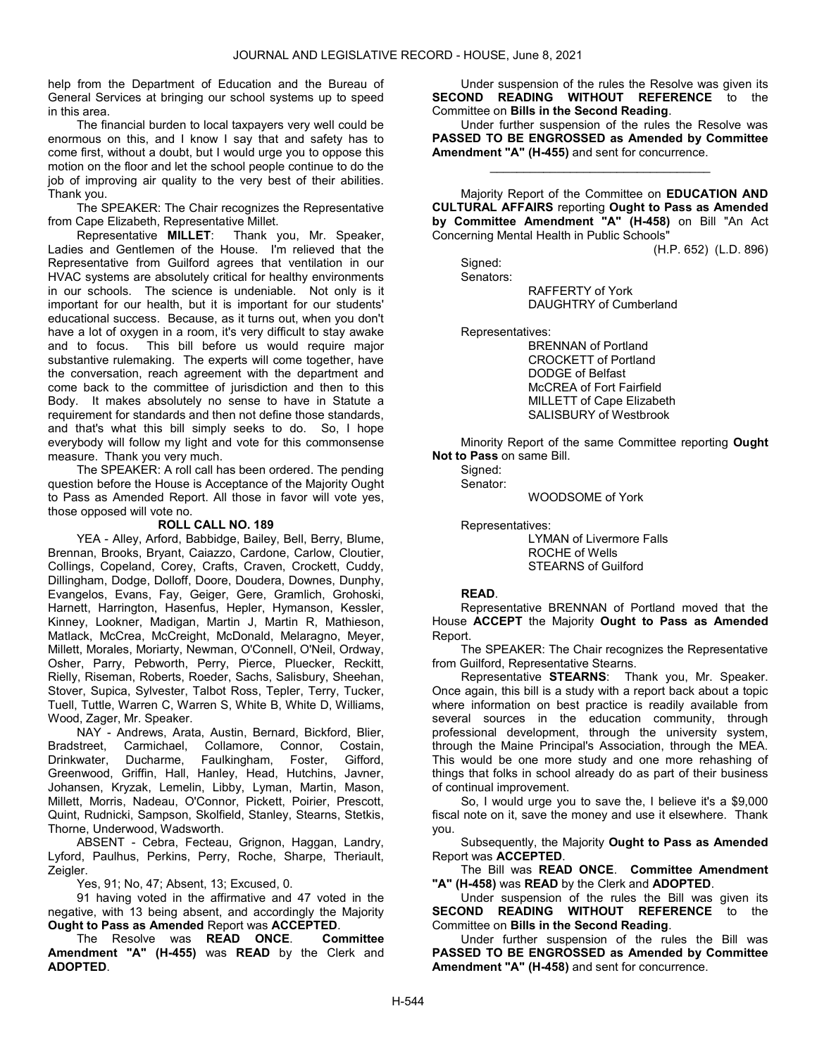help from the Department of Education and the Bureau of General Services at bringing our school systems up to speed in this area.

The financial burden to local taxpayers very well could be enormous on this, and I know I say that and safety has to come first, without a doubt, but I would urge you to oppose this motion on the floor and let the school people continue to do the job of improving air quality to the very best of their abilities. Thank you.

The SPEAKER: The Chair recognizes the Representative from Cape Elizabeth, Representative Millet.

Representative **MILLET**: Thank you, Mr. Speaker, Ladies and Gentlemen of the House. I'm relieved that the Representative from Guilford agrees that ventilation in our HVAC systems are absolutely critical for healthy environments in our schools. The science is undeniable. Not only is it important for our health, but it is important for our students' educational success. Because, as it turns out, when you don't have a lot of oxygen in a room, it's very difficult to stay awake and to focus. This bill before us would require major substantive rulemaking. The experts will come together, have the conversation, reach agreement with the department and come back to the committee of jurisdiction and then to this Body. It makes absolutely no sense to have in Statute a requirement for standards and then not define those standards, and that's what this bill simply seeks to do. So, I hope everybody will follow my light and vote for this commonsense measure. Thank you very much.

The SPEAKER: A roll call has been ordered. The pending question before the House is Acceptance of the Majority Ought to Pass as Amended Report. All those in favor will vote yes, those opposed will vote no.

**ROLL CALL NO. 189**

YEA - Alley, Arford, Babbidge, Bailey, Bell, Berry, Blume, Brennan, Brooks, Bryant, Caiazzo, Cardone, Carlow, Cloutier, Collings, Copeland, Corey, Crafts, Craven, Crockett, Cuddy, Dillingham, Dodge, Dolloff, Doore, Doudera, Downes, Dunphy, Evangelos, Evans, Fay, Geiger, Gere, Gramlich, Grohoski, Harnett, Harrington, Hasenfus, Hepler, Hymanson, Kessler, Kinney, Lookner, Madigan, Martin J, Martin R, Mathieson, Matlack, McCrea, McCreight, McDonald, Melaragno, Meyer, Millett, Morales, Moriarty, Newman, O'Connell, O'Neil, Ordway, Osher, Parry, Pebworth, Perry, Pierce, Pluecker, Reckitt, Rielly, Riseman, Roberts, Roeder, Sachs, Salisbury, Sheehan, Stover, Supica, Sylvester, Talbot Ross, Tepler, Terry, Tucker, Tuell, Tuttle, Warren C, Warren S, White B, White D, Williams, Wood, Zager, Mr. Speaker.

NAY - Andrews, Arata, Austin, Bernard, Bickford, Blier, Bradstreet, Carmichael, Collamore, Connor, Costain, Drinkwater, Ducharme, Faulkingham, Foster, Gifford, Greenwood, Griffin, Hall, Hanley, Head, Hutchins, Javner, Johansen, Kryzak, Lemelin, Libby, Lyman, Martin, Mason, Millett, Morris, Nadeau, O'Connor, Pickett, Poirier, Prescott, Quint, Rudnicki, Sampson, Skolfield, Stanley, Stearns, Stetkis, Thorne, Underwood, Wadsworth.

ABSENT - Cebra, Fecteau, Grignon, Haggan, Landry, Lyford, Paulhus, Perkins, Perry, Roche, Sharpe, Theriault, Zeigler.

Yes, 91; No, 47; Absent, 13; Excused, 0.

91 having voted in the affirmative and 47 voted in the negative, with 13 being absent, and accordingly the Majority **Ought to Pass as Amended** Report was **ACCEPTED**.

The Resolve was **READ ONCE**. **Committee Amendment "A" (H-455)** was **READ** by the Clerk and **ADOPTED**.

Under suspension of the rules the Resolve was given its **SECOND READING WITHOUT REFERENCE** to the Committee on **Bills in the Second Reading**.

Under further suspension of the rules the Resolve was **PASSED TO BE ENGROSSED as Amended by Committee Amendment "A" (H-455)** and sent for concurrence.

\_\_\_\_\_\_\_\_\_\_\_\_\_\_\_\_\_\_\_\_\_\_\_\_\_\_\_\_\_\_\_\_\_

Majority Report of the Committee on **EDUCATION AND CULTURAL AFFAIRS** reporting **Ought to Pass as Amended by Committee Amendment "A" (H-458)** on Bill "An Act Concerning Mental Health in Public Schools"

(H.P. 652) (L.D. 896)

Signed:

Senators:

RAFFERTY of York
DAUGHTRY of Cumberland

Representatives:

BRENNAN of Portland
CROCKETT of Portland
DODGE of Belfast
McCREA of Fort Fairfield
MILLETT of Cape Elizabeth
SALISBURY of Westbrook

Minority Report of the same Committee reporting **Ought Not to Pass** on same Bill.

Signed:

Senator:

WOODSOME of York

Representatives:

LYMAN of Livermore Falls
ROCHE of Wells
STEARNS of Guilford

**READ**.

Representative BRENNAN of Portland moved that the House **ACCEPT** the Majority **Ought to Pass as Amended** Report.

The SPEAKER: The Chair recognizes the Representative from Guilford, Representative Stearns.

Representative **STEARNS**: Thank you, Mr. Speaker. Once again, this bill is a study with a report back about a topic where information on best practice is readily available from several sources in the education community, through professional development, through the university system, through the Maine Principal's Association, through the MEA. This would be one more study and one more rehashing of things that folks in school already do as part of their business of continual improvement.

So, I would urge you to save the, I believe it's a $9,000 fiscal note on it, save the money and use it elsewhere. Thank you.

Subsequently, the Majority **Ought to Pass as Amended** Report was **ACCEPTED**.

The Bill was **READ ONCE**. **Committee Amendment "A" (H-458)** was **READ** by the Clerk and **ADOPTED**.

Under suspension of the rules the Bill was given its **SECOND READING WITHOUT REFERENCE** to the Committee on **Bills in the Second Reading**.

Under further suspension of the rules the Bill was **PASSED TO BE ENGROSSED as Amended by Committee Amendment "A" (H-458)** and sent for concurrence.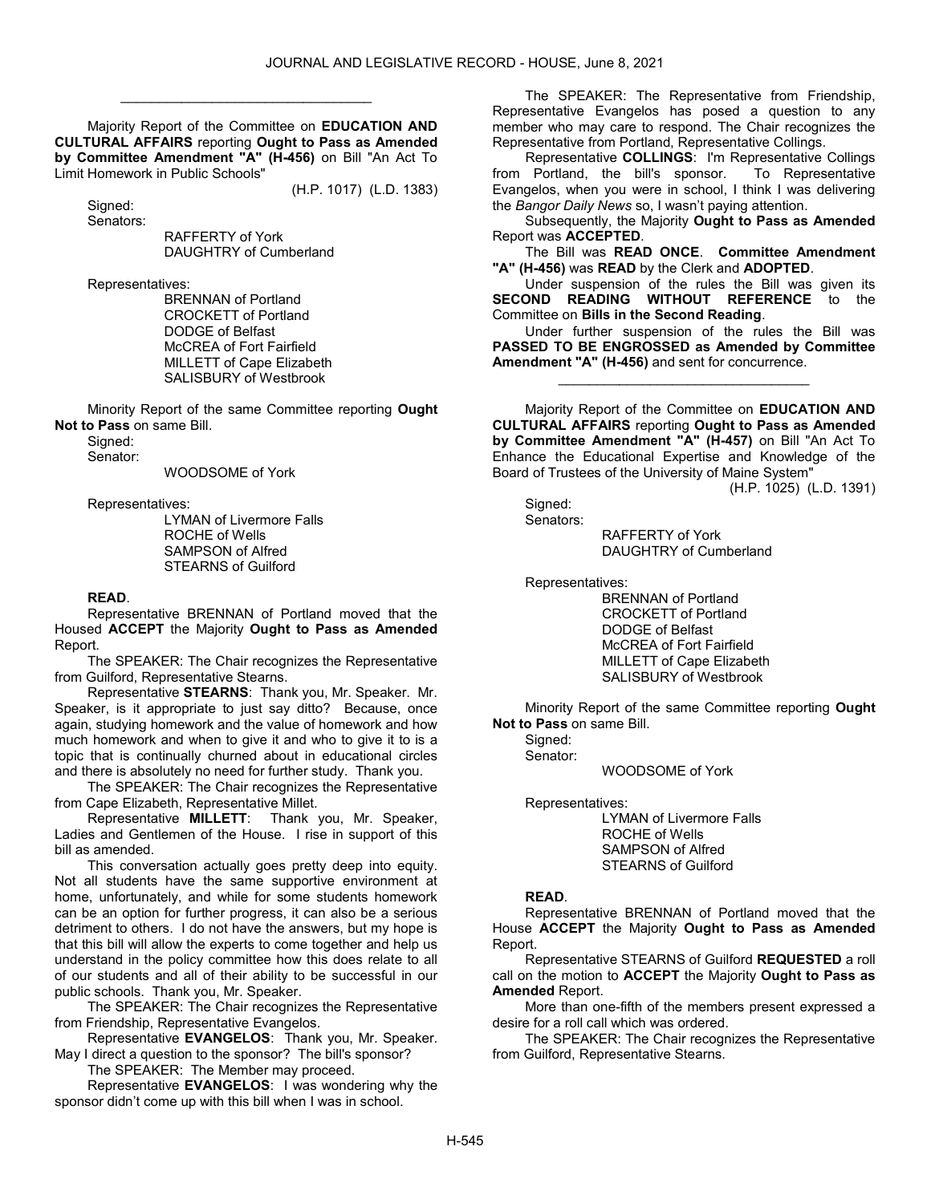\_\_\_\_\_\_\_\_\_\_\_\_\_\_\_\_\_\_\_\_\_\_\_\_\_\_\_\_\_\_\_\_\_

Majority Report of the Committee on **EDUCATION AND CULTURAL AFFAIRS** reporting **Ought to Pass as Amended by Committee Amendment "A" (H-456)** on Bill "An Act To Limit Homework in Public Schools"

(H.P. 1017) (L.D. 1383)

Signed:
Senators:

RAFFERTY of York
DAUGHTRY of Cumberland

Representatives:

BRENNAN of Portland
CROCKETT of Portland
DODGE of Belfast
McCREA of Fort Fairfield
MILLETT of Cape Elizabeth
SALISBURY of Westbrook

Minority Report of the same Committee reporting **Ought Not to Pass** on same Bill.

Signed:
Senator:

WOODSOME of York

Representatives:

LYMAN of Livermore Falls
ROCHE of Wells
SAMPSON of Alfred
STEARNS of Guilford

**READ**.

Representative BRENNAN of Portland moved that the Housed **ACCEPT** the Majority **Ought to Pass as Amended** Report.

The SPEAKER: The Chair recognizes the Representative from Guilford, Representative Stearns.

Representative **STEARNS**: Thank you, Mr. Speaker. Mr. Speaker, is it appropriate to just say ditto? Because, once again, studying homework and the value of homework and how much homework and when to give it and who to give it to is a topic that is continually churned about in educational circles and there is absolutely no need for further study. Thank you.

The SPEAKER: The Chair recognizes the Representative from Cape Elizabeth, Representative Millet.

Representative **MILLETT**: Thank you, Mr. Speaker, Ladies and Gentlemen of the House. I rise in support of this bill as amended.

This conversation actually goes pretty deep into equity. Not all students have the same supportive environment at home, unfortunately, and while for some students homework can be an option for further progress, it can also be a serious detriment to others. I do not have the answers, but my hope is that this bill will allow the experts to come together and help us understand in the policy committee how this does relate to all of our students and all of their ability to be successful in our public schools. Thank you, Mr. Speaker.

The SPEAKER: The Chair recognizes the Representative from Friendship, Representative Evangelos.

Representative **EVANGELOS**: Thank you, Mr. Speaker. May I direct a question to the sponsor? The bill's sponsor?

The SPEAKER: The Member may proceed.

Representative **EVANGELOS**: I was wondering why the sponsor didn't come up with this bill when I was in school.

The SPEAKER: The Representative from Friendship, Representative Evangelos has posed a question to any member who may care to respond. The Chair recognizes the Representative from Portland, Representative Collings.

Representative **COLLINGS**: I'm Representative Collings from Portland, the bill's sponsor. To Representative Evangelos, when you were in school, I think I was delivering the *Bangor Daily News* so, I wasn't paying attention.

Subsequently, the Majority **Ought to Pass as Amended** Report was **ACCEPTED**.

The Bill was **READ ONCE**. **Committee Amendment "A" (H-456)** was **READ** by the Clerk and **ADOPTED**.

Under suspension of the rules the Bill was given its **SECOND READING WITHOUT REFERENCE** to the Committee on **Bills in the Second Reading**.

Under further suspension of the rules the Bill was **PASSED TO BE ENGROSSED as Amended by Committee Amendment "A" (H-456)** and sent for concurrence.

\_\_\_\_\_\_\_\_\_\_\_\_\_\_\_\_\_\_\_\_\_\_\_\_\_\_\_\_\_\_\_\_\_

Majority Report of the Committee on **EDUCATION AND CULTURAL AFFAIRS** reporting **Ought to Pass as Amended by Committee Amendment "A" (H-457)** on Bill "An Act To Enhance the Educational Expertise and Knowledge of the Board of Trustees of the University of Maine System"

(H.P. 1025) (L.D. 1391)

Signed:
Senators:

RAFFERTY of York
DAUGHTRY of Cumberland

Representatives:

BRENNAN of Portland
CROCKETT of Portland
DODGE of Belfast
McCREA of Fort Fairfield
MILLETT of Cape Elizabeth
SALISBURY of Westbrook

Minority Report of the same Committee reporting **Ought Not to Pass** on same Bill.

Signed:
Senator:

WOODSOME of York

Representatives:

LYMAN of Livermore Falls
ROCHE of Wells
SAMPSON of Alfred
STEARNS of Guilford

**READ**.

Representative BRENNAN of Portland moved that the House **ACCEPT** the Majority **Ought to Pass as Amended** Report.

Representative STEARNS of Guilford **REQUESTED** a roll call on the motion to **ACCEPT** the Majority **Ought to Pass as Amended** Report.

More than one-fifth of the members present expressed a desire for a roll call which was ordered.

The SPEAKER: The Chair recognizes the Representative from Guilford, Representative Stearns.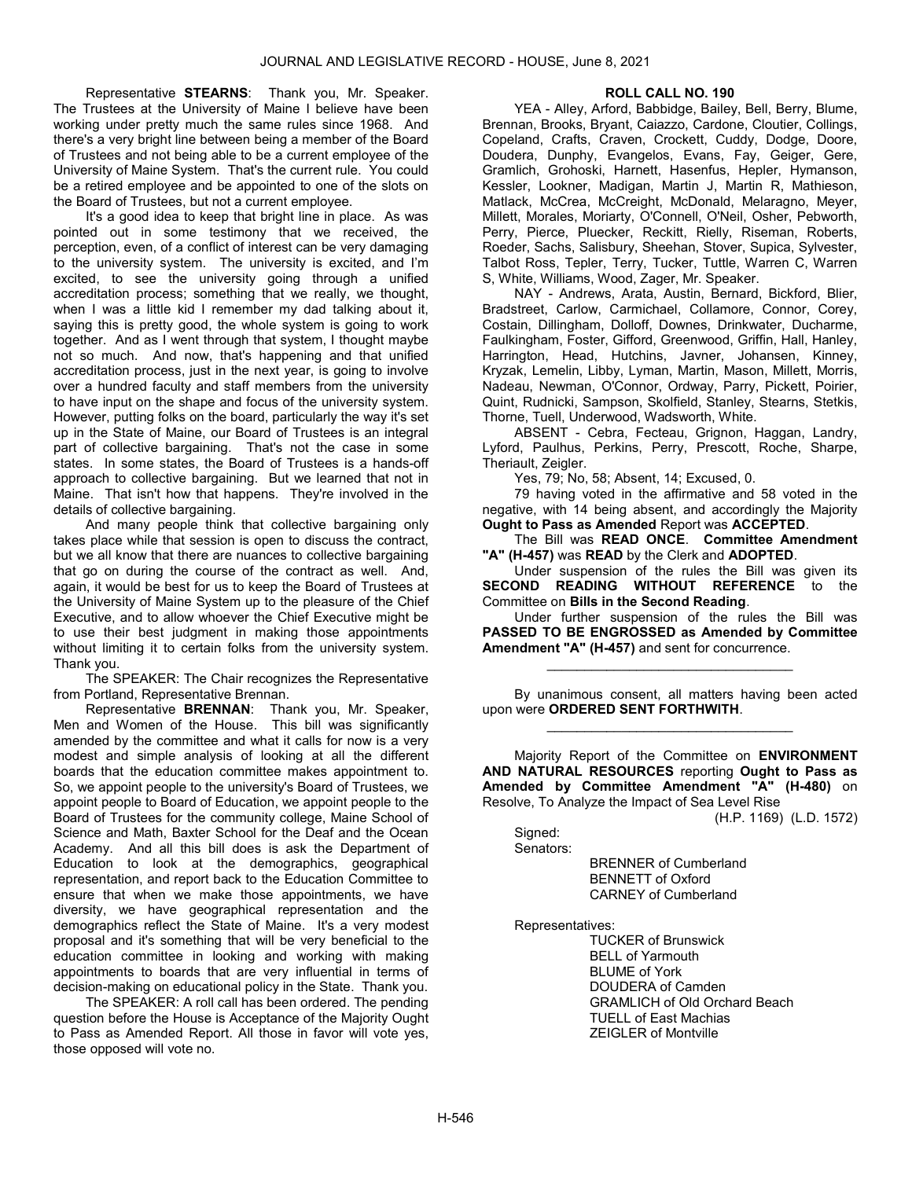Representative **STEARNS**: Thank you, Mr. Speaker. The Trustees at the University of Maine I believe have been working under pretty much the same rules since 1968. And there's a very bright line between being a member of the Board of Trustees and not being able to be a current employee of the University of Maine System. That's the current rule. You could be a retired employee and be appointed to one of the slots on the Board of Trustees, but not a current employee.

It's a good idea to keep that bright line in place. As was pointed out in some testimony that we received, the perception, even, of a conflict of interest can be very damaging to the university system. The university is excited, and I'm excited, to see the university going through a unified accreditation process; something that we really, we thought, when I was a little kid I remember my dad talking about it, saying this is pretty good, the whole system is going to work together. And as I went through that system, I thought maybe not so much. And now, that's happening and that unified accreditation process, just in the next year, is going to involve over a hundred faculty and staff members from the university to have input on the shape and focus of the university system. However, putting folks on the board, particularly the way it's set up in the State of Maine, our Board of Trustees is an integral part of collective bargaining. That's not the case in some states. In some states, the Board of Trustees is a hands-off approach to collective bargaining. But we learned that not in Maine. That isn't how that happens. They're involved in the details of collective bargaining.

And many people think that collective bargaining only takes place while that session is open to discuss the contract, but we all know that there are nuances to collective bargaining that go on during the course of the contract as well. And, again, it would be best for us to keep the Board of Trustees at the University of Maine System up to the pleasure of the Chief Executive, and to allow whoever the Chief Executive might be to use their best judgment in making those appointments without limiting it to certain folks from the university system. Thank you.

The SPEAKER: The Chair recognizes the Representative from Portland, Representative Brennan.

Representative **BRENNAN**: Thank you, Mr. Speaker, Men and Women of the House. This bill was significantly amended by the committee and what it calls for now is a very modest and simple analysis of looking at all the different boards that the education committee makes appointment to. So, we appoint people to the university's Board of Trustees, we appoint people to Board of Education, we appoint people to the Board of Trustees for the community college, Maine School of Science and Math, Baxter School for the Deaf and the Ocean Academy. And all this bill does is ask the Department of Education to look at the demographics, geographical representation, and report back to the Education Committee to ensure that when we make those appointments, we have diversity, we have geographical representation and the demographics reflect the State of Maine. It's a very modest proposal and it's something that will be very beneficial to the education committee in looking and working with making appointments to boards that are very influential in terms of decision-making on educational policy in the State. Thank you.

The SPEAKER: A roll call has been ordered. The pending question before the House is Acceptance of the Majority Ought to Pass as Amended Report. All those in favor will vote yes, those opposed will vote no.

**ROLL CALL NO. 190**

YEA - Alley, Arford, Babbidge, Bailey, Bell, Berry, Blume, Brennan, Brooks, Bryant, Caiazzo, Cardone, Cloutier, Collings, Copeland, Crafts, Craven, Crockett, Cuddy, Dodge, Doore, Doudera, Dunphy, Evangelos, Evans, Fay, Geiger, Gere, Gramlich, Grohoski, Harnett, Hasenfus, Hepler, Hymanson, Kessler, Lookner, Madigan, Martin J, Martin R, Mathieson, Matlack, McCrea, McCreight, McDonald, Melaragno, Meyer, Millett, Morales, Moriarty, O'Connell, O'Neil, Osher, Pebworth, Perry, Pierce, Pluecker, Reckitt, Rielly, Riseman, Roberts, Roeder, Sachs, Salisbury, Sheehan, Stover, Supica, Sylvester, Talbot Ross, Tepler, Terry, Tucker, Tuttle, Warren C, Warren S, White, Williams, Wood, Zager, Mr. Speaker.

NAY - Andrews, Arata, Austin, Bernard, Bickford, Blier, Bradstreet, Carlow, Carmichael, Collamore, Connor, Corey, Costain, Dillingham, Dolloff, Downes, Drinkwater, Ducharme, Faulkingham, Foster, Gifford, Greenwood, Griffin, Hall, Hanley, Harrington, Head, Hutchins, Javner, Johansen, Kinney, Kryzak, Lemelin, Libby, Lyman, Martin, Mason, Millett, Morris, Nadeau, Newman, O'Connor, Ordway, Parry, Pickett, Poirier, Quint, Rudnicki, Sampson, Skolfield, Stanley, Stearns, Stetkis, Thorne, Tuell, Underwood, Wadsworth, White.

ABSENT - Cebra, Fecteau, Grignon, Haggan, Landry, Lyford, Paulhus, Perkins, Perry, Prescott, Roche, Sharpe, Theriault, Zeigler.

Yes, 79; No, 58; Absent, 14; Excused, 0.

79 having voted in the affirmative and 58 voted in the negative, with 14 being absent, and accordingly the Majority **Ought to Pass as Amended** Report was **ACCEPTED**.

The Bill was **READ ONCE**. **Committee Amendment "A" (H-457)** was **READ** by the Clerk and **ADOPTED**.

Under suspension of the rules the Bill was given its **SECOND READING WITHOUT REFERENCE** to the Committee on **Bills in the Second Reading**.

Under further suspension of the rules the Bill was **PASSED TO BE ENGROSSED as Amended by Committee Amendment "A" (H-457)** and sent for concurrence.

_________________________________

By unanimous consent, all matters having been acted upon were **ORDERED SENT FORTHWITH**.

_________________________________

Majority Report of the Committee on **ENVIRONMENT AND NATURAL RESOURCES** reporting **Ought to Pass as Amended by Committee Amendment "A" (H-480)** on Resolve, To Analyze the Impact of Sea Level Rise

(H.P. 1169) (L.D. 1572)

Signed:

Senators:

BRENNER of Cumberland
BENNETT of Oxford
CARNEY of Cumberland

Representatives:

TUCKER of Brunswick
BELL of Yarmouth
BLUME of York
DOUDERA of Camden
GRAMLICH of Old Orchard Beach
TUELL of East Machias
ZEIGLER of Montville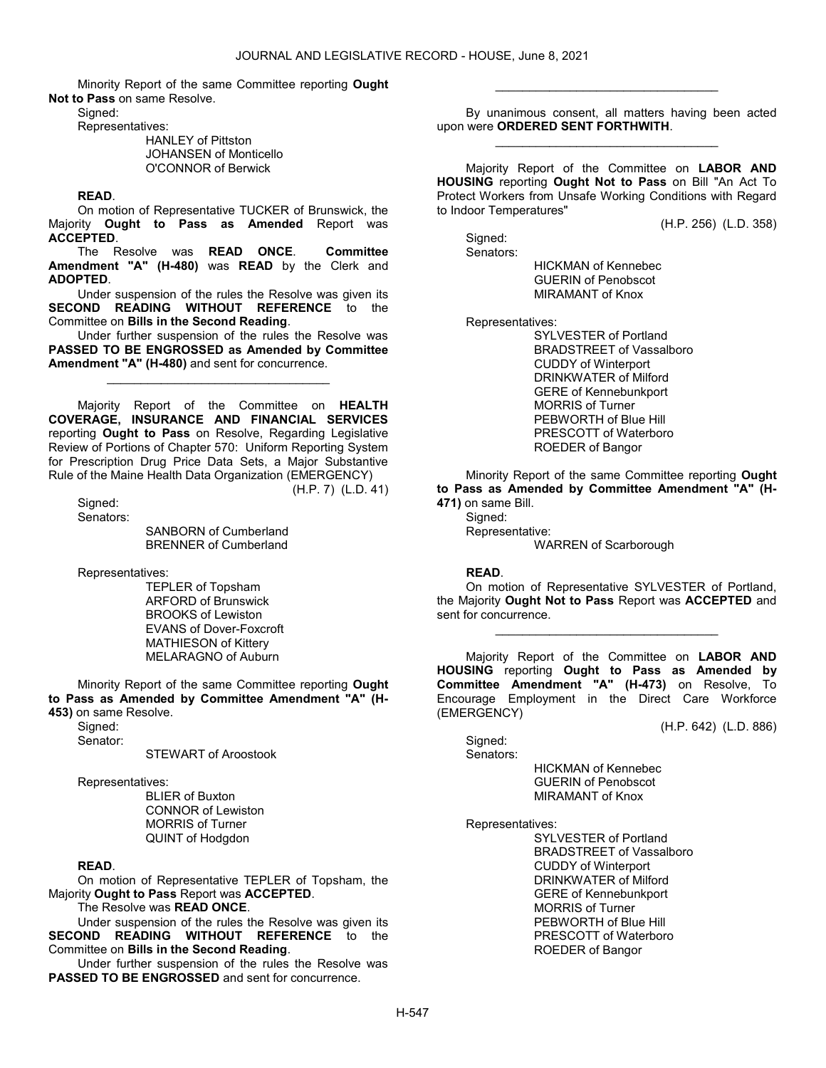Minority Report of the same Committee reporting **Ought Not to Pass** on same Resolve.

Signed:

Representatives:

HANLEY of Pittston
JOHANSEN of Monticello
O'CONNOR of Berwick

**READ**.

On motion of Representative TUCKER of Brunswick, the Majority **Ought to Pass as Amended** Report was **ACCEPTED**.

The Resolve was **READ ONCE**. **Committee Amendment "A" (H-480)** was **READ** by the Clerk and **ADOPTED**.

Under suspension of the rules the Resolve was given its **SECOND READING WITHOUT REFERENCE** to the Committee on **Bills in the Second Reading**.

Under further suspension of the rules the Resolve was **PASSED TO BE ENGROSSED as Amended by Committee Amendment "A" (H-480)** and sent for concurrence.

_________________________________

Majority Report of the Committee on **HEALTH COVERAGE, INSURANCE AND FINANCIAL SERVICES** reporting **Ought to Pass** on Resolve, Regarding Legislative Review of Portions of Chapter 570: Uniform Reporting System for Prescription Drug Price Data Sets, a Major Substantive Rule of the Maine Health Data Organization (EMERGENCY)

(H.P. 7) (L.D. 41)

Signed:

Senators:

SANBORN of Cumberland
BRENNER of Cumberland

Representatives:

TEPLER of Topsham
ARFORD of Brunswick
BROOKS of Lewiston
EVANS of Dover-Foxcroft
MATHIESON of Kittery
MELARAGNO of Auburn

Minority Report of the same Committee reporting **Ought to Pass as Amended by Committee Amendment "A" (H-453)** on same Resolve.

Signed:

Senator:

STEWART of Aroostook

Representatives:

BLIER of Buxton
CONNOR of Lewiston
MORRIS of Turner
QUINT of Hodgdon

**READ**.

On motion of Representative TEPLER of Topsham, the Majority **Ought to Pass** Report was **ACCEPTED**.

The Resolve was **READ ONCE**.

Under suspension of the rules the Resolve was given its **SECOND READING WITHOUT REFERENCE** to the Committee on **Bills in the Second Reading**.

Under further suspension of the rules the Resolve was **PASSED TO BE ENGROSSED** and sent for concurrence.

_________________________________

By unanimous consent, all matters having been acted upon were **ORDERED SENT FORTHWITH**.

_________________________________

Majority Report of the Committee on **LABOR AND HOUSING** reporting **Ought Not to Pass** on Bill "An Act To Protect Workers from Unsafe Working Conditions with Regard to Indoor Temperatures"

(H.P. 256) (L.D. 358)

Signed:

Senators:

HICKMAN of Kennebec
GUERIN of Penobscot
MIRAMANT of Knox

Representatives:

SYLVESTER of Portland
BRADSTREET of Vassalboro
CUDDY of Winterport
DRINKWATER of Milford
GERE of Kennebunkport
MORRIS of Turner
PEBWORTH of Blue Hill
PRESCOTT of Waterboro
ROEDER of Bangor

Minority Report of the same Committee reporting **Ought to Pass as Amended by Committee Amendment "A" (H-471)** on same Bill.

Signed:

Representative:

WARREN of Scarborough

**READ**.

On motion of Representative SYLVESTER of Portland, the Majority **Ought Not to Pass** Report was **ACCEPTED** and sent for concurrence.

_________________________________

Majority Report of the Committee on **LABOR AND HOUSING** reporting **Ought to Pass as Amended by Committee Amendment "A" (H-473)** on Resolve, To Encourage Employment in the Direct Care Workforce (EMERGENCY)

(H.P. 642) (L.D. 886)

Signed:

Senators:

HICKMAN of Kennebec
GUERIN of Penobscot
MIRAMANT of Knox

Representatives:

SYLVESTER of Portland
BRADSTREET of Vassalboro
CUDDY of Winterport
DRINKWATER of Milford
GERE of Kennebunkport
MORRIS of Turner
PEBWORTH of Blue Hill
PRESCOTT of Waterboro
ROEDER of Bangor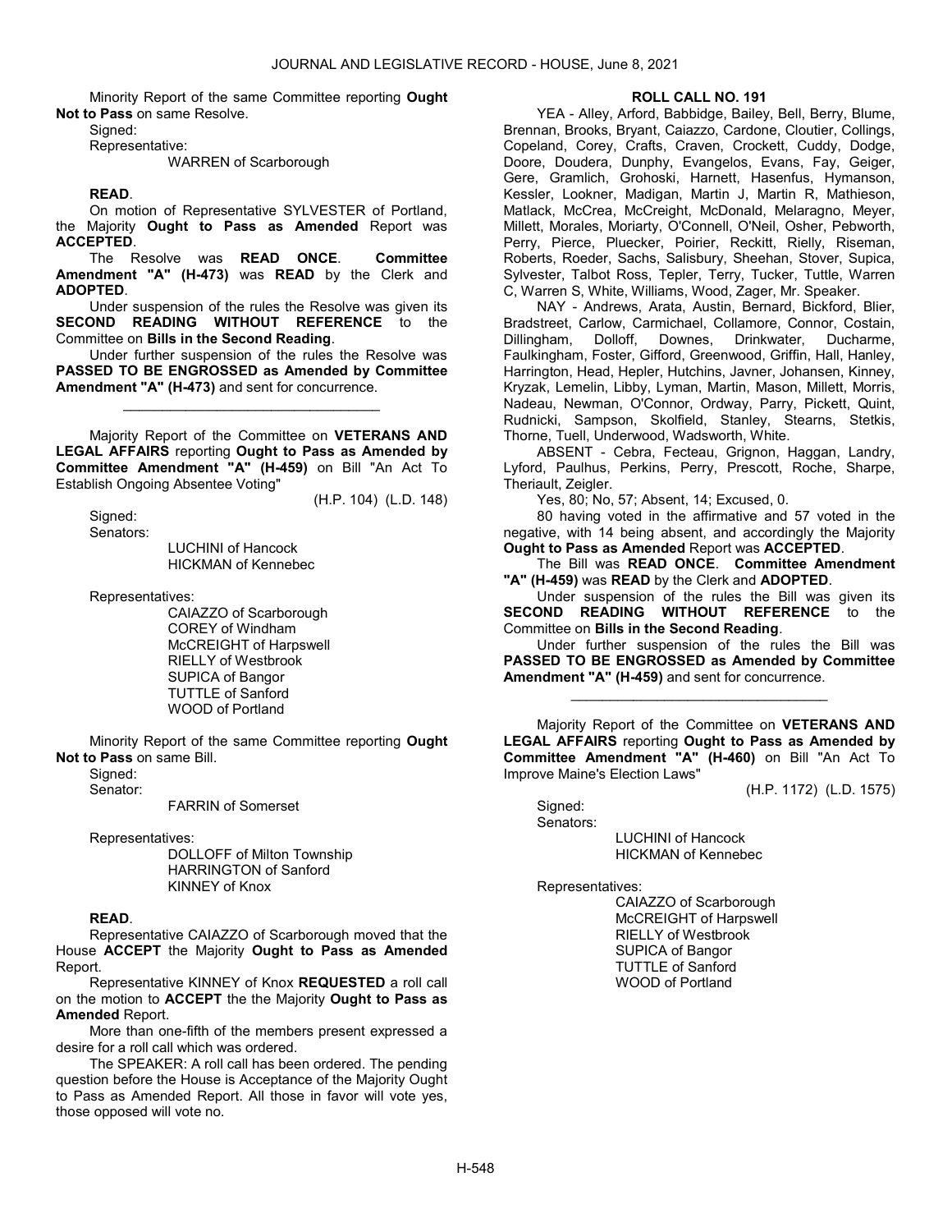Minority Report of the same Committee reporting **Ought Not to Pass** on same Resolve.

Signed:

Representative:

WARREN of Scarborough

**READ**.

On motion of Representative SYLVESTER of Portland, the Majority **Ought to Pass as Amended** Report was **ACCEPTED**.

The Resolve was **READ ONCE**. **Committee Amendment "A" (H-473)** was **READ** by the Clerk and **ADOPTED**.

Under suspension of the rules the Resolve was given its **SECOND READING WITHOUT REFERENCE** to the Committee on **Bills in the Second Reading**.

Under further suspension of the rules the Resolve was **PASSED TO BE ENGROSSED as Amended by Committee Amendment "A" (H-473)** and sent for concurrence.

\_\_\_\_\_\_\_\_\_\_\_\_\_\_\_\_\_\_\_\_\_\_\_\_\_\_\_\_\_\_\_\_\_

Majority Report of the Committee on **VETERANS AND LEGAL AFFAIRS** reporting **Ought to Pass as Amended by Committee Amendment "A" (H-459)** on Bill "An Act To Establish Ongoing Absentee Voting"

(H.P. 104) (L.D. 148)

Signed:

Senators:

LUCHINI of Hancock
HICKMAN of Kennebec

Representatives:

CAIAZZO of Scarborough
COREY of Windham
McCREIGHT of Harpswell
RIELLY of Westbrook
SUPICA of Bangor
TUTTLE of Sanford
WOOD of Portland

Minority Report of the same Committee reporting **Ought Not to Pass** on same Bill.

Signed:

Senator:

FARRIN of Somerset

Representatives:

DOLLOFF of Milton Township
HARRINGTON of Sanford
KINNEY of Knox

**READ**.

Representative CAIAZZO of Scarborough moved that the House **ACCEPT** the Majority **Ought to Pass as Amended** Report.

Representative KINNEY of Knox **REQUESTED** a roll call on the motion to **ACCEPT** the the Majority **Ought to Pass as Amended** Report.

More than one-fifth of the members present expressed a desire for a roll call which was ordered.

The SPEAKER: A roll call has been ordered. The pending question before the House is Acceptance of the Majority Ought to Pass as Amended Report. All those in favor will vote yes, those opposed will vote no.

**ROLL CALL NO. 191**

YEA - Alley, Arford, Babbidge, Bailey, Bell, Berry, Blume, Brennan, Brooks, Bryant, Caiazzo, Cardone, Cloutier, Collings, Copeland, Corey, Crafts, Craven, Crockett, Cuddy, Dodge, Doore, Doudera, Dunphy, Evangelos, Evans, Fay, Geiger, Gere, Gramlich, Grohoski, Harnett, Hasenfus, Hymanson, Kessler, Lookner, Madigan, Martin J, Martin R, Mathieson, Matlack, McCrea, McCreight, McDonald, Melaragno, Meyer, Millett, Morales, Moriarty, O'Connell, O'Neil, Osher, Pebworth, Perry, Pierce, Pluecker, Poirier, Reckitt, Rielly, Riseman, Roberts, Roeder, Sachs, Salisbury, Sheehan, Stover, Supica, Sylvester, Talbot Ross, Tepler, Terry, Tucker, Tuttle, Warren C, Warren S, White, Williams, Wood, Zager, Mr. Speaker.

NAY - Andrews, Arata, Austin, Bernard, Bickford, Blier, Bradstreet, Carlow, Carmichael, Collamore, Connor, Costain, Dillingham, Dolloff, Downes, Drinkwater, Ducharme, Faulkingham, Foster, Gifford, Greenwood, Griffin, Hall, Hanley, Harrington, Head, Hepler, Hutchins, Javner, Johansen, Kinney, Kryzak, Lemelin, Libby, Lyman, Martin, Mason, Millett, Morris, Nadeau, Newman, O'Connor, Ordway, Parry, Pickett, Quint, Rudnicki, Sampson, Skolfield, Stanley, Stearns, Stetkis, Thorne, Tuell, Underwood, Wadsworth, White.

ABSENT - Cebra, Fecteau, Grignon, Haggan, Landry, Lyford, Paulhus, Perkins, Perry, Prescott, Roche, Sharpe, Theriault, Zeigler.

Yes, 80; No, 57; Absent, 14; Excused, 0.

80 having voted in the affirmative and 57 voted in the negative, with 14 being absent, and accordingly the Majority **Ought to Pass as Amended** Report was **ACCEPTED**.

The Bill was **READ ONCE**. **Committee Amendment "A" (H-459)** was **READ** by the Clerk and **ADOPTED**.

Under suspension of the rules the Bill was given its **SECOND READING WITHOUT REFERENCE** to the Committee on **Bills in the Second Reading**.

Under further suspension of the rules the Bill was **PASSED TO BE ENGROSSED as Amended by Committee Amendment "A" (H-459)** and sent for concurrence.

\_\_\_\_\_\_\_\_\_\_\_\_\_\_\_\_\_\_\_\_\_\_\_\_\_\_\_\_\_\_\_\_\_

Majority Report of the Committee on **VETERANS AND LEGAL AFFAIRS** reporting **Ought to Pass as Amended by Committee Amendment "A" (H-460)** on Bill "An Act To Improve Maine's Election Laws"

(H.P. 1172) (L.D. 1575)

Signed:

Senators:

LUCHINI of Hancock
HICKMAN of Kennebec

Representatives:

CAIAZZO of Scarborough
McCREIGHT of Harpswell
RIELLY of Westbrook
SUPICA of Bangor
TUTTLE of Sanford
WOOD of Portland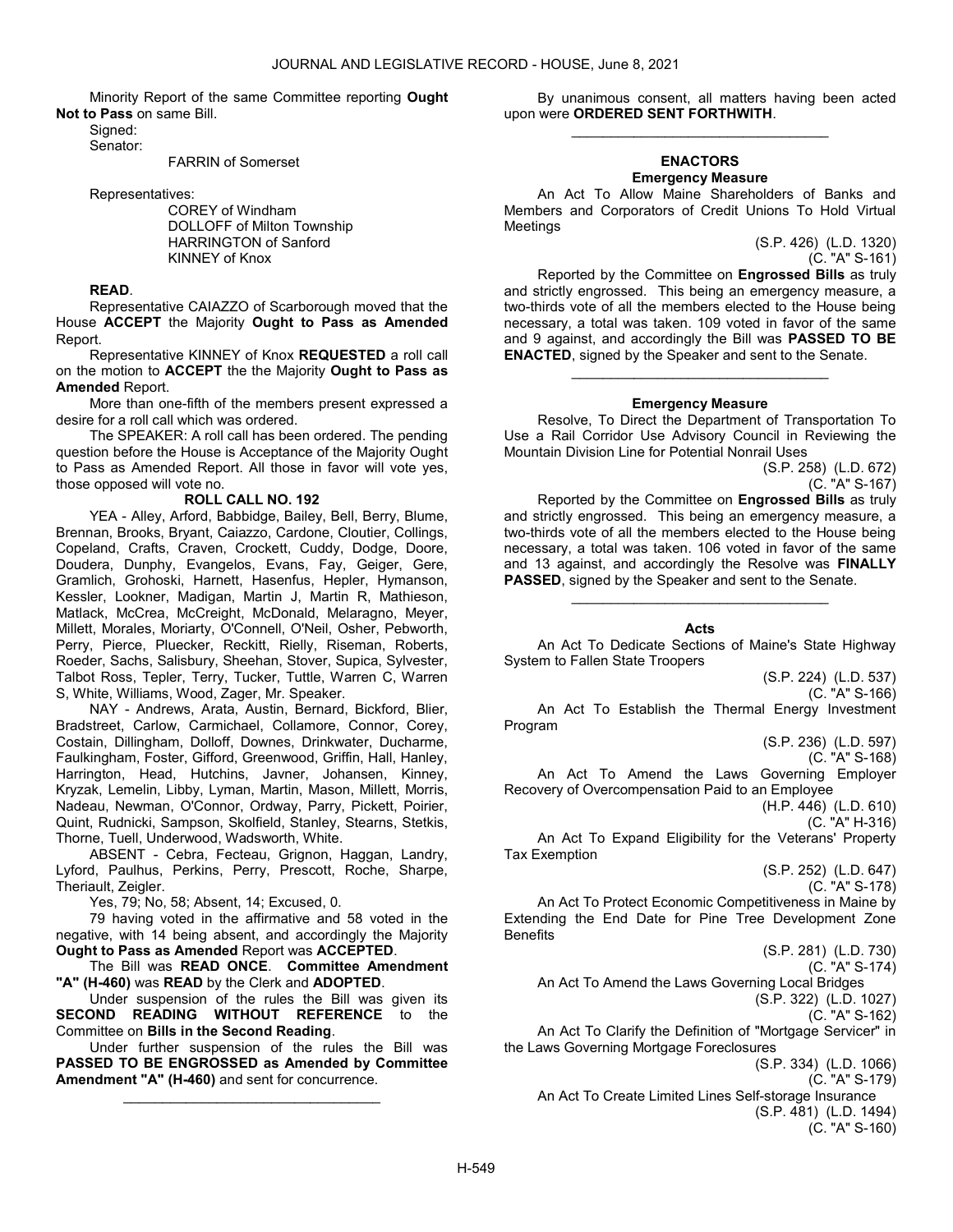Minority Report of the same Committee reporting **Ought Not to Pass** on same Bill.

Signed:

Senator:

FARRIN of Somerset

Representatives:

COREY of Windham
DOLLOFF of Milton Township
HARRINGTON of Sanford
KINNEY of Knox

**READ**.

Representative CAIAZZO of Scarborough moved that the House **ACCEPT** the Majority **Ought to Pass as Amended** Report.

Representative KINNEY of Knox **REQUESTED** a roll call on the motion to **ACCEPT** the the Majority **Ought to Pass as Amended** Report.

More than one-fifth of the members present expressed a desire for a roll call which was ordered.

The SPEAKER: A roll call has been ordered. The pending question before the House is Acceptance of the Majority Ought to Pass as Amended Report. All those in favor will vote yes, those opposed will vote no.

**ROLL CALL NO. 192**

YEA - Alley, Arford, Babbidge, Bailey, Bell, Berry, Blume, Brennan, Brooks, Bryant, Caiazzo, Cardone, Cloutier, Collings, Copeland, Crafts, Craven, Crockett, Cuddy, Dodge, Doore, Doudera, Dunphy, Evangelos, Evans, Fay, Geiger, Gere, Gramlich, Grohoski, Harnett, Hasenfus, Hepler, Hymanson, Kessler, Lookner, Madigan, Martin J, Martin R, Mathieson, Matlack, McCrea, McCreight, McDonald, Melaragno, Meyer, Millett, Morales, Moriarty, O'Connell, O'Neil, Osher, Pebworth, Perry, Pierce, Pluecker, Reckitt, Rielly, Riseman, Roberts, Roeder, Sachs, Salisbury, Sheehan, Stover, Supica, Sylvester, Talbot Ross, Tepler, Terry, Tucker, Tuttle, Warren C, Warren S, White, Williams, Wood, Zager, Mr. Speaker.

NAY - Andrews, Arata, Austin, Bernard, Bickford, Blier, Bradstreet, Carlow, Carmichael, Collamore, Connor, Corey, Costain, Dillingham, Dolloff, Downes, Drinkwater, Ducharme, Faulkingham, Foster, Gifford, Greenwood, Griffin, Hall, Hanley, Harrington, Head, Hutchins, Javner, Johansen, Kinney, Kryzak, Lemelin, Libby, Lyman, Martin, Mason, Millett, Morris, Nadeau, Newman, O'Connor, Ordway, Parry, Pickett, Poirier, Quint, Rudnicki, Sampson, Skolfield, Stanley, Stearns, Stetkis, Thorne, Tuell, Underwood, Wadsworth, White.

ABSENT - Cebra, Fecteau, Grignon, Haggan, Landry, Lyford, Paulhus, Perkins, Perry, Prescott, Roche, Sharpe, Theriault, Zeigler.

Yes, 79; No, 58; Absent, 14; Excused, 0.

79 having voted in the affirmative and 58 voted in the negative, with 14 being absent, and accordingly the Majority **Ought to Pass as Amended** Report was **ACCEPTED**.

The Bill was **READ ONCE**. **Committee Amendment "A" (H-460)** was **READ** by the Clerk and **ADOPTED**.

Under suspension of the rules the Bill was given its **SECOND READING WITHOUT REFERENCE** to the Committee on **Bills in the Second Reading**.

Under further suspension of the rules the Bill was **PASSED TO BE ENGROSSED as Amended by Committee Amendment "A" (H-460)** and sent for concurrence.

---

By unanimous consent, all matters having been acted upon were **ORDERED SENT FORTHWITH**.

---

## ENACTORS

### Emergency Measure

An Act To Allow Maine Shareholders of Banks and Members and Corporators of Credit Unions To Hold Virtual Meetings

(S.P. 426) (L.D. 1320)
(C. "A" S-161)

Reported by the Committee on **Engrossed Bills** as truly and strictly engrossed. This being an emergency measure, a two-thirds vote of all the members elected to the House being necessary, a total was taken. 109 voted in favor of the same and 9 against, and accordingly the Bill was **PASSED TO BE ENACTED**, signed by the Speaker and sent to the Senate.

---

### Emergency Measure

Resolve, To Direct the Department of Transportation To Use a Rail Corridor Use Advisory Council in Reviewing the Mountain Division Line for Potential Nonrail Uses

(S.P. 258) (L.D. 672)
(C. "A" S-167)

Reported by the Committee on **Engrossed Bills** as truly and strictly engrossed. This being an emergency measure, a two-thirds vote of all the members elected to the House being necessary, a total was taken. 106 voted in favor of the same and 13 against, and accordingly the Resolve was **FINALLY PASSED**, signed by the Speaker and sent to the Senate.

---

### Acts

An Act To Dedicate Sections of Maine's State Highway System to Fallen State Troopers

(S.P. 224) (L.D. 537)
(C. "A" S-166)

An Act To Establish the Thermal Energy Investment Program

(S.P. 236) (L.D. 597)
(C. "A" S-168)

An Act To Amend the Laws Governing Employer Recovery of Overcompensation Paid to an Employee

(H.P. 446) (L.D. 610)
(C. "A" H-316)

An Act To Expand Eligibility for the Veterans' Property Tax Exemption

(S.P. 252) (L.D. 647)
(C. "A" S-178)

An Act To Protect Economic Competitiveness in Maine by Extending the End Date for Pine Tree Development Zone Benefits

(S.P. 281) (L.D. 730)
(C. "A" S-174)

An Act To Amend the Laws Governing Local Bridges

(S.P. 322) (L.D. 1027)
(C. "A" S-162)

An Act To Clarify the Definition of "Mortgage Servicer" in the Laws Governing Mortgage Foreclosures

(S.P. 334) (L.D. 1066)
(C. "A" S-179)

An Act To Create Limited Lines Self-storage Insurance

(S.P. 481) (L.D. 1494)
(C. "A" S-160)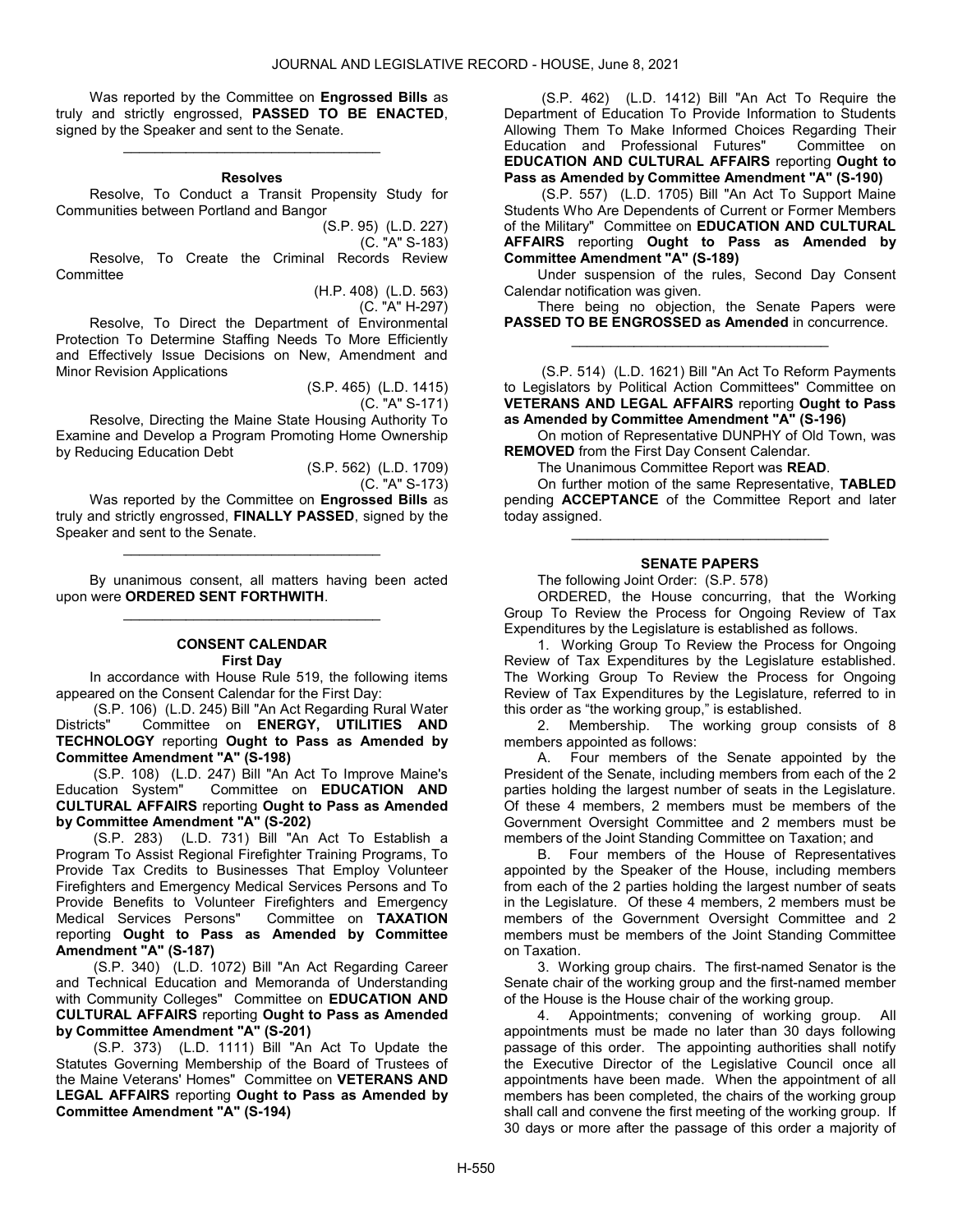Was reported by the Committee on **Engrossed Bills** as truly and strictly engrossed, **PASSED TO BE ENACTED**, signed by the Speaker and sent to the Senate.

_________________________________

**Resolves**

Resolve, To Conduct a Transit Propensity Study for Communities between Portland and Bangor

(S.P. 95) (L.D. 227)
(C. "A" S-183)

Resolve, To Create the Criminal Records Review Committee

(H.P. 408) (L.D. 563)
(C. "A" H-297)

Resolve, To Direct the Department of Environmental Protection To Determine Staffing Needs To More Efficiently and Effectively Issue Decisions on New, Amendment and Minor Revision Applications

(S.P. 465) (L.D. 1415)
(C. "A" S-171)

Resolve, Directing the Maine State Housing Authority To Examine and Develop a Program Promoting Home Ownership by Reducing Education Debt

(S.P. 562) (L.D. 1709)
(C. "A" S-173)

Was reported by the Committee on **Engrossed Bills** as truly and strictly engrossed, **FINALLY PASSED**, signed by the Speaker and sent to the Senate.

_________________________________

By unanimous consent, all matters having been acted upon were **ORDERED SENT FORTHWITH**.

_________________________________

**CONSENT CALENDAR**
**First Day**

In accordance with House Rule 519, the following items appeared on the Consent Calendar for the First Day:

(S.P. 106) (L.D. 245) Bill "An Act Regarding Rural Water Districts" Committee on **ENERGY, UTILITIES AND TECHNOLOGY** reporting **Ought to Pass as Amended by Committee Amendment "A" (S-198)**

(S.P. 108) (L.D. 247) Bill "An Act To Improve Maine's Education System" Committee on **EDUCATION AND CULTURAL AFFAIRS** reporting **Ought to Pass as Amended by Committee Amendment "A" (S-202)**

(S.P. 283) (L.D. 731) Bill "An Act To Establish a Program To Assist Regional Firefighter Training Programs, To Provide Tax Credits to Businesses That Employ Volunteer Firefighters and Emergency Medical Services Persons and To Provide Benefits to Volunteer Firefighters and Emergency Medical Services Persons" Committee on **TAXATION** reporting **Ought to Pass as Amended by Committee Amendment "A" (S-187)**

(S.P. 340) (L.D. 1072) Bill "An Act Regarding Career and Technical Education and Memoranda of Understanding with Community Colleges" Committee on **EDUCATION AND CULTURAL AFFAIRS** reporting **Ought to Pass as Amended by Committee Amendment "A" (S-201)**

(S.P. 373) (L.D. 1111) Bill "An Act To Update the Statutes Governing Membership of the Board of Trustees of the Maine Veterans' Homes" Committee on **VETERANS AND LEGAL AFFAIRS** reporting **Ought to Pass as Amended by Committee Amendment "A" (S-194)**

(S.P. 462) (L.D. 1412) Bill "An Act To Require the Department of Education To Provide Information to Students Allowing Them To Make Informed Choices Regarding Their Education and Professional Futures" Committee on **EDUCATION AND CULTURAL AFFAIRS** reporting **Ought to Pass as Amended by Committee Amendment "A" (S-190)**

(S.P. 557) (L.D. 1705) Bill "An Act To Support Maine Students Who Are Dependents of Current or Former Members of the Military" Committee on **EDUCATION AND CULTURAL AFFAIRS** reporting **Ought to Pass as Amended by Committee Amendment "A" (S-189)**

Under suspension of the rules, Second Day Consent Calendar notification was given.

There being no objection, the Senate Papers were **PASSED TO BE ENGROSSED as Amended** in concurrence.

_________________________________

(S.P. 514) (L.D. 1621) Bill "An Act To Reform Payments to Legislators by Political Action Committees" Committee on **VETERANS AND LEGAL AFFAIRS** reporting **Ought to Pass as Amended by Committee Amendment "A" (S-196)**

On motion of Representative DUNPHY of Old Town, was **REMOVED** from the First Day Consent Calendar.

The Unanimous Committee Report was **READ**.

On further motion of the same Representative, **TABLED** pending **ACCEPTANCE** of the Committee Report and later today assigned.

_________________________________

**SENATE PAPERS**

The following Joint Order: (S.P. 578)

ORDERED, the House concurring, that the Working Group To Review the Process for Ongoing Review of Tax Expenditures by the Legislature is established as follows.

1. Working Group To Review the Process for Ongoing Review of Tax Expenditures by the Legislature established. The Working Group To Review the Process for Ongoing Review of Tax Expenditures by the Legislature, referred to in this order as "the working group," is established.

2. Membership. The working group consists of 8 members appointed as follows:

A. Four members of the Senate appointed by the President of the Senate, including members from each of the 2 parties holding the largest number of seats in the Legislature. Of these 4 members, 2 members must be members of the Government Oversight Committee and 2 members must be members of the Joint Standing Committee on Taxation; and

B. Four members of the House of Representatives appointed by the Speaker of the House, including members from each of the 2 parties holding the largest number of seats in the Legislature. Of these 4 members, 2 members must be members of the Government Oversight Committee and 2 members must be members of the Joint Standing Committee on Taxation.

3. Working group chairs. The first-named Senator is the Senate chair of the working group and the first-named member of the House is the House chair of the working group.

4. Appointments; convening of working group. All appointments must be made no later than 30 days following passage of this order. The appointing authorities shall notify the Executive Director of the Legislative Council once all appointments have been made. When the appointment of all members has been completed, the chairs of the working group shall call and convene the first meeting of the working group. If 30 days or more after the passage of this order a majority of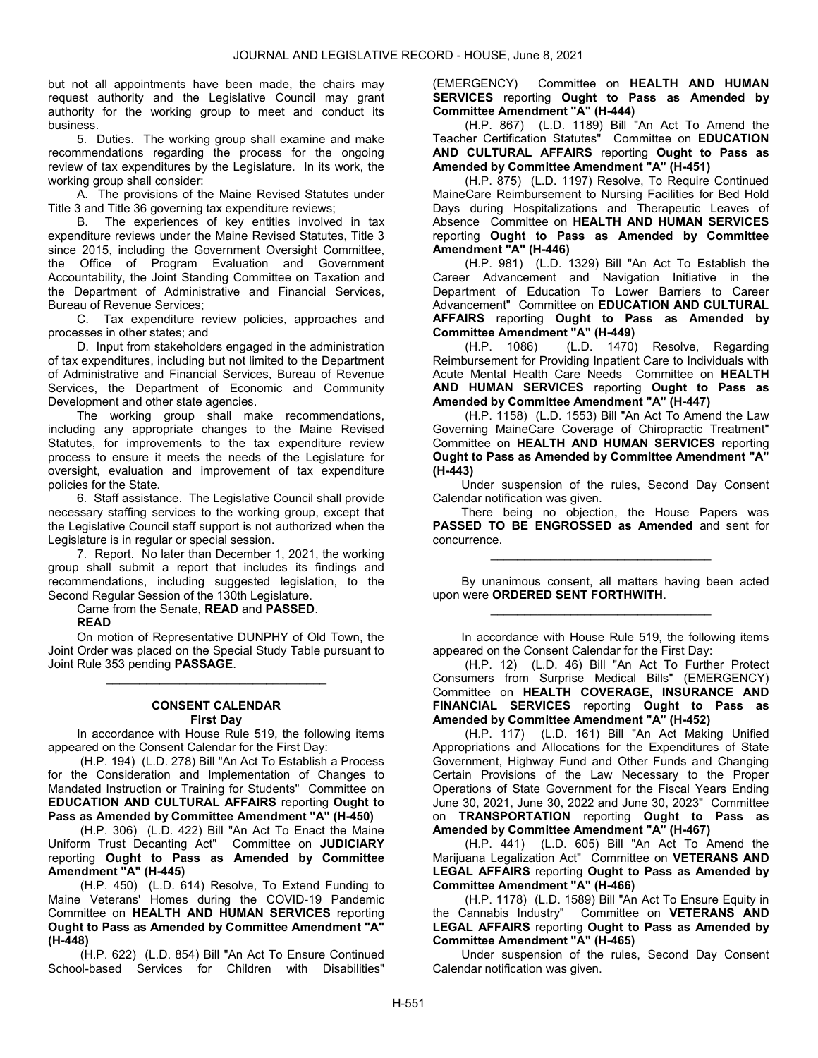but not all appointments have been made, the chairs may request authority and the Legislative Council may grant authority for the working group to meet and conduct its business.

5. Duties. The working group shall examine and make recommendations regarding the process for the ongoing review of tax expenditures by the Legislature. In its work, the working group shall consider:

A. The provisions of the Maine Revised Statutes under Title 3 and Title 36 governing tax expenditure reviews;

B. The experiences of key entities involved in tax expenditure reviews under the Maine Revised Statutes, Title 3 since 2015, including the Government Oversight Committee, the Office of Program Evaluation and Government Accountability, the Joint Standing Committee on Taxation and the Department of Administrative and Financial Services, Bureau of Revenue Services;

C. Tax expenditure review policies, approaches and processes in other states; and

D. Input from stakeholders engaged in the administration of tax expenditures, including but not limited to the Department of Administrative and Financial Services, Bureau of Revenue Services, the Department of Economic and Community Development and other state agencies.

The working group shall make recommendations, including any appropriate changes to the Maine Revised Statutes, for improvements to the tax expenditure review process to ensure it meets the needs of the Legislature for oversight, evaluation and improvement of tax expenditure policies for the State.

6. Staff assistance. The Legislative Council shall provide necessary staffing services to the working group, except that the Legislative Council staff support is not authorized when the Legislature is in regular or special session.

7. Report. No later than December 1, 2021, the working group shall submit a report that includes its findings and recommendations, including suggested legislation, to the Second Regular Session of the 130th Legislature.

Came from the Senate, **READ** and **PASSED**.

**READ**

On motion of Representative DUNPHY of Old Town, the Joint Order was placed on the Special Study Table pursuant to Joint Rule 353 pending **PASSAGE**.

_________________________________

## CONSENT CALENDAR
### First Day

In accordance with House Rule 519, the following items appeared on the Consent Calendar for the First Day:

(H.P. 194) (L.D. 278) Bill "An Act To Establish a Process for the Consideration and Implementation of Changes to Mandated Instruction or Training for Students" Committee on **EDUCATION AND CULTURAL AFFAIRS** reporting **Ought to Pass as Amended by Committee Amendment "A" (H-450)**

(H.P. 306) (L.D. 422) Bill "An Act To Enact the Maine Uniform Trust Decanting Act" Committee on **JUDICIARY** reporting **Ought to Pass as Amended by Committee Amendment "A" (H-445)**

(H.P. 450) (L.D. 614) Resolve, To Extend Funding to Maine Veterans' Homes during the COVID-19 Pandemic Committee on **HEALTH AND HUMAN SERVICES** reporting **Ought to Pass as Amended by Committee Amendment "A" (H-448)**

(H.P. 622) (L.D. 854) Bill "An Act To Ensure Continued School-based Services for Children with Disabilities" (EMERGENCY) Committee on **HEALTH AND HUMAN SERVICES** reporting **Ought to Pass as Amended by Committee Amendment "A" (H-444)**

(H.P. 867) (L.D. 1189) Bill "An Act To Amend the Teacher Certification Statutes" Committee on **EDUCATION AND CULTURAL AFFAIRS** reporting **Ought to Pass as Amended by Committee Amendment "A" (H-451)**

(H.P. 875) (L.D. 1197) Resolve, To Require Continued MaineCare Reimbursement to Nursing Facilities for Bed Hold Days during Hospitalizations and Therapeutic Leaves of Absence Committee on **HEALTH AND HUMAN SERVICES** reporting **Ought to Pass as Amended by Committee Amendment "A" (H-446)**

(H.P. 981) (L.D. 1329) Bill "An Act To Establish the Career Advancement and Navigation Initiative in the Department of Education To Lower Barriers to Career Advancement" Committee on **EDUCATION AND CULTURAL AFFAIRS** reporting **Ought to Pass as Amended by Committee Amendment "A" (H-449)**

(H.P. 1086) (L.D. 1470) Resolve, Regarding Reimbursement for Providing Inpatient Care to Individuals with Acute Mental Health Care Needs Committee on **HEALTH AND HUMAN SERVICES** reporting **Ought to Pass as Amended by Committee Amendment "A" (H-447)**

(H.P. 1158) (L.D. 1553) Bill "An Act To Amend the Law Governing MaineCare Coverage of Chiropractic Treatment" Committee on **HEALTH AND HUMAN SERVICES** reporting **Ought to Pass as Amended by Committee Amendment "A" (H-443)**

Under suspension of the rules, Second Day Consent Calendar notification was given.

There being no objection, the House Papers was **PASSED TO BE ENGROSSED as Amended** and sent for concurrence.

_________________________________

By unanimous consent, all matters having been acted upon were **ORDERED SENT FORTHWITH**.

_________________________________

In accordance with House Rule 519, the following items appeared on the Consent Calendar for the First Day:

(H.P. 12) (L.D. 46) Bill "An Act To Further Protect Consumers from Surprise Medical Bills" (EMERGENCY) Committee on **HEALTH COVERAGE, INSURANCE AND FINANCIAL SERVICES** reporting **Ought to Pass as Amended by Committee Amendment "A" (H-452)**

(H.P. 117) (L.D. 161) Bill "An Act Making Unified Appropriations and Allocations for the Expenditures of State Government, Highway Fund and Other Funds and Changing Certain Provisions of the Law Necessary to the Proper Operations of State Government for the Fiscal Years Ending June 30, 2021, June 30, 2022 and June 30, 2023" Committee on **TRANSPORTATION** reporting **Ought to Pass as Amended by Committee Amendment "A" (H-467)**

(H.P. 441) (L.D. 605) Bill "An Act To Amend the Marijuana Legalization Act" Committee on **VETERANS AND LEGAL AFFAIRS** reporting **Ought to Pass as Amended by Committee Amendment "A" (H-466)**

(H.P. 1178) (L.D. 1589) Bill "An Act To Ensure Equity in the Cannabis Industry" Committee on **VETERANS AND LEGAL AFFAIRS** reporting **Ought to Pass as Amended by Committee Amendment "A" (H-465)**

Under suspension of the rules, Second Day Consent Calendar notification was given.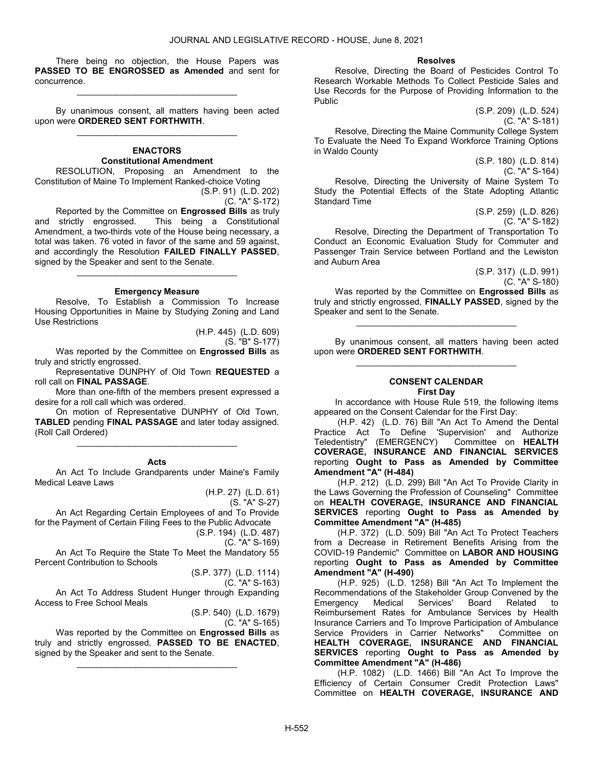There being no objection, the House Papers was **PASSED TO BE ENGROSSED as Amended** and sent for concurrence.

_________________________________

By unanimous consent, all matters having been acted upon were **ORDERED SENT FORTHWITH**.

_________________________________

### ENACTORS

#### Constitutional Amendment

RESOLUTION, Proposing an Amendment to the Constitution of Maine To Implement Ranked-choice Voting

(S.P. 91) (L.D. 202)
(C. "A" S-172)

Reported by the Committee on **Engrossed Bills** as truly and strictly engrossed. This being a Constitutional Amendment, a two-thirds vote of the House being necessary, a total was taken. 76 voted in favor of the same and 59 against, and accordingly the Resolution **FAILED FINALLY PASSED**, signed by the Speaker and sent to the Senate.

_________________________________

#### Emergency Measure

Resolve, To Establish a Commission To Increase Housing Opportunities in Maine by Studying Zoning and Land Use Restrictions

(H.P. 445) (L.D. 609)
(S. "B" S-177)

Was reported by the Committee on **Engrossed Bills** as truly and strictly engrossed.

Representative DUNPHY of Old Town **REQUESTED** a roll call on **FINAL PASSAGE**.

More than one-fifth of the members present expressed a desire for a roll call which was ordered.

On motion of Representative DUNPHY of Old Town, **TABLED** pending **FINAL PASSAGE** and later today assigned. (Roll Call Ordered)

_________________________________

#### Acts

An Act To Include Grandparents under Maine's Family Medical Leave Laws

(H.P. 27) (L.D. 61)
(S. "A" S-27)

An Act Regarding Certain Employees of and To Provide for the Payment of Certain Filing Fees to the Public Advocate

(S.P. 194) (L.D. 487)
(C. "A" S-169)

An Act To Require the State To Meet the Mandatory 55 Percent Contribution to Schools

(S.P. 377) (L.D. 1114)
(C. "A" S-163)

An Act To Address Student Hunger through Expanding Access to Free School Meals

(S.P. 540) (L.D. 1679)
(C. "A" S-165)

Was reported by the Committee on **Engrossed Bills** as truly and strictly engrossed, **PASSED TO BE ENACTED**, signed by the Speaker and sent to the Senate.

_________________________________

#### Resolves

Resolve, Directing the Board of Pesticides Control To Research Workable Methods To Collect Pesticide Sales and Use Records for the Purpose of Providing Information to the Public

(S.P. 209) (L.D. 524)
(C. "A" S-181)

Resolve, Directing the Maine Community College System To Evaluate the Need To Expand Workforce Training Options in Waldo County

(S.P. 180) (L.D. 814)
(C. "A" S-164)

Resolve, Directing the University of Maine System To Study the Potential Effects of the State Adopting Atlantic Standard Time

(S.P. 259) (L.D. 826)
(C. "A" S-182)

Resolve, Directing the Department of Transportation To Conduct an Economic Evaluation Study for Commuter and Passenger Train Service between Portland and the Lewiston and Auburn Area

(S.P. 317) (L.D. 991)
(C. "A" S-180)

Was reported by the Committee on **Engrossed Bills** as truly and strictly engrossed, **FINALLY PASSED**, signed by the Speaker and sent to the Senate.

_________________________________

By unanimous consent, all matters having been acted upon were **ORDERED SENT FORTHWITH**.

_________________________________

### CONSENT CALENDAR

#### First Day

In accordance with House Rule 519, the following items appeared on the Consent Calendar for the First Day:

(H.P. 42) (L.D. 76) Bill "An Act To Amend the Dental Practice Act To Define 'Supervision' and Authorize Teledentistry" (EMERGENCY) Committee on **HEALTH COVERAGE, INSURANCE AND FINANCIAL SERVICES** reporting **Ought to Pass as Amended by Committee Amendment "A" (H-484)**

(H.P. 212) (L.D. 299) Bill "An Act To Provide Clarity in the Laws Governing the Profession of Counseling" Committee on **HEALTH COVERAGE, INSURANCE AND FINANCIAL SERVICES** reporting **Ought to Pass as Amended by Committee Amendment "A" (H-485)**

(H.P. 372) (L.D. 509) Bill "An Act To Protect Teachers from a Decrease in Retirement Benefits Arising from the COVID-19 Pandemic" Committee on **LABOR AND HOUSING** reporting **Ought to Pass as Amended by Committee Amendment "A" (H-490)**

(H.P. 925) (L.D. 1258) Bill "An Act To Implement the Recommendations of the Stakeholder Group Convened by the Emergency Medical Services' Board Related to Reimbursement Rates for Ambulance Services by Health Insurance Carriers and To Improve Participation of Ambulance Service Providers in Carrier Networks" Committee on **HEALTH COVERAGE, INSURANCE AND FINANCIAL SERVICES** reporting **Ought to Pass as Amended by Committee Amendment "A" (H-486)**

(H.P. 1082) (L.D. 1466) Bill "An Act To Improve the Efficiency of Certain Consumer Credit Protection Laws" Committee on **HEALTH COVERAGE, INSURANCE AND**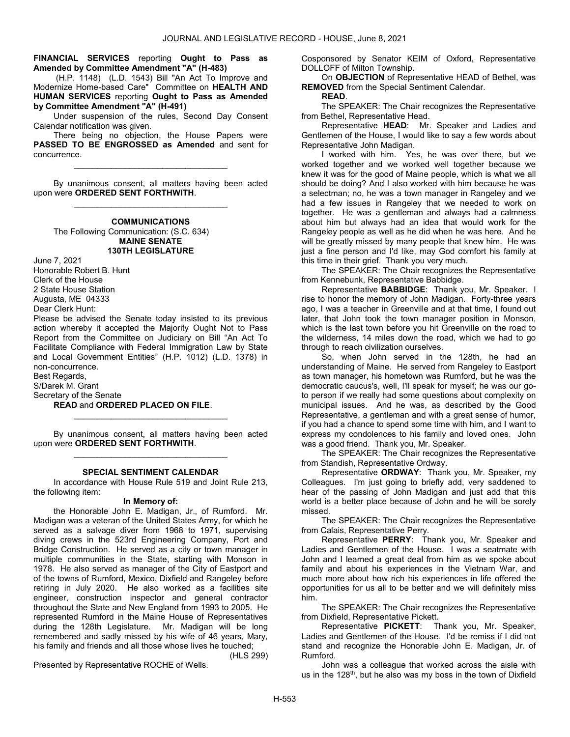**FINANCIAL SERVICES** reporting **Ought to Pass as Amended by Committee Amendment "A" (H-483)**

(H.P. 1148) (L.D. 1543) Bill "An Act To Improve and Modernize Home-based Care" Committee on **HEALTH AND HUMAN SERVICES** reporting **Ought to Pass as Amended by Committee Amendment "A" (H-491)**

Under suspension of the rules, Second Day Consent Calendar notification was given.

There being no objection, the House Papers were **PASSED TO BE ENGROSSED as Amended** and sent for concurrence.

_________________________________

By unanimous consent, all matters having been acted upon were **ORDERED SENT FORTHWITH**.

_________________________________

## COMMUNICATIONS

The Following Communication: (S.C. 634)

**MAINE SENATE**
**130TH LEGISLATURE**

June 7, 2021

Honorable Robert B. Hunt
Clerk of the House
2 State House Station
Augusta, ME 04333

Dear Clerk Hunt:

Please be advised the Senate today insisted to its previous action whereby it accepted the Majority Ought Not to Pass Report from the Committee on Judiciary on Bill "An Act To Facilitate Compliance with Federal Immigration Law by State and Local Government Entities" (H.P. 1012) (L.D. 1378) in non-concurrence.

Best Regards,

S/Darek M. Grant
Secretary of the Senate

**READ** and **ORDERED PLACED ON FILE**.

_________________________________

By unanimous consent, all matters having been acted upon were **ORDERED SENT FORTHWITH**.

_________________________________

## SPECIAL SENTIMENT CALENDAR

In accordance with House Rule 519 and Joint Rule 213, the following item:

**In Memory of:**

the Honorable John E. Madigan, Jr., of Rumford. Mr. Madigan was a veteran of the United States Army, for which he served as a salvage diver from 1968 to 1971, supervising diving crews in the 523rd Engineering Company, Port and Bridge Construction. He served as a city or town manager in multiple communities in the State, starting with Monson in 1978. He also served as manager of the City of Eastport and of the towns of Rumford, Mexico, Dixfield and Rangeley before retiring in July 2020. He also worked as a facilities site engineer, construction inspector and general contractor throughout the State and New England from 1993 to 2005. He represented Rumford in the Maine House of Representatives during the 128th Legislature. Mr. Madigan will be long remembered and sadly missed by his wife of 46 years, Mary, his family and friends and all those whose lives he touched;

(HLS 299)

Presented by Representative ROCHE of Wells.

Cosponsored by Senator KEIM of Oxford, Representative DOLLOFF of Milton Township.

On **OBJECTION** of Representative HEAD of Bethel, was **REMOVED** from the Special Sentiment Calendar.

**READ**.

The SPEAKER: The Chair recognizes the Representative from Bethel, Representative Head.

Representative **HEAD**: Mr. Speaker and Ladies and Gentlemen of the House, I would like to say a few words about Representative John Madigan.

I worked with him. Yes, he was over there, but we worked together and we worked well together because we knew it was for the good of Maine people, which is what we all should be doing? And I also worked with him because he was a selectman; no, he was a town manager in Rangeley and we had a few issues in Rangeley that we needed to work on together. He was a gentleman and always had a calmness about him but always had an idea that would work for the Rangeley people as well as he did when he was here. And he will be greatly missed by many people that knew him. He was just a fine person and I'd like, may God comfort his family at this time in their grief. Thank you very much.

The SPEAKER: The Chair recognizes the Representative from Kennebunk, Representative Babbidge.

Representative **BABBIDGE**: Thank you, Mr. Speaker. I rise to honor the memory of John Madigan. Forty-three years ago, I was a teacher in Greenville and at that time, I found out later, that John took the town manager position in Monson, which is the last town before you hit Greenville on the road to the wilderness, 14 miles down the road, which we had to go through to reach civilization ourselves.

So, when John served in the 128th, he had an understanding of Maine. He served from Rangeley to Eastport as town manager, his hometown was Rumford, but he was the democratic caucus's, well, I'll speak for myself; he was our go-to person if we really had some questions about complexity on municipal issues. And he was, as described by the Good Representative, a gentleman and with a great sense of humor, if you had a chance to spend some time with him, and I want to express my condolences to his family and loved ones. John was a good friend. Thank you, Mr. Speaker.

The SPEAKER: The Chair recognizes the Representative from Standish, Representative Ordway.

Representative **ORDWAY**: Thank you, Mr. Speaker, my Colleagues. I'm just going to briefly add, very saddened to hear of the passing of John Madigan and just add that this world is a better place because of John and he will be sorely missed.

The SPEAKER: The Chair recognizes the Representative from Calais, Representative Perry.

Representative **PERRY**: Thank you, Mr. Speaker and Ladies and Gentlemen of the House. I was a seatmate with John and I learned a great deal from him as we spoke about family and about his experiences in the Vietnam War, and much more about how rich his experiences in life offered the opportunities for us all to be better and we will definitely miss him.

The SPEAKER: The Chair recognizes the Representative from Dixfield, Representative Pickett.

Representative **PICKETT**: Thank you, Mr. Speaker, Ladies and Gentlemen of the House. I'd be remiss if I did not stand and recognize the Honorable John E. Madigan, Jr. of Rumford.

John was a colleague that worked across the aisle with us in the 128th, but he also was my boss in the town of Dixfield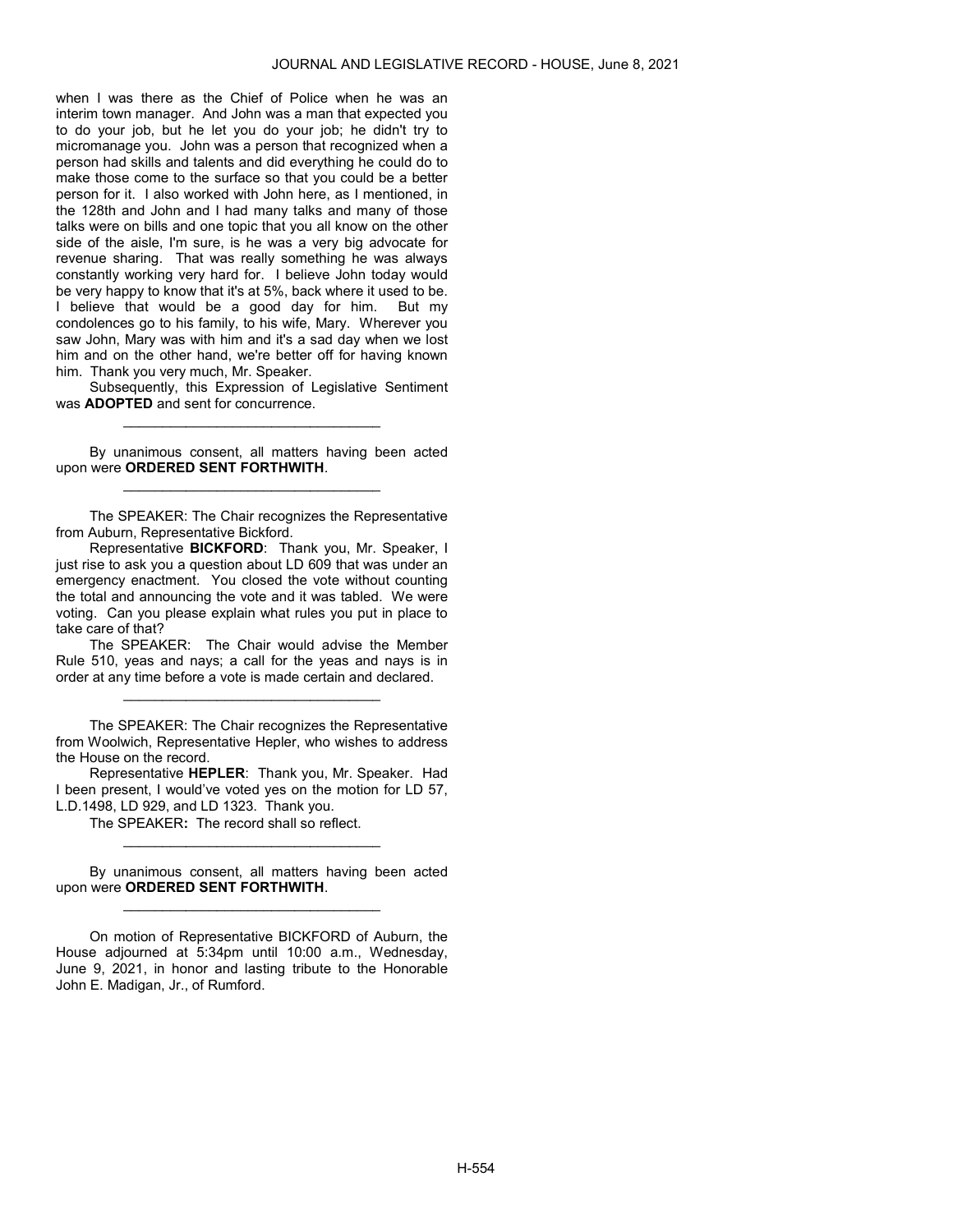when I was there as the Chief of Police when he was an interim town manager. And John was a man that expected you to do your job, but he let you do your job; he didn't try to micromanage you. John was a person that recognized when a person had skills and talents and did everything he could do to make those come to the surface so that you could be a better person for it. I also worked with John here, as I mentioned, in the 128th and John and I had many talks and many of those talks were on bills and one topic that you all know on the other side of the aisle, I'm sure, is he was a very big advocate for revenue sharing. That was really something he was always constantly working very hard for. I believe John today would be very happy to know that it's at 5%, back where it used to be. I believe that would be a good day for him. But my condolences go to his family, to his wife, Mary. Wherever you saw John, Mary was with him and it's a sad day when we lost him and on the other hand, we're better off for having known him. Thank you very much, Mr. Speaker.

Subsequently, this Expression of Legislative Sentiment was **ADOPTED** and sent for concurrence.

\_\_\_\_\_\_\_\_\_\_\_\_\_\_\_\_\_\_\_\_\_\_\_\_\_\_\_\_\_\_\_\_\_

By unanimous consent, all matters having been acted upon were **ORDERED SENT FORTHWITH**.

\_\_\_\_\_\_\_\_\_\_\_\_\_\_\_\_\_\_\_\_\_\_\_\_\_\_\_\_\_\_\_\_\_

The SPEAKER: The Chair recognizes the Representative from Auburn, Representative Bickford.

Representative **BICKFORD**: Thank you, Mr. Speaker, I just rise to ask you a question about LD 609 that was under an emergency enactment. You closed the vote without counting the total and announcing the vote and it was tabled. We were voting. Can you please explain what rules you put in place to take care of that?

The SPEAKER: The Chair would advise the Member Rule 510, yeas and nays; a call for the yeas and nays is in order at any time before a vote is made certain and declared.

\_\_\_\_\_\_\_\_\_\_\_\_\_\_\_\_\_\_\_\_\_\_\_\_\_\_\_\_\_\_\_\_\_

The SPEAKER: The Chair recognizes the Representative from Woolwich, Representative Hepler, who wishes to address the House on the record.

Representative **HEPLER**: Thank you, Mr. Speaker. Had I been present, I would've voted yes on the motion for LD 57, L.D.1498, LD 929, and LD 1323. Thank you.

The SPEAKER**:** The record shall so reflect.

\_\_\_\_\_\_\_\_\_\_\_\_\_\_\_\_\_\_\_\_\_\_\_\_\_\_\_\_\_\_\_\_\_

By unanimous consent, all matters having been acted upon were **ORDERED SENT FORTHWITH**.

\_\_\_\_\_\_\_\_\_\_\_\_\_\_\_\_\_\_\_\_\_\_\_\_\_\_\_\_\_\_\_\_\_

On motion of Representative BICKFORD of Auburn, the House adjourned at 5:34pm until 10:00 a.m., Wednesday, June 9, 2021, in honor and lasting tribute to the Honorable John E. Madigan, Jr., of Rumford.